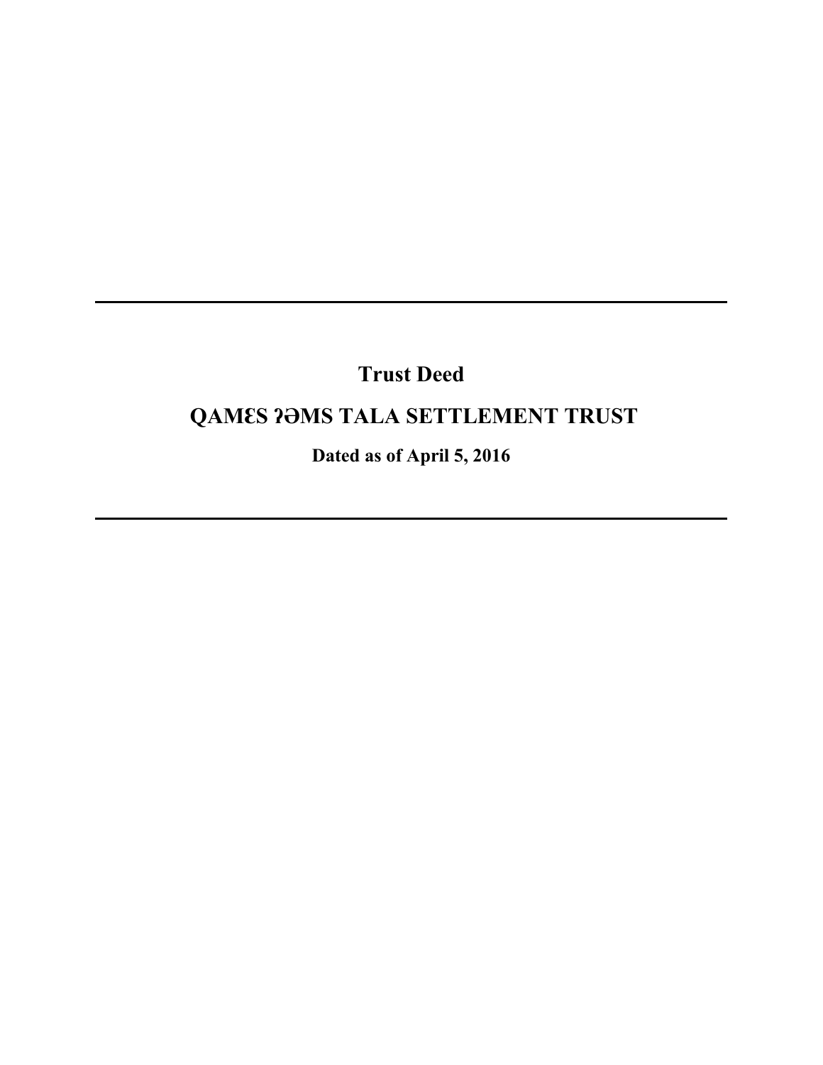---

# Trust Deed

## QAMɛS ʔƏMS TALA SETTLEMENT TRUST

**Dated as of April 5, 2016**

---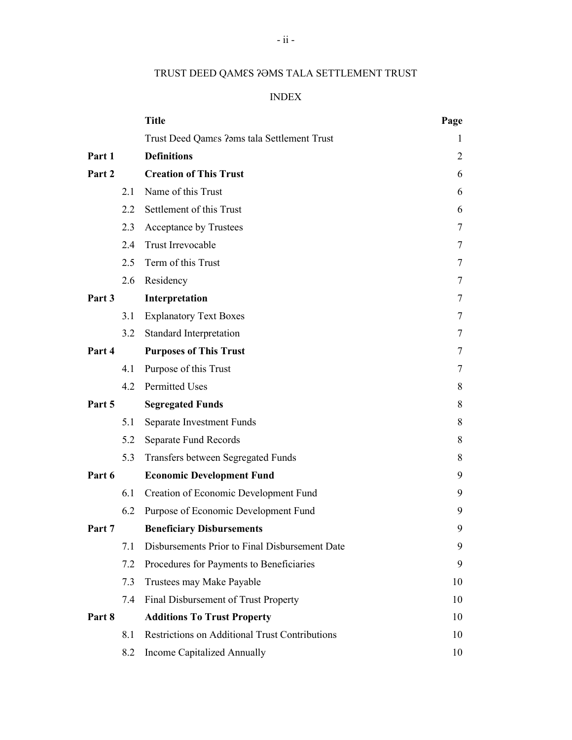TRUST DEED QAMƐS ʔƏMS TALA SETTLEMENT TRUST

INDEX

| | | Title | Page |
|---|---|---|---|
| | | Trust Deed Qamɛs ʔəms tala Settlement Trust | 1 |
| **Part 1** | | **Definitions** | 2 |
| **Part 2** | | **Creation of This Trust** | 6 |
| | 2.1 | Name of this Trust | 6 |
| | 2.2 | Settlement of this Trust | 6 |
| | 2.3 | Acceptance by Trustees | 7 |
| | 2.4 | Trust Irrevocable | 7 |
| | 2.5 | Term of this Trust | 7 |
| | 2.6 | Residency | 7 |
| **Part 3** | | **Interpretation** | 7 |
| | 3.1 | Explanatory Text Boxes | 7 |
| | 3.2 | Standard Interpretation | 7 |
| **Part 4** | | **Purposes of This Trust** | 7 |
| | 4.1 | Purpose of this Trust | 7 |
| | 4.2 | Permitted Uses | 8 |
| **Part 5** | | **Segregated Funds** | 8 |
| | 5.1 | Separate Investment Funds | 8 |
| | 5.2 | Separate Fund Records | 8 |
| | 5.3 | Transfers between Segregated Funds | 8 |
| **Part 6** | | **Economic Development Fund** | 9 |
| | 6.1 | Creation of Economic Development Fund | 9 |
| | 6.2 | Purpose of Economic Development Fund | 9 |
| **Part 7** | | **Beneficiary Disbursements** | 9 |
| | 7.1 | Disbursements Prior to Final Disbursement Date | 9 |
| | 7.2 | Procedures for Payments to Beneficiaries | 9 |
| | 7.3 | Trustees may Make Payable | 10 |
| | 7.4 | Final Disbursement of Trust Property | 10 |
| **Part 8** | | **Additions To Trust Property** | 10 |
| | 8.1 | Restrictions on Additional Trust Contributions | 10 |
| | 8.2 | Income Capitalized Annually | 10 |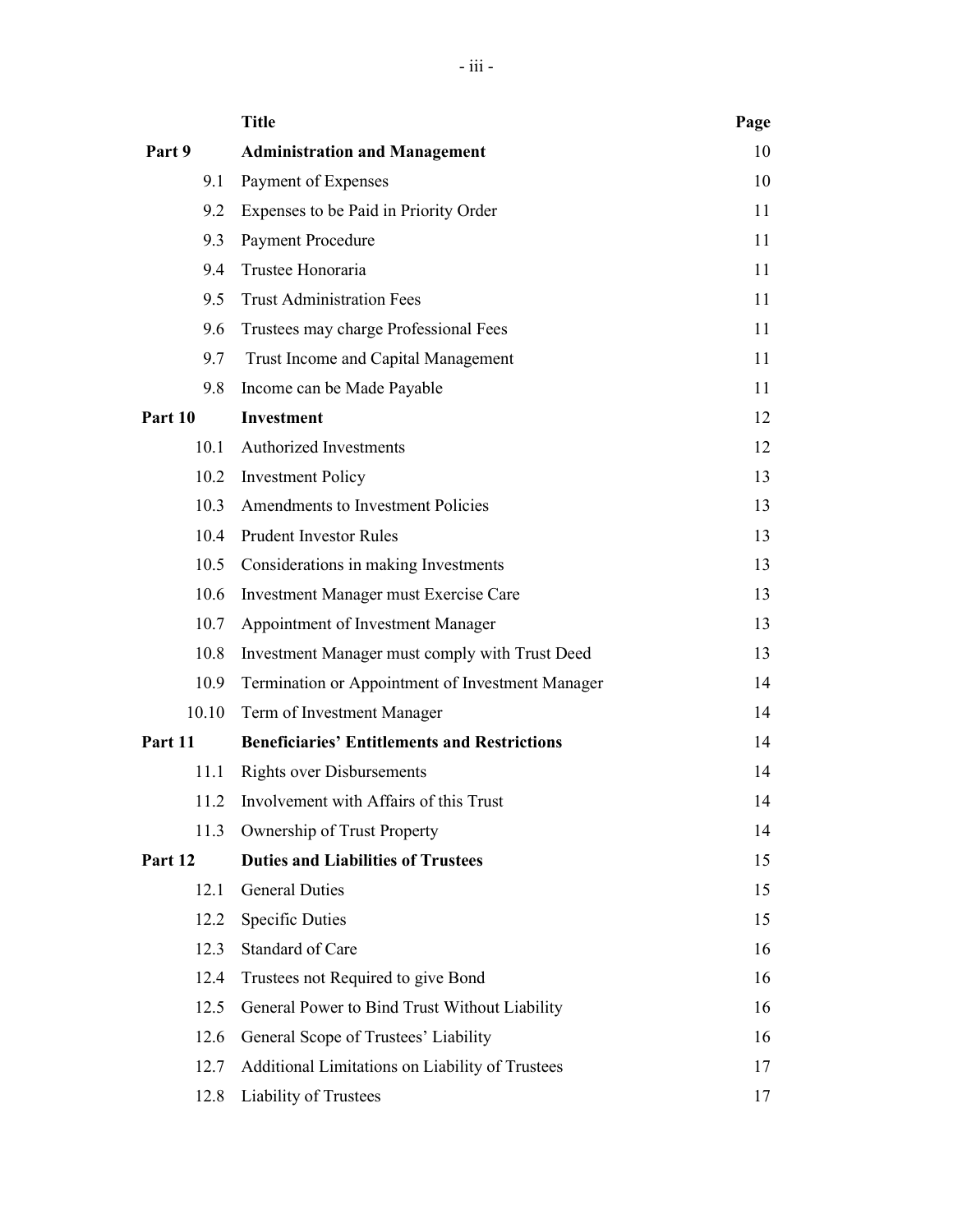| | Title | Page |
|---|---|---|
| **Part 9** | **Administration and Management** | 10 |
| 9.1 | Payment of Expenses | 10 |
| 9.2 | Expenses to be Paid in Priority Order | 11 |
| 9.3 | Payment Procedure | 11 |
| 9.4 | Trustee Honoraria | 11 |
| 9.5 | Trust Administration Fees | 11 |
| 9.6 | Trustees may charge Professional Fees | 11 |
| 9.7 | Trust Income and Capital Management | 11 |
| 9.8 | Income can be Made Payable | 11 |
| **Part 10** | **Investment** | 12 |
| 10.1 | Authorized Investments | 12 |
| 10.2 | Investment Policy | 13 |
| 10.3 | Amendments to Investment Policies | 13 |
| 10.4 | Prudent Investor Rules | 13 |
| 10.5 | Considerations in making Investments | 13 |
| 10.6 | Investment Manager must Exercise Care | 13 |
| 10.7 | Appointment of Investment Manager | 13 |
| 10.8 | Investment Manager must comply with Trust Deed | 13 |
| 10.9 | Termination or Appointment of Investment Manager | 14 |
| 10.10 | Term of Investment Manager | 14 |
| **Part 11** | **Beneficiaries' Entitlements and Restrictions** | 14 |
| 11.1 | Rights over Disbursements | 14 |
| 11.2 | Involvement with Affairs of this Trust | 14 |
| 11.3 | Ownership of Trust Property | 14 |
| **Part 12** | **Duties and Liabilities of Trustees** | 15 |
| 12.1 | General Duties | 15 |
| 12.2 | Specific Duties | 15 |
| 12.3 | Standard of Care | 16 |
| 12.4 | Trustees not Required to give Bond | 16 |
| 12.5 | General Power to Bind Trust Without Liability | 16 |
| 12.6 | General Scope of Trustees' Liability | 16 |
| 12.7 | Additional Limitations on Liability of Trustees | 17 |
| 12.8 | Liability of Trustees | 17 |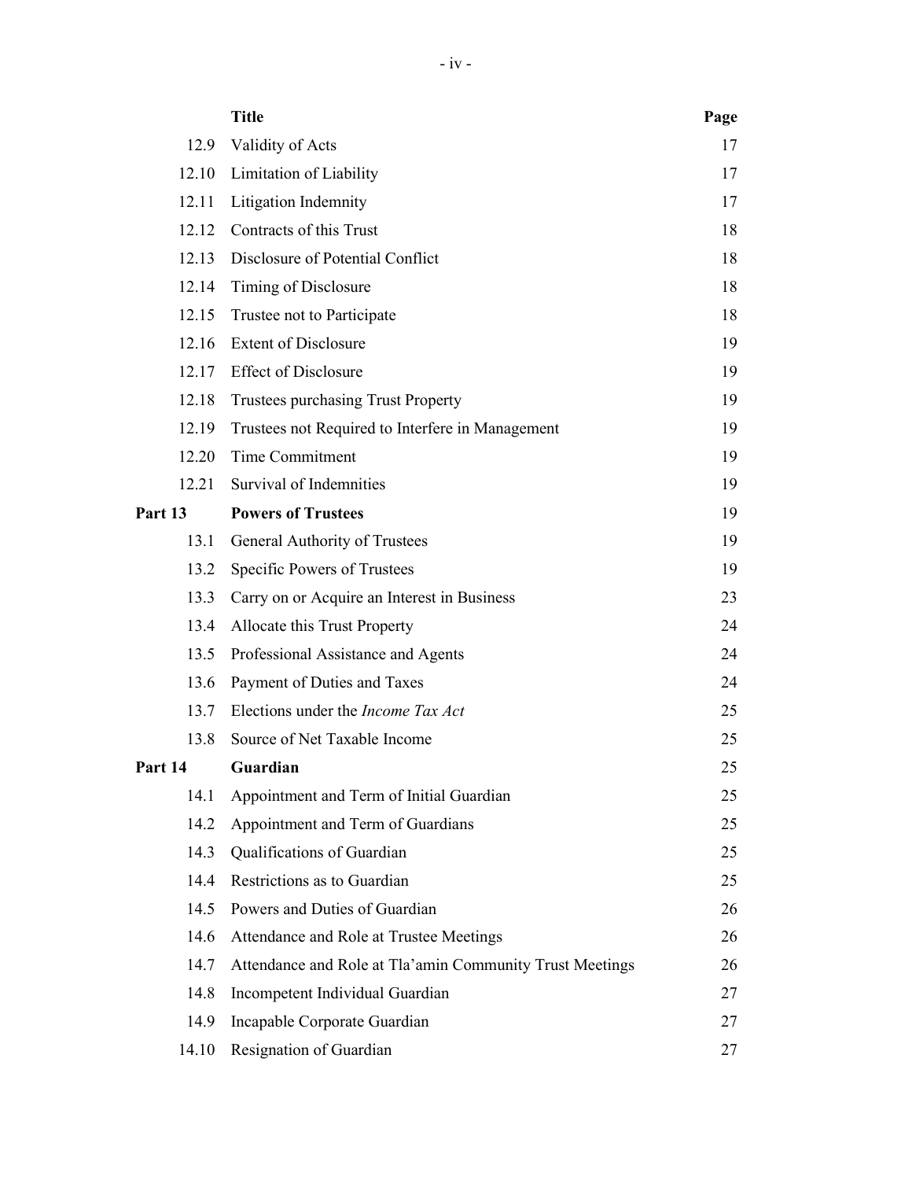| | Title | Page |
|---|---|---|
| 12.9 | Validity of Acts | 17 |
| 12.10 | Limitation of Liability | 17 |
| 12.11 | Litigation Indemnity | 17 |
| 12.12 | Contracts of this Trust | 18 |
| 12.13 | Disclosure of Potential Conflict | 18 |
| 12.14 | Timing of Disclosure | 18 |
| 12.15 | Trustee not to Participate | 18 |
| 12.16 | Extent of Disclosure | 19 |
| 12.17 | Effect of Disclosure | 19 |
| 12.18 | Trustees purchasing Trust Property | 19 |
| 12.19 | Trustees not Required to Interfere in Management | 19 |
| 12.20 | Time Commitment | 19 |
| 12.21 | Survival of Indemnities | 19 |
| **Part 13** | **Powers of Trustees** | 19 |
| 13.1 | General Authority of Trustees | 19 |
| 13.2 | Specific Powers of Trustees | 19 |
| 13.3 | Carry on or Acquire an Interest in Business | 23 |
| 13.4 | Allocate this Trust Property | 24 |
| 13.5 | Professional Assistance and Agents | 24 |
| 13.6 | Payment of Duties and Taxes | 24 |
| 13.7 | Elections under the *Income Tax Act* | 25 |
| 13.8 | Source of Net Taxable Income | 25 |
| **Part 14** | **Guardian** | 25 |
| 14.1 | Appointment and Term of Initial Guardian | 25 |
| 14.2 | Appointment and Term of Guardians | 25 |
| 14.3 | Qualifications of Guardian | 25 |
| 14.4 | Restrictions as to Guardian | 25 |
| 14.5 | Powers and Duties of Guardian | 26 |
| 14.6 | Attendance and Role at Trustee Meetings | 26 |
| 14.7 | Attendance and Role at Tla'amin Community Trust Meetings | 26 |
| 14.8 | Incompetent Individual Guardian | 27 |
| 14.9 | Incapable Corporate Guardian | 27 |
| 14.10 | Resignation of Guardian | 27 |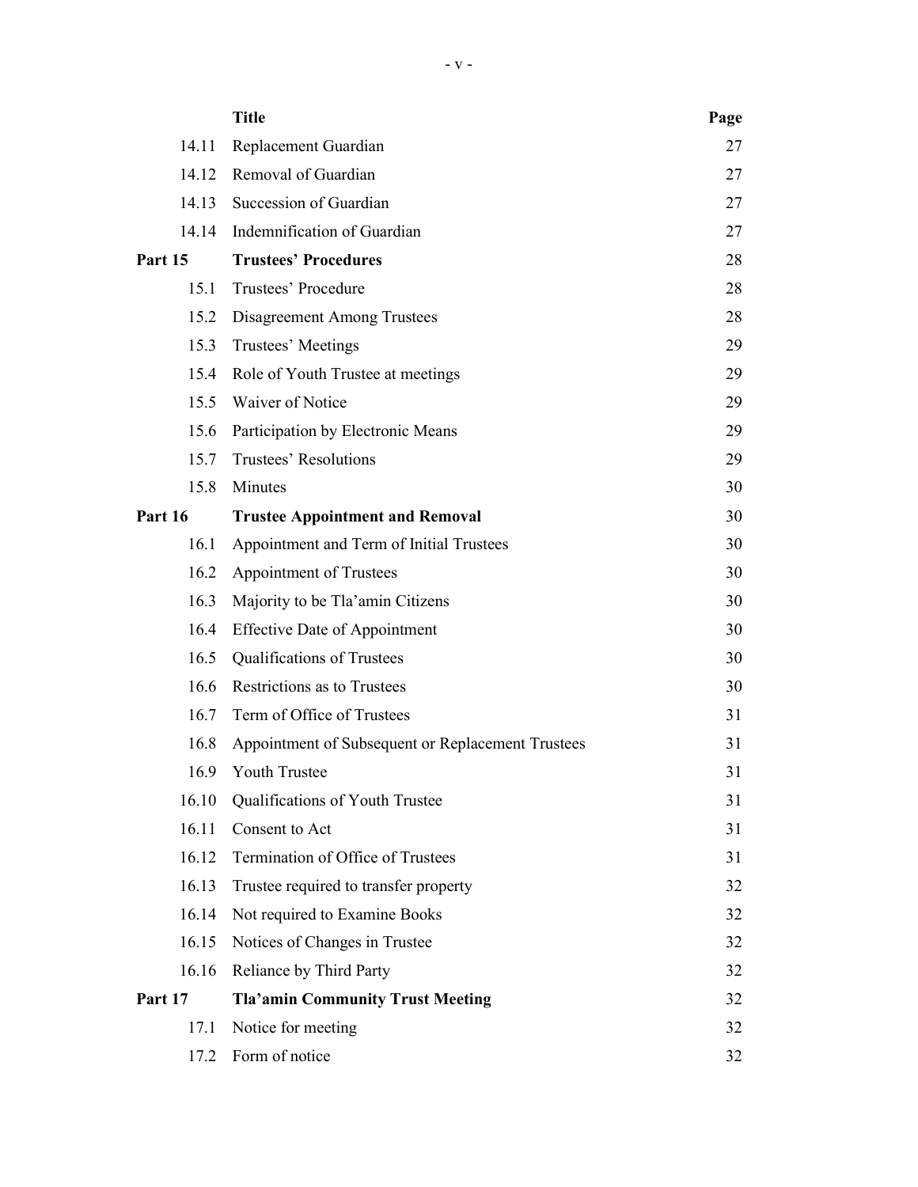| | Title | Page |
|---|---|---|
| 14.11 | Replacement Guardian | 27 |
| 14.12 | Removal of Guardian | 27 |
| 14.13 | Succession of Guardian | 27 |
| 14.14 | Indemnification of Guardian | 27 |
| **Part 15** | **Trustees' Procedures** | 28 |
| 15.1 | Trustees' Procedure | 28 |
| 15.2 | Disagreement Among Trustees | 28 |
| 15.3 | Trustees' Meetings | 29 |
| 15.4 | Role of Youth Trustee at meetings | 29 |
| 15.5 | Waiver of Notice | 29 |
| 15.6 | Participation by Electronic Means | 29 |
| 15.7 | Trustees' Resolutions | 29 |
| 15.8 | Minutes | 30 |
| **Part 16** | **Trustee Appointment and Removal** | 30 |
| 16.1 | Appointment and Term of Initial Trustees | 30 |
| 16.2 | Appointment of Trustees | 30 |
| 16.3 | Majority to be Tla'amin Citizens | 30 |
| 16.4 | Effective Date of Appointment | 30 |
| 16.5 | Qualifications of Trustees | 30 |
| 16.6 | Restrictions as to Trustees | 30 |
| 16.7 | Term of Office of Trustees | 31 |
| 16.8 | Appointment of Subsequent or Replacement Trustees | 31 |
| 16.9 | Youth Trustee | 31 |
| 16.10 | Qualifications of Youth Trustee | 31 |
| 16.11 | Consent to Act | 31 |
| 16.12 | Termination of Office of Trustees | 31 |
| 16.13 | Trustee required to transfer property | 32 |
| 16.14 | Not required to Examine Books | 32 |
| 16.15 | Notices of Changes in Trustee | 32 |
| 16.16 | Reliance by Third Party | 32 |
| **Part 17** | **Tla'amin Community Trust Meeting** | 32 |
| 17.1 | Notice for meeting | 32 |
| 17.2 | Form of notice | 32 |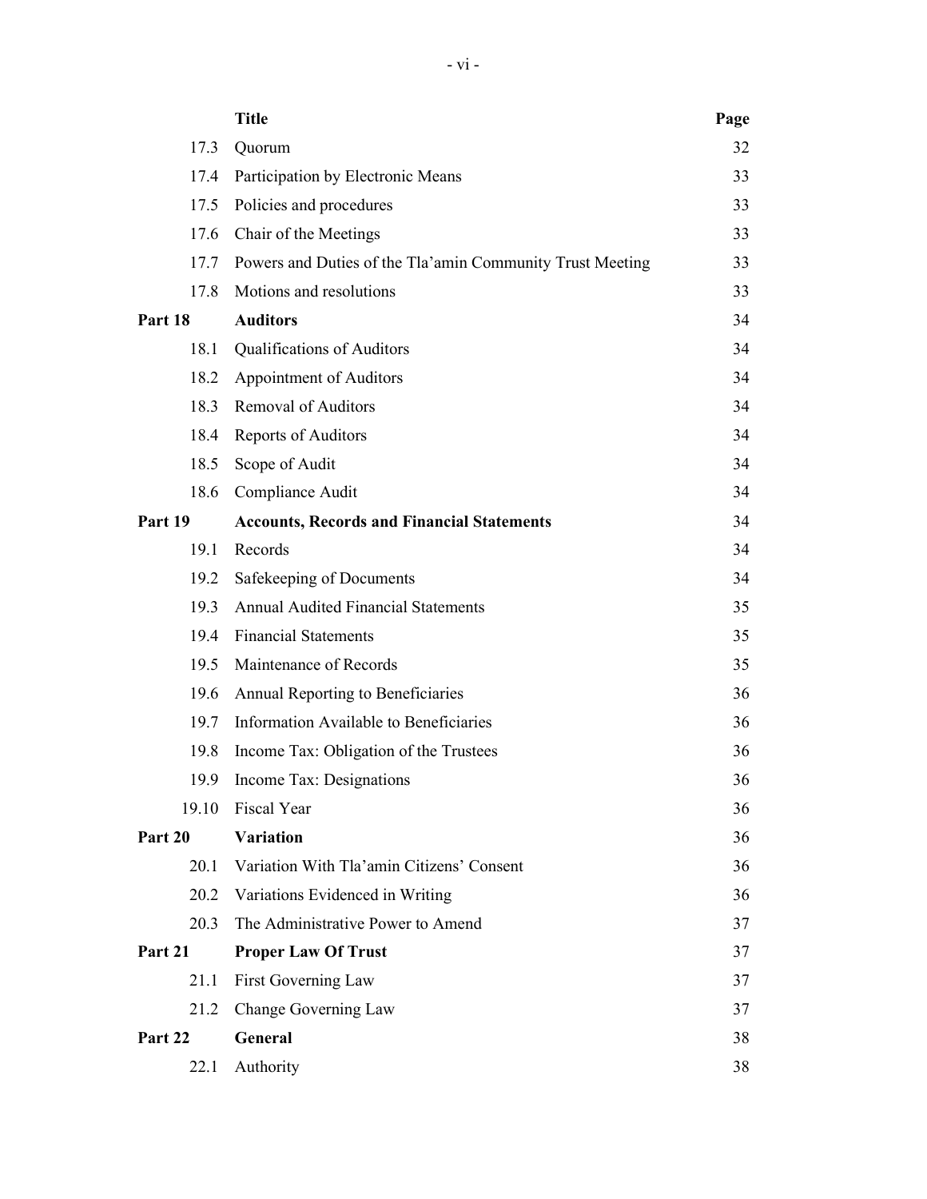| | Title | Page |
|---|---|---|
| 17.3 | Quorum | 32 |
| 17.4 | Participation by Electronic Means | 33 |
| 17.5 | Policies and procedures | 33 |
| 17.6 | Chair of the Meetings | 33 |
| 17.7 | Powers and Duties of the Tla'amin Community Trust Meeting | 33 |
| 17.8 | Motions and resolutions | 33 |
| **Part 18** | **Auditors** | 34 |
| 18.1 | Qualifications of Auditors | 34 |
| 18.2 | Appointment of Auditors | 34 |
| 18.3 | Removal of Auditors | 34 |
| 18.4 | Reports of Auditors | 34 |
| 18.5 | Scope of Audit | 34 |
| 18.6 | Compliance Audit | 34 |
| **Part 19** | **Accounts, Records and Financial Statements** | 34 |
| 19.1 | Records | 34 |
| 19.2 | Safekeeping of Documents | 34 |
| 19.3 | Annual Audited Financial Statements | 35 |
| 19.4 | Financial Statements | 35 |
| 19.5 | Maintenance of Records | 35 |
| 19.6 | Annual Reporting to Beneficiaries | 36 |
| 19.7 | Information Available to Beneficiaries | 36 |
| 19.8 | Income Tax: Obligation of the Trustees | 36 |
| 19.9 | Income Tax: Designations | 36 |
| 19.10 | Fiscal Year | 36 |
| **Part 20** | **Variation** | 36 |
| 20.1 | Variation With Tla'amin Citizens' Consent | 36 |
| 20.2 | Variations Evidenced in Writing | 36 |
| 20.3 | The Administrative Power to Amend | 37 |
| **Part 21** | **Proper Law Of Trust** | 37 |
| 21.1 | First Governing Law | 37 |
| 21.2 | Change Governing Law | 37 |
| **Part 22** | **General** | 38 |
| 22.1 | Authority | 38 |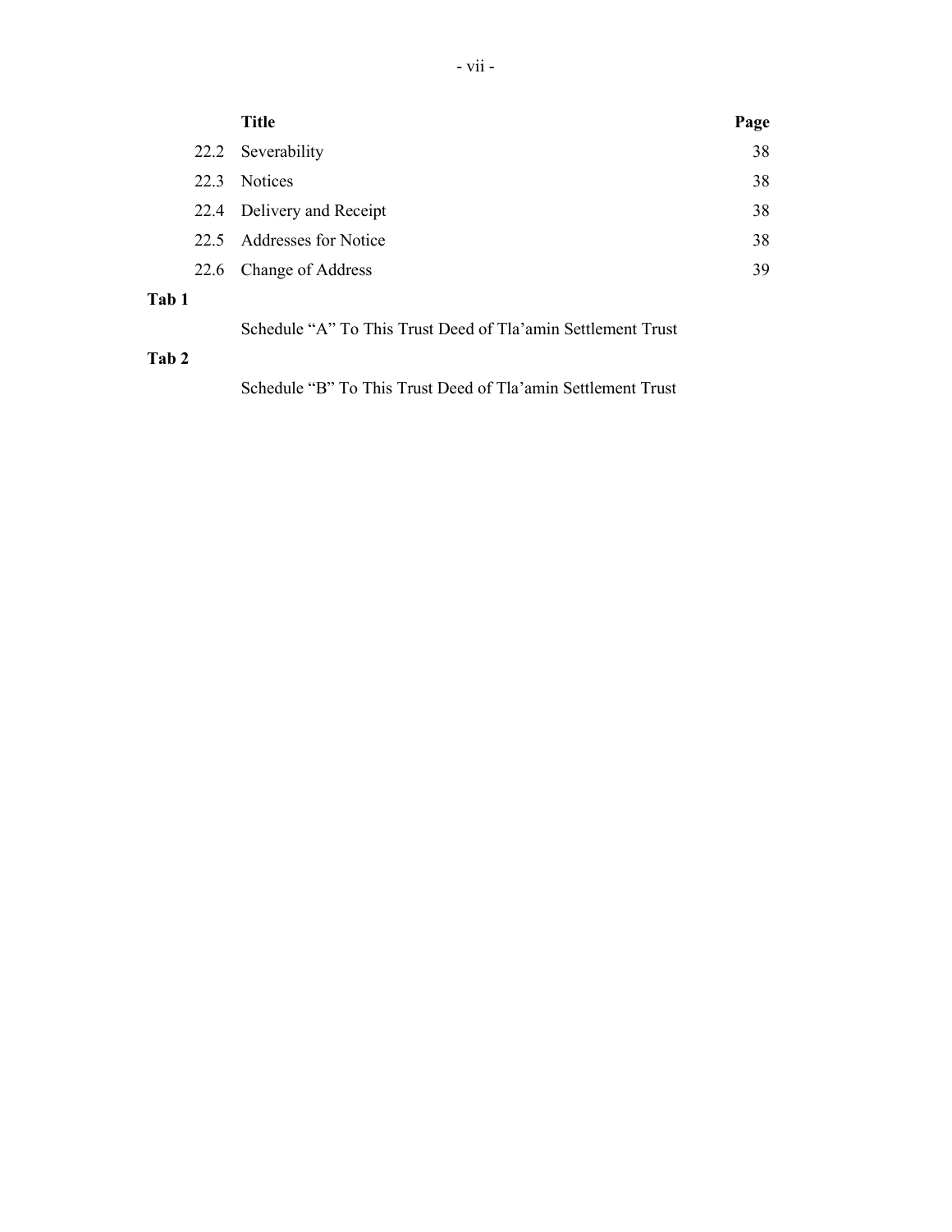| | Title | Page |
|---|---|---|
| 22.2 | Severability | 38 |
| 22.3 | Notices | 38 |
| 22.4 | Delivery and Receipt | 38 |
| 22.5 | Addresses for Notice | 38 |
| 22.6 | Change of Address | 39 |

**Tab 1**

Schedule “A” To This Trust Deed of Tla’amin Settlement Trust

**Tab 2**

Schedule “B” To This Trust Deed of Tla’amin Settlement Trust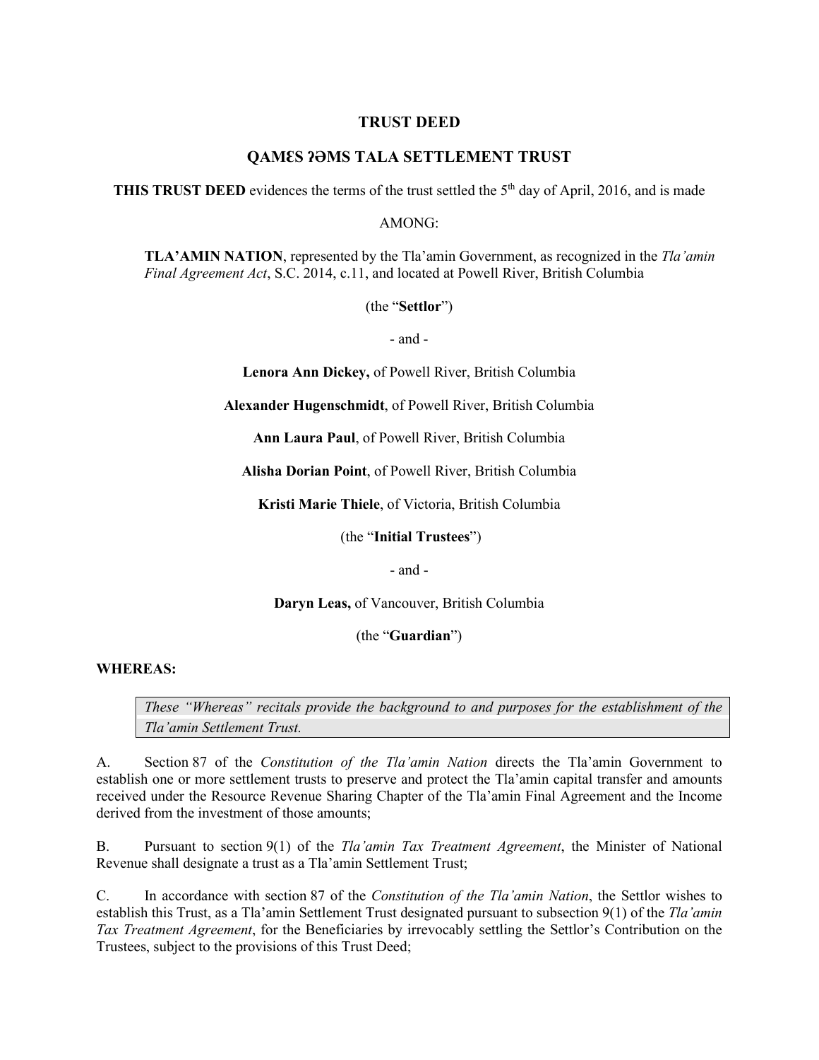# TRUST DEED

## QAMƐS ʔƏMS TALA SETTLEMENT TRUST

**THIS TRUST DEED** evidences the terms of the trust settled the 5th day of April, 2016, and is made

AMONG:

> **TLA'AMIN NATION**, represented by the Tla'amin Government, as recognized in the *Tla'amin Final Agreement Act*, S.C. 2014, c.11, and located at Powell River, British Columbia
>
> (the "**Settlor**")
>
> \- and -
>
> **Lenora Ann Dickey,** of Powell River, British Columbia
>
> **Alexander Hugenschmidt**, of Powell River, British Columbia
>
> **Ann Laura Paul**, of Powell River, British Columbia
>
> **Alisha Dorian Point**, of Powell River, British Columbia
>
> **Kristi Marie Thiele**, of Victoria, British Columbia
>
> (the "**Initial Trustees**")
>
> \- and -
>
> **Daryn Leas,** of Vancouver, British Columbia
>
> (the "**Guardian**")

**WHEREAS:**

> *These "Whereas" recitals provide the background to and purposes for the establishment of the Tla'amin Settlement Trust.*

A. Section 87 of the *Constitution of the Tla'amin Nation* directs the Tla'amin Government to establish one or more settlement trusts to preserve and protect the Tla'amin capital transfer and amounts received under the Resource Revenue Sharing Chapter of the Tla'amin Final Agreement and the Income derived from the investment of those amounts;

B. Pursuant to section 9(1) of the *Tla'amin Tax Treatment Agreement*, the Minister of National Revenue shall designate a trust as a Tla'amin Settlement Trust;

C. In accordance with section 87 of the *Constitution of the Tla'amin Nation*, the Settlor wishes to establish this Trust, as a Tla'amin Settlement Trust designated pursuant to subsection 9(1) of the *Tla'amin Tax Treatment Agreement*, for the Beneficiaries by irrevocably settling the Settlor's Contribution on the Trustees, subject to the provisions of this Trust Deed;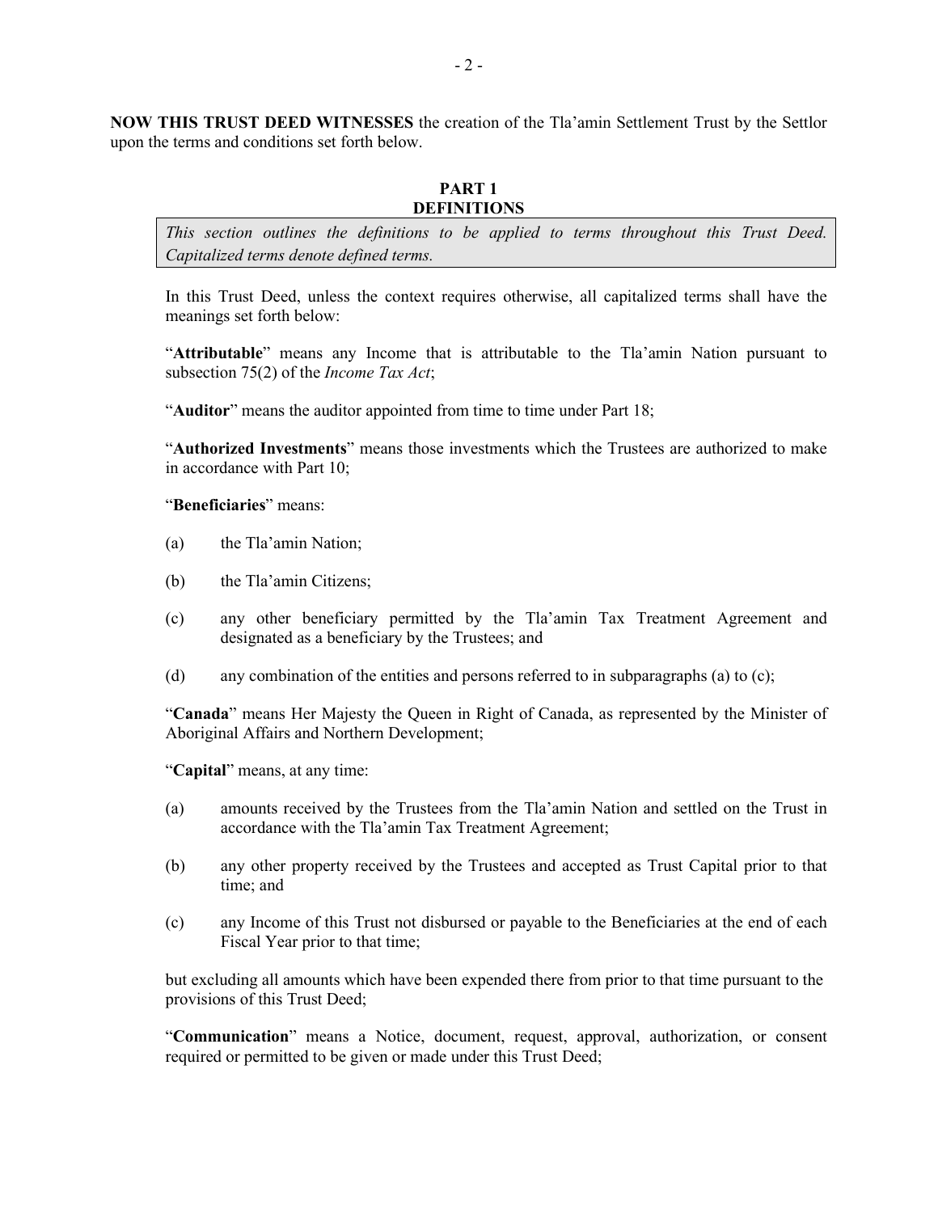**NOW THIS TRUST DEED WITNESSES** the creation of the Tla'amin Settlement Trust by the Settlor upon the terms and conditions set forth below.

## PART 1
## DEFINITIONS

*This section outlines the definitions to be applied to terms throughout this Trust Deed. Capitalized terms denote defined terms.*

In this Trust Deed, unless the context requires otherwise, all capitalized terms shall have the meanings set forth below:

"**Attributable**" means any Income that is attributable to the Tla'amin Nation pursuant to subsection 75(2) of the *Income Tax Act*;

"**Auditor**" means the auditor appointed from time to time under Part 18;

"**Authorized Investments**" means those investments which the Trustees are authorized to make in accordance with Part 10;

"**Beneficiaries**" means:

(a) the Tla'amin Nation;

(b) the Tla'amin Citizens;

(c) any other beneficiary permitted by the Tla'amin Tax Treatment Agreement and designated as a beneficiary by the Trustees; and

(d) any combination of the entities and persons referred to in subparagraphs (a) to (c);

"**Canada**" means Her Majesty the Queen in Right of Canada, as represented by the Minister of Aboriginal Affairs and Northern Development;

"**Capital**" means, at any time:

(a) amounts received by the Trustees from the Tla'amin Nation and settled on the Trust in accordance with the Tla'amin Tax Treatment Agreement;

(b) any other property received by the Trustees and accepted as Trust Capital prior to that time; and

(c) any Income of this Trust not disbursed or payable to the Beneficiaries at the end of each Fiscal Year prior to that time;

but excluding all amounts which have been expended there from prior to that time pursuant to the provisions of this Trust Deed;

"**Communication**" means a Notice, document, request, approval, authorization, or consent required or permitted to be given or made under this Trust Deed;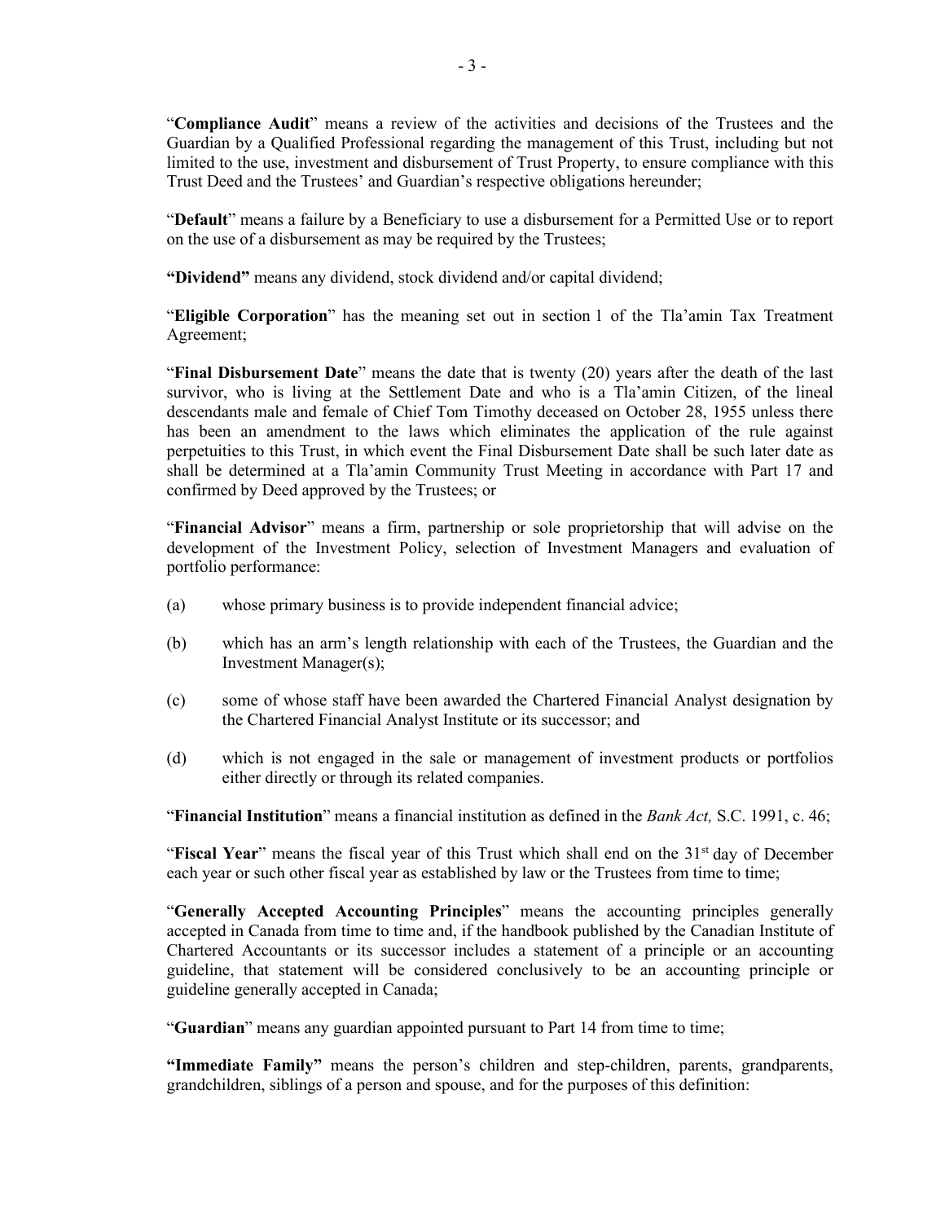"**Compliance Audit**" means a review of the activities and decisions of the Trustees and the Guardian by a Qualified Professional regarding the management of this Trust, including but not limited to the use, investment and disbursement of Trust Property, to ensure compliance with this Trust Deed and the Trustees' and Guardian's respective obligations hereunder;

"**Default**" means a failure by a Beneficiary to use a disbursement for a Permitted Use or to report on the use of a disbursement as may be required by the Trustees;

**"Dividend"** means any dividend, stock dividend and/or capital dividend;

"**Eligible Corporation**" has the meaning set out in section 1 of the Tla'amin Tax Treatment Agreement;

"**Final Disbursement Date**" means the date that is twenty (20) years after the death of the last survivor, who is living at the Settlement Date and who is a Tla'amin Citizen, of the lineal descendants male and female of Chief Tom Timothy deceased on October 28, 1955 unless there has been an amendment to the laws which eliminates the application of the rule against perpetuities to this Trust, in which event the Final Disbursement Date shall be such later date as shall be determined at a Tla'amin Community Trust Meeting in accordance with Part 17 and confirmed by Deed approved by the Trustees; or

"**Financial Advisor**" means a firm, partnership or sole proprietorship that will advise on the development of the Investment Policy, selection of Investment Managers and evaluation of portfolio performance:

(a) whose primary business is to provide independent financial advice;

(b) which has an arm's length relationship with each of the Trustees, the Guardian and the Investment Manager(s);

(c) some of whose staff have been awarded the Chartered Financial Analyst designation by the Chartered Financial Analyst Institute or its successor; and

(d) which is not engaged in the sale or management of investment products or portfolios either directly or through its related companies.

"**Financial Institution**" means a financial institution as defined in the *Bank Act,* S.C. 1991, c. 46;

"**Fiscal Year**" means the fiscal year of this Trust which shall end on the 31st day of December each year or such other fiscal year as established by law or the Trustees from time to time;

"**Generally Accepted Accounting Principles**" means the accounting principles generally accepted in Canada from time to time and, if the handbook published by the Canadian Institute of Chartered Accountants or its successor includes a statement of a principle or an accounting guideline, that statement will be considered conclusively to be an accounting principle or guideline generally accepted in Canada;

"**Guardian**" means any guardian appointed pursuant to Part 14 from time to time;

**"Immediate Family"** means the person's children and step-children, parents, grandparents, grandchildren, siblings of a person and spouse, and for the purposes of this definition: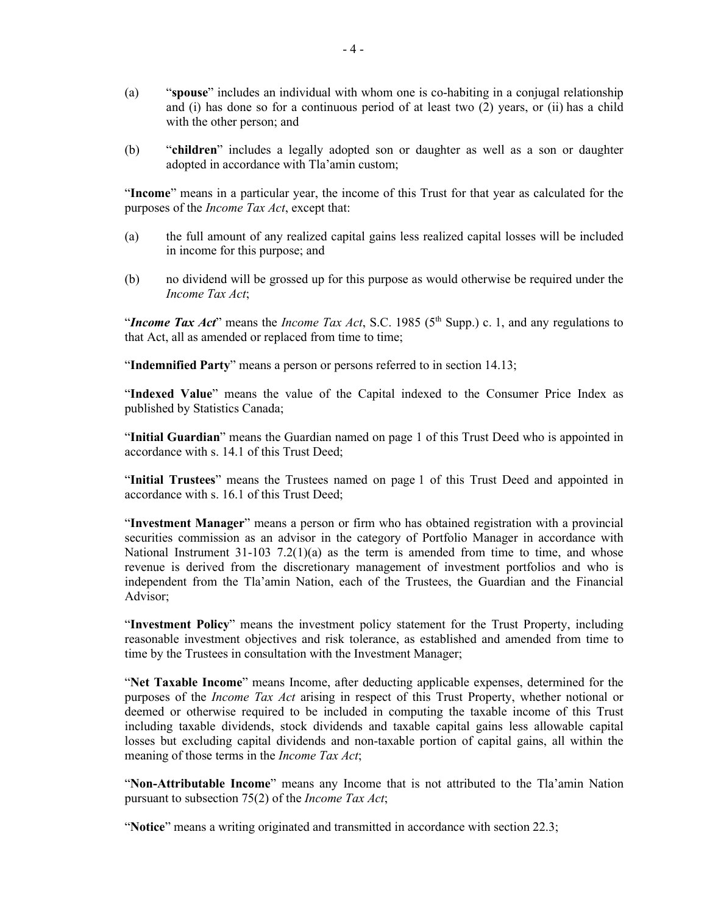(a) "**spouse**" includes an individual with whom one is co-habiting in a conjugal relationship and (i) has done so for a continuous period of at least two (2) years, or (ii) has a child with the other person; and

(b) "**children**" includes a legally adopted son or daughter as well as a son or daughter adopted in accordance with Tla'amin custom;

"**Income**" means in a particular year, the income of this Trust for that year as calculated for the purposes of the *Income Tax Act*, except that:

(a) the full amount of any realized capital gains less realized capital losses will be included in income for this purpose; and

(b) no dividend will be grossed up for this purpose as would otherwise be required under the *Income Tax Act*;

"***Income Tax Act***" means the *Income Tax Act*, S.C. 1985 (5th Supp.) c. 1, and any regulations to that Act, all as amended or replaced from time to time;

"**Indemnified Party**" means a person or persons referred to in section 14.13;

"**Indexed Value**" means the value of the Capital indexed to the Consumer Price Index as published by Statistics Canada;

"**Initial Guardian**" means the Guardian named on page 1 of this Trust Deed who is appointed in accordance with s. 14.1 of this Trust Deed;

"**Initial Trustees**" means the Trustees named on page 1 of this Trust Deed and appointed in accordance with s. 16.1 of this Trust Deed;

"**Investment Manager**" means a person or firm who has obtained registration with a provincial securities commission as an advisor in the category of Portfolio Manager in accordance with National Instrument 31-103 7.2(1)(a) as the term is amended from time to time, and whose revenue is derived from the discretionary management of investment portfolios and who is independent from the Tla'amin Nation, each of the Trustees, the Guardian and the Financial Advisor;

"**Investment Policy**" means the investment policy statement for the Trust Property, including reasonable investment objectives and risk tolerance, as established and amended from time to time by the Trustees in consultation with the Investment Manager;

"**Net Taxable Income**" means Income, after deducting applicable expenses, determined for the purposes of the *Income Tax Act* arising in respect of this Trust Property, whether notional or deemed or otherwise required to be included in computing the taxable income of this Trust including taxable dividends, stock dividends and taxable capital gains less allowable capital losses but excluding capital dividends and non-taxable portion of capital gains, all within the meaning of those terms in the *Income Tax Act*;

"**Non-Attributable Income**" means any Income that is not attributed to the Tla'amin Nation pursuant to subsection 75(2) of the *Income Tax Act*;

"**Notice**" means a writing originated and transmitted in accordance with section 22.3;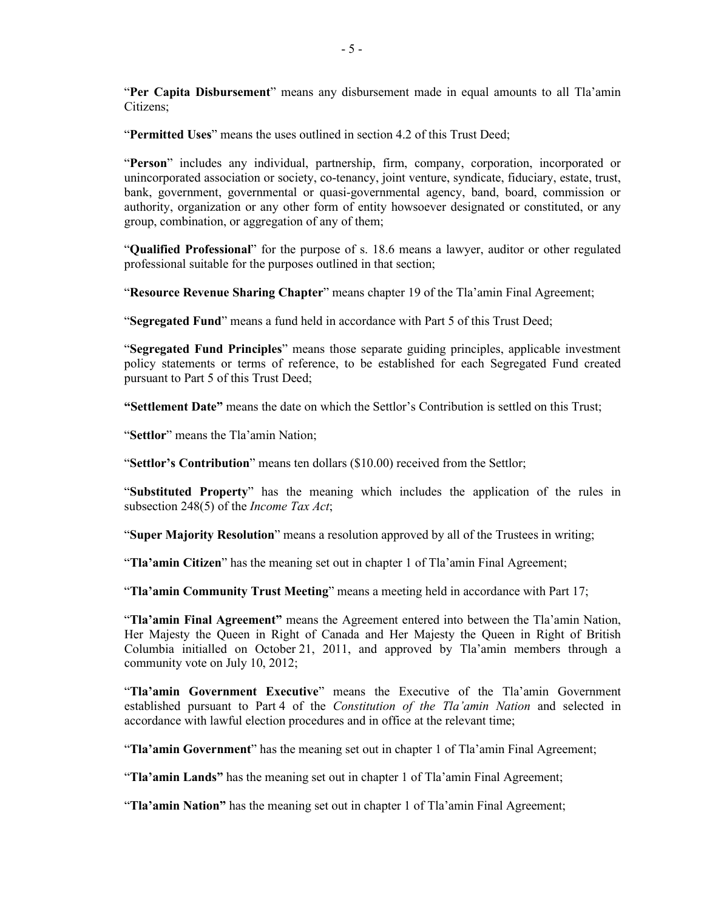"**Per Capita Disbursement**" means any disbursement made in equal amounts to all Tla'amin Citizens;

"**Permitted Uses**" means the uses outlined in section 4.2 of this Trust Deed;

"**Person**" includes any individual, partnership, firm, company, corporation, incorporated or unincorporated association or society, co-tenancy, joint venture, syndicate, fiduciary, estate, trust, bank, government, governmental or quasi-governmental agency, band, board, commission or authority, organization or any other form of entity howsoever designated or constituted, or any group, combination, or aggregation of any of them;

"**Qualified Professional**" for the purpose of s. 18.6 means a lawyer, auditor or other regulated professional suitable for the purposes outlined in that section;

"**Resource Revenue Sharing Chapter**" means chapter 19 of the Tla'amin Final Agreement;

"**Segregated Fund**" means a fund held in accordance with Part 5 of this Trust Deed;

"**Segregated Fund Principles**" means those separate guiding principles, applicable investment policy statements or terms of reference, to be established for each Segregated Fund created pursuant to Part 5 of this Trust Deed;

**"Settlement Date"** means the date on which the Settlor's Contribution is settled on this Trust;

"**Settlor**" means the Tla'amin Nation;

"**Settlor's Contribution**" means ten dollars ($10.00) received from the Settlor;

"**Substituted Property**" has the meaning which includes the application of the rules in subsection 248(5) of the *Income Tax Act*;

"**Super Majority Resolution**" means a resolution approved by all of the Trustees in writing;

"**Tla'amin Citizen**" has the meaning set out in chapter 1 of Tla'amin Final Agreement;

"**Tla'amin Community Trust Meeting**" means a meeting held in accordance with Part 17;

"**Tla'amin Final Agreement"** means the Agreement entered into between the Tla'amin Nation, Her Majesty the Queen in Right of Canada and Her Majesty the Queen in Right of British Columbia initialled on October 21, 2011, and approved by Tla'amin members through a community vote on July 10, 2012;

"**Tla'amin Government Executive**" means the Executive of the Tla'amin Government established pursuant to Part 4 of the *Constitution of the Tla'amin Nation* and selected in accordance with lawful election procedures and in office at the relevant time;

"**Tla'amin Government**" has the meaning set out in chapter 1 of Tla'amin Final Agreement;

"**Tla'amin Lands"** has the meaning set out in chapter 1 of Tla'amin Final Agreement;

"**Tla'amin Nation"** has the meaning set out in chapter 1 of Tla'amin Final Agreement;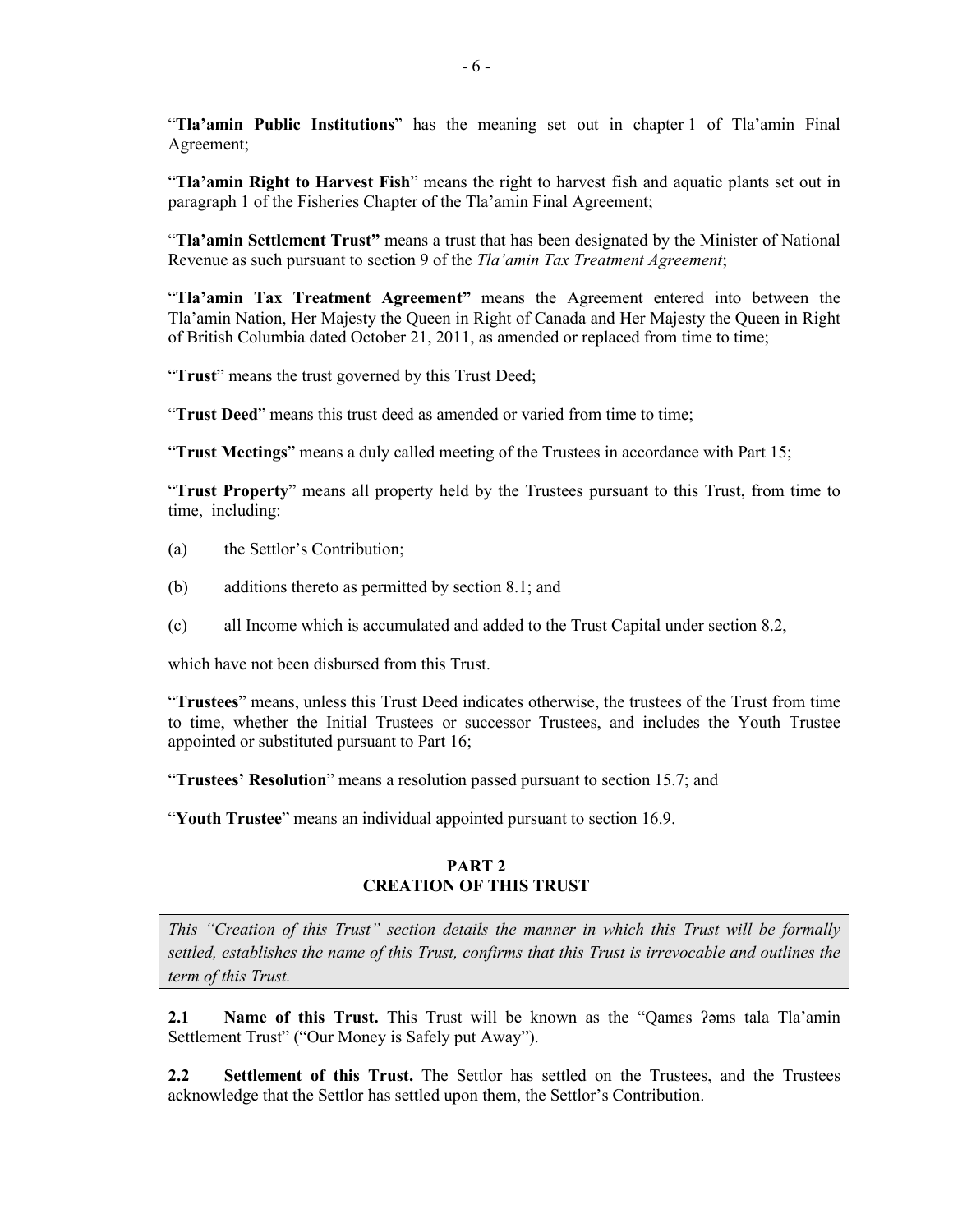"**Tla'amin Public Institutions**" has the meaning set out in chapter 1 of Tla'amin Final Agreement;

"**Tla'amin Right to Harvest Fish**" means the right to harvest fish and aquatic plants set out in paragraph 1 of the Fisheries Chapter of the Tla'amin Final Agreement;

"**Tla'amin Settlement Trust"** means a trust that has been designated by the Minister of National Revenue as such pursuant to section 9 of the *Tla'amin Tax Treatment Agreement*;

"**Tla'amin Tax Treatment Agreement"** means the Agreement entered into between the Tla'amin Nation, Her Majesty the Queen in Right of Canada and Her Majesty the Queen in Right of British Columbia dated October 21, 2011, as amended or replaced from time to time;

"**Trust**" means the trust governed by this Trust Deed;

"**Trust Deed**" means this trust deed as amended or varied from time to time;

"**Trust Meetings**" means a duly called meeting of the Trustees in accordance with Part 15;

"**Trust Property**" means all property held by the Trustees pursuant to this Trust, from time to time, including:

(a) the Settlor's Contribution;

(b) additions thereto as permitted by section 8.1; and

(c) all Income which is accumulated and added to the Trust Capital under section 8.2,

which have not been disbursed from this Trust.

"**Trustees**" means, unless this Trust Deed indicates otherwise, the trustees of the Trust from time to time, whether the Initial Trustees or successor Trustees, and includes the Youth Trustee appointed or substituted pursuant to Part 16;

"**Trustees' Resolution**" means a resolution passed pursuant to section 15.7; and

"**Youth Trustee**" means an individual appointed pursuant to section 16.9.

## PART 2
## CREATION OF THIS TRUST

*This "Creation of this Trust" section details the manner in which this Trust will be formally settled, establishes the name of this Trust, confirms that this Trust is irrevocable and outlines the term of this Trust.*

**2.1 Name of this Trust.** This Trust will be known as the "Qamɛs ʔəms tala Tla'amin Settlement Trust" ("Our Money is Safely put Away").

**2.2 Settlement of this Trust.** The Settlor has settled on the Trustees, and the Trustees acknowledge that the Settlor has settled upon them, the Settlor's Contribution.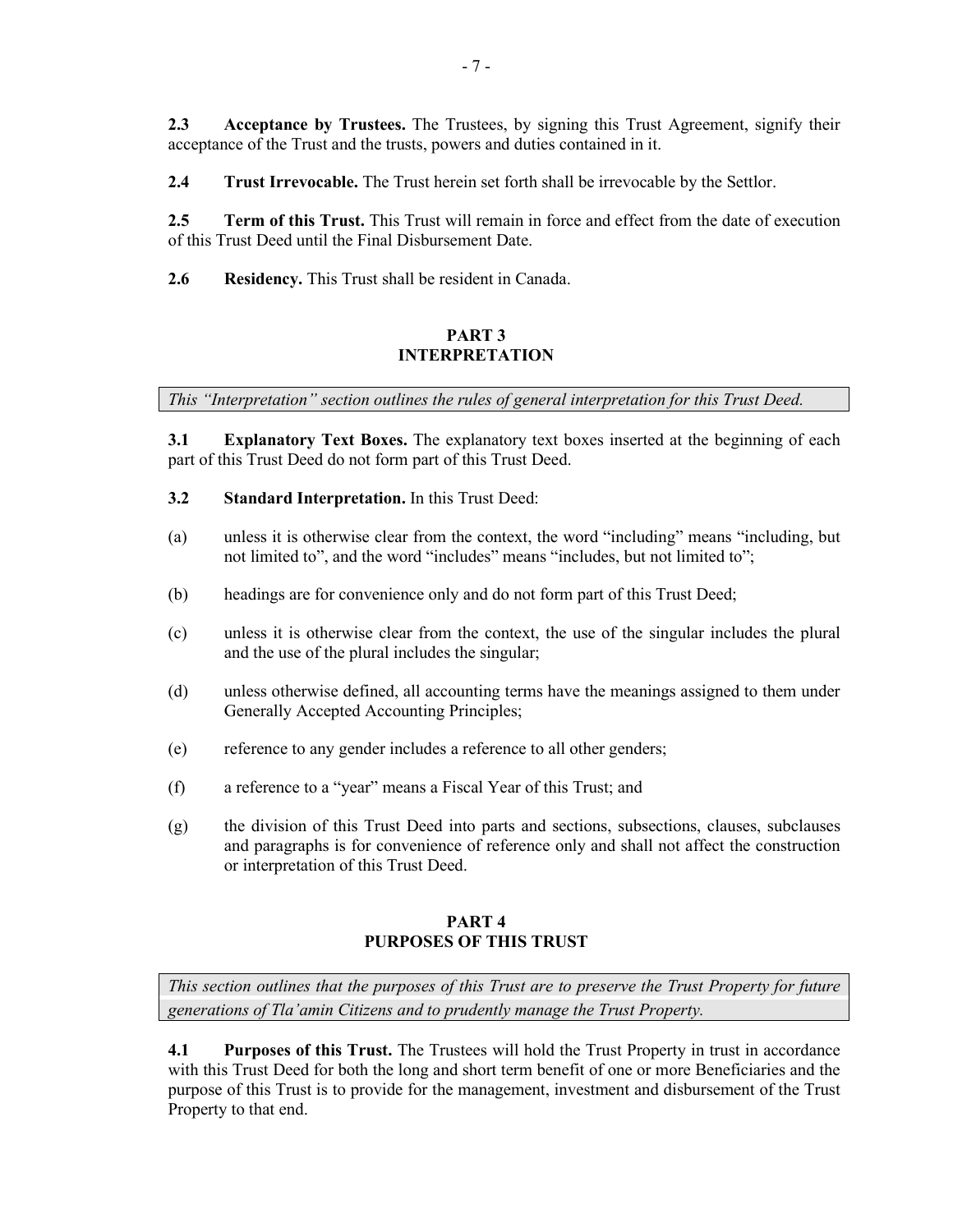**2.3 Acceptance by Trustees.** The Trustees, by signing this Trust Agreement, signify their acceptance of the Trust and the trusts, powers and duties contained in it.

**2.4 Trust Irrevocable.** The Trust herein set forth shall be irrevocable by the Settlor.

**2.5 Term of this Trust.** This Trust will remain in force and effect from the date of execution of this Trust Deed until the Final Disbursement Date.

**2.6 Residency.** This Trust shall be resident in Canada.

## PART 3
## INTERPRETATION

*This "Interpretation" section outlines the rules of general interpretation for this Trust Deed.*

**3.1 Explanatory Text Boxes.** The explanatory text boxes inserted at the beginning of each part of this Trust Deed do not form part of this Trust Deed.

**3.2 Standard Interpretation.** In this Trust Deed:

(a) unless it is otherwise clear from the context, the word "including" means "including, but not limited to", and the word "includes" means "includes, but not limited to";

(b) headings are for convenience only and do not form part of this Trust Deed;

(c) unless it is otherwise clear from the context, the use of the singular includes the plural and the use of the plural includes the singular;

(d) unless otherwise defined, all accounting terms have the meanings assigned to them under Generally Accepted Accounting Principles;

(e) reference to any gender includes a reference to all other genders;

(f) a reference to a "year" means a Fiscal Year of this Trust; and

(g) the division of this Trust Deed into parts and sections, subsections, clauses, subclauses and paragraphs is for convenience of reference only and shall not affect the construction or interpretation of this Trust Deed.

## PART 4
## PURPOSES OF THIS TRUST

*This section outlines that the purposes of this Trust are to preserve the Trust Property for future generations of Tla'amin Citizens and to prudently manage the Trust Property.*

**4.1 Purposes of this Trust.** The Trustees will hold the Trust Property in trust in accordance with this Trust Deed for both the long and short term benefit of one or more Beneficiaries and the purpose of this Trust is to provide for the management, investment and disbursement of the Trust Property to that end.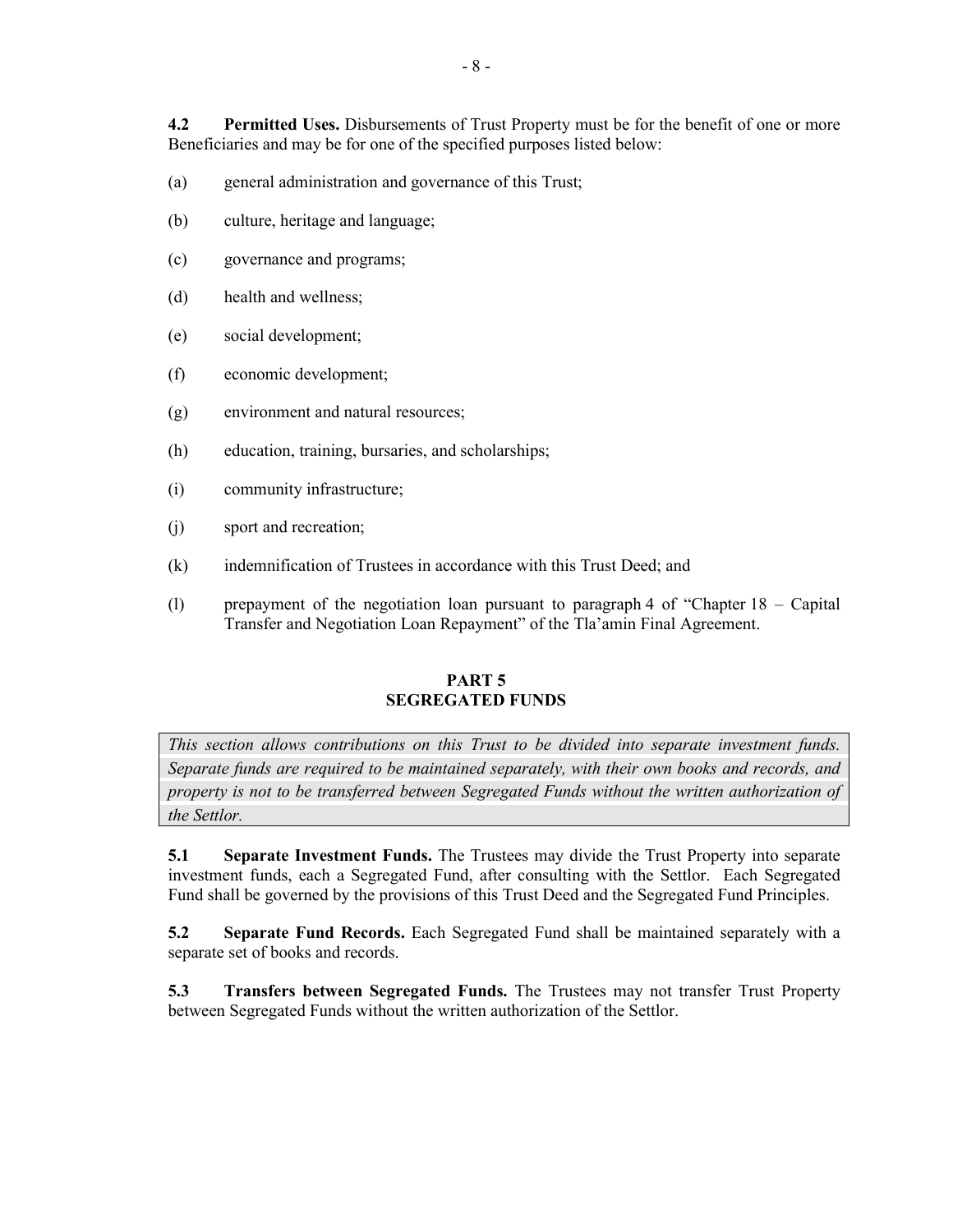**4.2 Permitted Uses.** Disbursements of Trust Property must be for the benefit of one or more Beneficiaries and may be for one of the specified purposes listed below:

(a) general administration and governance of this Trust;

(b) culture, heritage and language;

(c) governance and programs;

(d) health and wellness;

(e) social development;

(f) economic development;

(g) environment and natural resources;

(h) education, training, bursaries, and scholarships;

(i) community infrastructure;

(j) sport and recreation;

(k) indemnification of Trustees in accordance with this Trust Deed; and

(l) prepayment of the negotiation loan pursuant to paragraph 4 of "Chapter 18 – Capital Transfer and Negotiation Loan Repayment" of the Tla'amin Final Agreement.

## PART 5
## SEGREGATED FUNDS

*This section allows contributions on this Trust to be divided into separate investment funds. Separate funds are required to be maintained separately, with their own books and records, and property is not to be transferred between Segregated Funds without the written authorization of the Settlor.*

**5.1 Separate Investment Funds.** The Trustees may divide the Trust Property into separate investment funds, each a Segregated Fund, after consulting with the Settlor. Each Segregated Fund shall be governed by the provisions of this Trust Deed and the Segregated Fund Principles.

**5.2 Separate Fund Records.** Each Segregated Fund shall be maintained separately with a separate set of books and records.

**5.3 Transfers between Segregated Funds.** The Trustees may not transfer Trust Property between Segregated Funds without the written authorization of the Settlor.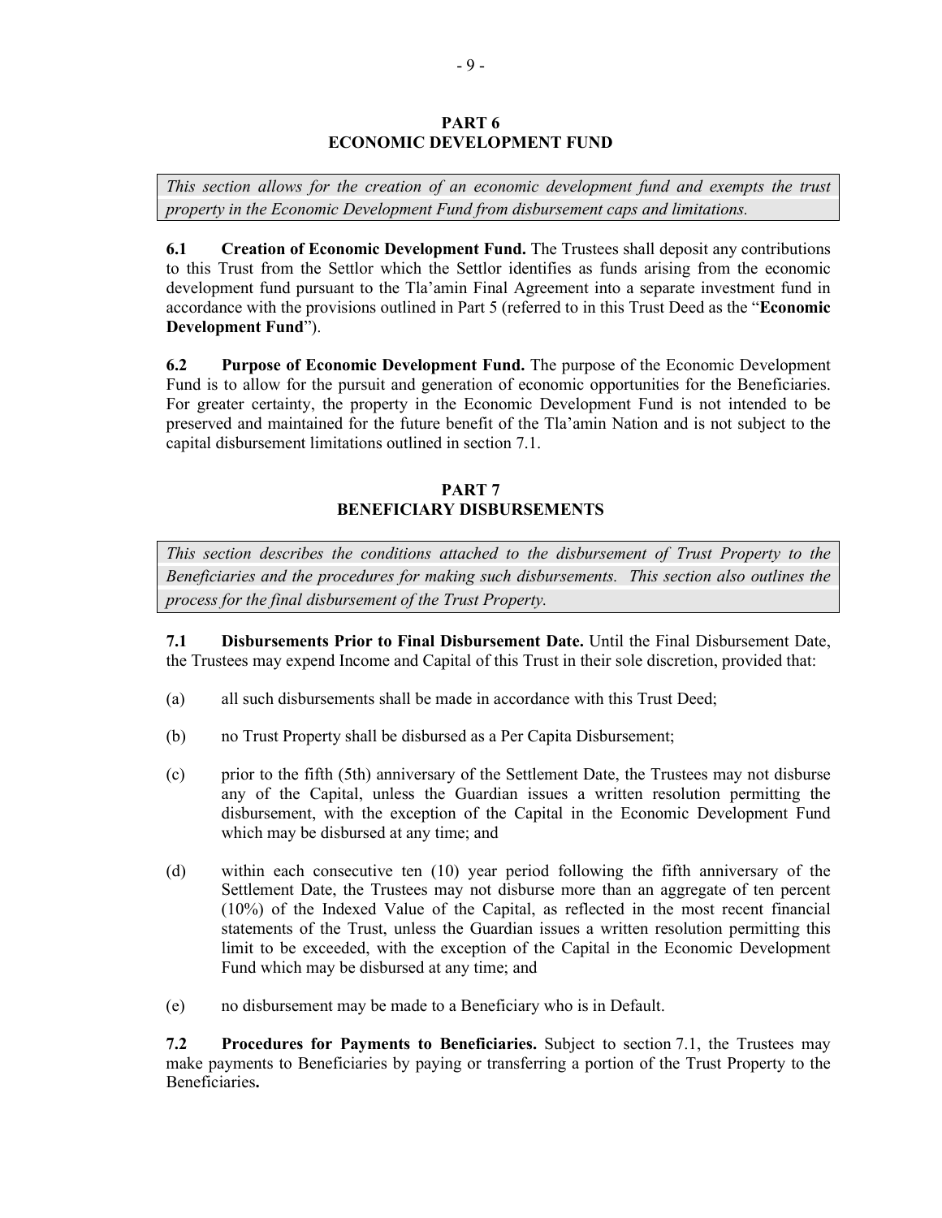## PART 6
## ECONOMIC DEVELOPMENT FUND

*This section allows for the creation of an economic development fund and exempts the trust property in the Economic Development Fund from disbursement caps and limitations.*

**6.1 Creation of Economic Development Fund.** The Trustees shall deposit any contributions to this Trust from the Settlor which the Settlor identifies as funds arising from the economic development fund pursuant to the Tla'amin Final Agreement into a separate investment fund in accordance with the provisions outlined in Part 5 (referred to in this Trust Deed as the "**Economic Development Fund**").

**6.2 Purpose of Economic Development Fund.** The purpose of the Economic Development Fund is to allow for the pursuit and generation of economic opportunities for the Beneficiaries. For greater certainty, the property in the Economic Development Fund is not intended to be preserved and maintained for the future benefit of the Tla'amin Nation and is not subject to the capital disbursement limitations outlined in section 7.1.

## PART 7
## BENEFICIARY DISBURSEMENTS

*This section describes the conditions attached to the disbursement of Trust Property to the Beneficiaries and the procedures for making such disbursements. This section also outlines the process for the final disbursement of the Trust Property.*

**7.1 Disbursements Prior to Final Disbursement Date.** Until the Final Disbursement Date, the Trustees may expend Income and Capital of this Trust in their sole discretion, provided that:

(a) all such disbursements shall be made in accordance with this Trust Deed;

(b) no Trust Property shall be disbursed as a Per Capita Disbursement;

(c) prior to the fifth (5th) anniversary of the Settlement Date, the Trustees may not disburse any of the Capital, unless the Guardian issues a written resolution permitting the disbursement, with the exception of the Capital in the Economic Development Fund which may be disbursed at any time; and

(d) within each consecutive ten (10) year period following the fifth anniversary of the Settlement Date, the Trustees may not disburse more than an aggregate of ten percent (10%) of the Indexed Value of the Capital, as reflected in the most recent financial statements of the Trust, unless the Guardian issues a written resolution permitting this limit to be exceeded, with the exception of the Capital in the Economic Development Fund which may be disbursed at any time; and

(e) no disbursement may be made to a Beneficiary who is in Default.

**7.2 Procedures for Payments to Beneficiaries.** Subject to section 7.1, the Trustees may make payments to Beneficiaries by paying or transferring a portion of the Trust Property to the Beneficiaries.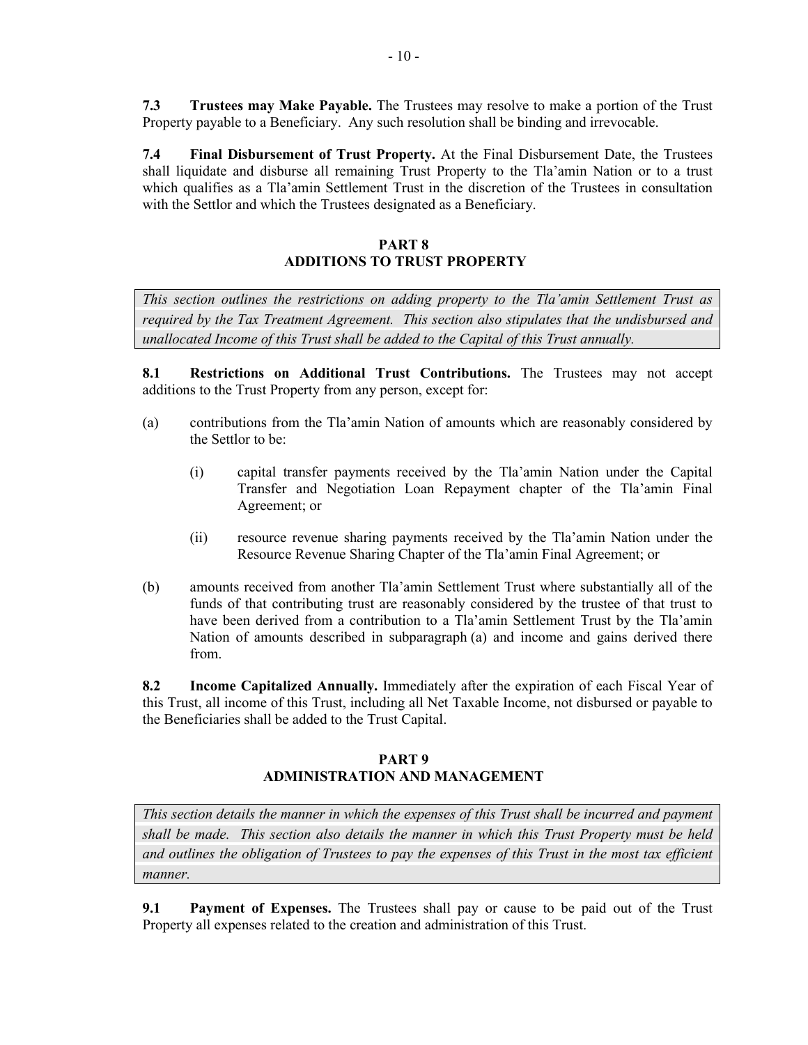**7.3 Trustees may Make Payable.** The Trustees may resolve to make a portion of the Trust Property payable to a Beneficiary. Any such resolution shall be binding and irrevocable.

**7.4 Final Disbursement of Trust Property.** At the Final Disbursement Date, the Trustees shall liquidate and disburse all remaining Trust Property to the Tla'amin Nation or to a trust which qualifies as a Tla'amin Settlement Trust in the discretion of the Trustees in consultation with the Settlor and which the Trustees designated as a Beneficiary.

## PART 8
## ADDITIONS TO TRUST PROPERTY

*This section outlines the restrictions on adding property to the Tla'amin Settlement Trust as required by the Tax Treatment Agreement. This section also stipulates that the undisbursed and unallocated Income of this Trust shall be added to the Capital of this Trust annually.*

**8.1 Restrictions on Additional Trust Contributions.** The Trustees may not accept additions to the Trust Property from any person, except for:

(a) contributions from the Tla'amin Nation of amounts which are reasonably considered by the Settlor to be:

   (i) capital transfer payments received by the Tla'amin Nation under the Capital Transfer and Negotiation Loan Repayment chapter of the Tla'amin Final Agreement; or

   (ii) resource revenue sharing payments received by the Tla'amin Nation under the Resource Revenue Sharing Chapter of the Tla'amin Final Agreement; or

(b) amounts received from another Tla'amin Settlement Trust where substantially all of the funds of that contributing trust are reasonably considered by the trustee of that trust to have been derived from a contribution to a Tla'amin Settlement Trust by the Tla'amin Nation of amounts described in subparagraph (a) and income and gains derived there from.

**8.2 Income Capitalized Annually.** Immediately after the expiration of each Fiscal Year of this Trust, all income of this Trust, including all Net Taxable Income, not disbursed or payable to the Beneficiaries shall be added to the Trust Capital.

## PART 9
## ADMINISTRATION AND MANAGEMENT

*This section details the manner in which the expenses of this Trust shall be incurred and payment shall be made. This section also details the manner in which this Trust Property must be held and outlines the obligation of Trustees to pay the expenses of this Trust in the most tax efficient manner.*

**9.1 Payment of Expenses.** The Trustees shall pay or cause to be paid out of the Trust Property all expenses related to the creation and administration of this Trust.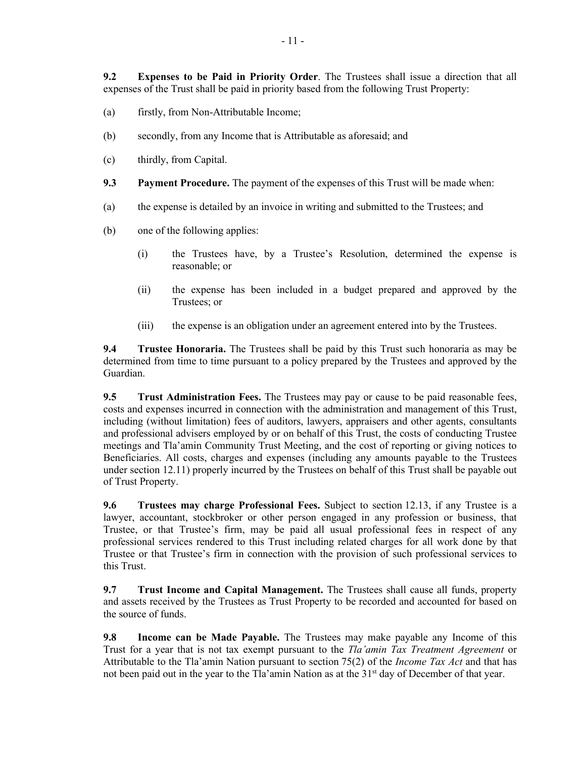**9.2 Expenses to be Paid in Priority Order**. The Trustees shall issue a direction that all expenses of the Trust shall be paid in priority based from the following Trust Property:

(a) firstly, from Non-Attributable Income;

(b) secondly, from any Income that is Attributable as aforesaid; and

(c) thirdly, from Capital.

**9.3 Payment Procedure.** The payment of the expenses of this Trust will be made when:

(a) the expense is detailed by an invoice in writing and submitted to the Trustees; and

(b) one of the following applies:

  (i) the Trustees have, by a Trustee's Resolution, determined the expense is reasonable; or

  (ii) the expense has been included in a budget prepared and approved by the Trustees; or

  (iii) the expense is an obligation under an agreement entered into by the Trustees.

**9.4 Trustee Honoraria.** The Trustees shall be paid by this Trust such honoraria as may be determined from time to time pursuant to a policy prepared by the Trustees and approved by the Guardian.

**9.5 Trust Administration Fees.** The Trustees may pay or cause to be paid reasonable fees, costs and expenses incurred in connection with the administration and management of this Trust, including (without limitation) fees of auditors, lawyers, appraisers and other agents, consultants and professional advisers employed by or on behalf of this Trust, the costs of conducting Trustee meetings and Tla'amin Community Trust Meeting, and the cost of reporting or giving notices to Beneficiaries. All costs, charges and expenses (including any amounts payable to the Trustees under section 12.11) properly incurred by the Trustees on behalf of this Trust shall be payable out of Trust Property.

**9.6 Trustees may charge Professional Fees.** Subject to section 12.13, if any Trustee is a lawyer, accountant, stockbroker or other person engaged in any profession or business, that Trustee, or that Trustee's firm, may be paid all usual professional fees in respect of any professional services rendered to this Trust including related charges for all work done by that Trustee or that Trustee's firm in connection with the provision of such professional services to this Trust.

**9.7 Trust Income and Capital Management.** The Trustees shall cause all funds, property and assets received by the Trustees as Trust Property to be recorded and accounted for based on the source of funds.

**9.8 Income can be Made Payable.** The Trustees may make payable any Income of this Trust for a year that is not tax exempt pursuant to the *Tla'amin Tax Treatment Agreement* or Attributable to the Tla'amin Nation pursuant to section 75(2) of the *Income Tax Act* and that has not been paid out in the year to the Tla'amin Nation as at the 31st day of December of that year.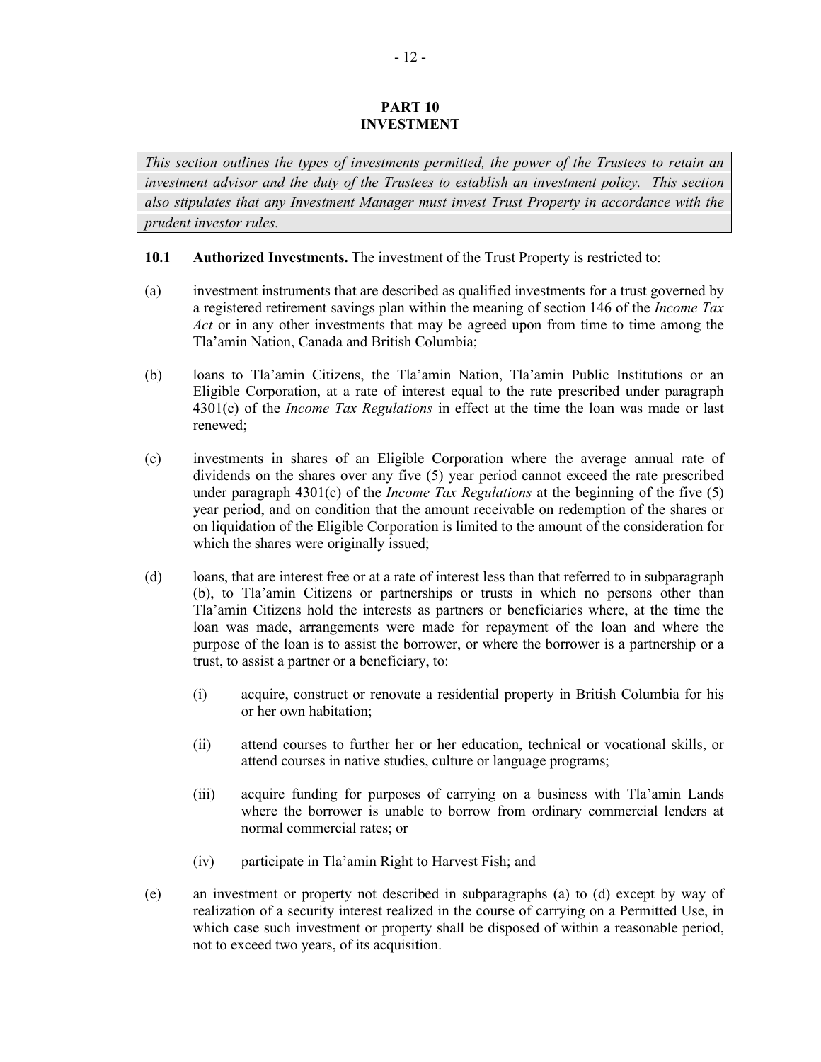## PART 10
## INVESTMENT

*This section outlines the types of investments permitted, the power of the Trustees to retain an investment advisor and the duty of the Trustees to establish an investment policy. This section also stipulates that any Investment Manager must invest Trust Property in accordance with the prudent investor rules.*

**10.1 Authorized Investments.** The investment of the Trust Property is restricted to:

(a) investment instruments that are described as qualified investments for a trust governed by a registered retirement savings plan within the meaning of section 146 of the *Income Tax Act* or in any other investments that may be agreed upon from time to time among the Tla'amin Nation, Canada and British Columbia;

(b) loans to Tla'amin Citizens, the Tla'amin Nation, Tla'amin Public Institutions or an Eligible Corporation, at a rate of interest equal to the rate prescribed under paragraph 4301(c) of the *Income Tax Regulations* in effect at the time the loan was made or last renewed;

(c) investments in shares of an Eligible Corporation where the average annual rate of dividends on the shares over any five (5) year period cannot exceed the rate prescribed under paragraph 4301(c) of the *Income Tax Regulations* at the beginning of the five (5) year period, and on condition that the amount receivable on redemption of the shares or on liquidation of the Eligible Corporation is limited to the amount of the consideration for which the shares were originally issued;

(d) loans, that are interest free or at a rate of interest less than that referred to in subparagraph (b), to Tla'amin Citizens or partnerships or trusts in which no persons other than Tla'amin Citizens hold the interests as partners or beneficiaries where, at the time the loan was made, arrangements were made for repayment of the loan and where the purpose of the loan is to assist the borrower, or where the borrower is a partnership or a trust, to assist a partner or a beneficiary, to:

  (i) acquire, construct or renovate a residential property in British Columbia for his or her own habitation;

  (ii) attend courses to further her or her education, technical or vocational skills, or attend courses in native studies, culture or language programs;

  (iii) acquire funding for purposes of carrying on a business with Tla'amin Lands where the borrower is unable to borrow from ordinary commercial lenders at normal commercial rates; or

  (iv) participate in Tla'amin Right to Harvest Fish; and

(e) an investment or property not described in subparagraphs (a) to (d) except by way of realization of a security interest realized in the course of carrying on a Permitted Use, in which case such investment or property shall be disposed of within a reasonable period, not to exceed two years, of its acquisition.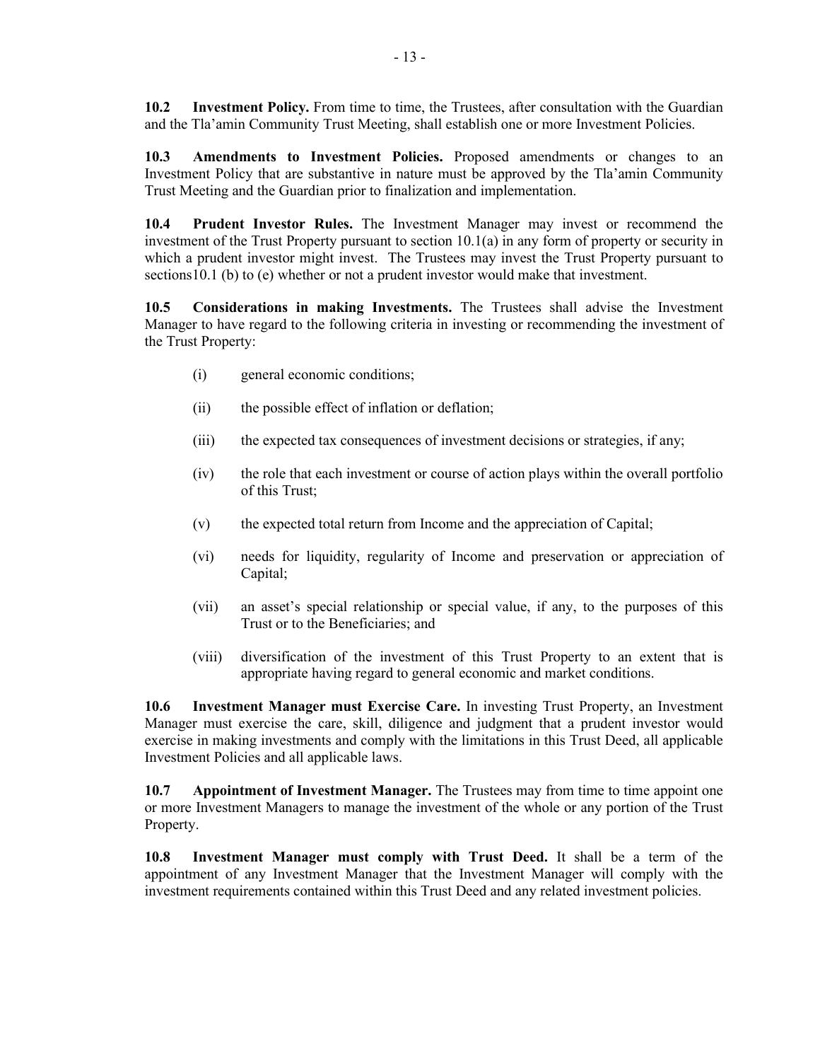**10.2 Investment Policy.** From time to time, the Trustees, after consultation with the Guardian and the Tla'amin Community Trust Meeting, shall establish one or more Investment Policies.

**10.3 Amendments to Investment Policies.** Proposed amendments or changes to an Investment Policy that are substantive in nature must be approved by the Tla'amin Community Trust Meeting and the Guardian prior to finalization and implementation.

**10.4 Prudent Investor Rules.** The Investment Manager may invest or recommend the investment of the Trust Property pursuant to section 10.1(a) in any form of property or security in which a prudent investor might invest. The Trustees may invest the Trust Property pursuant to sections10.1 (b) to (e) whether or not a prudent investor would make that investment.

**10.5 Considerations in making Investments.** The Trustees shall advise the Investment Manager to have regard to the following criteria in investing or recommending the investment of the Trust Property:

(i) general economic conditions;

(ii) the possible effect of inflation or deflation;

(iii) the expected tax consequences of investment decisions or strategies, if any;

(iv) the role that each investment or course of action plays within the overall portfolio of this Trust;

(v) the expected total return from Income and the appreciation of Capital;

(vi) needs for liquidity, regularity of Income and preservation or appreciation of Capital;

(vii) an asset's special relationship or special value, if any, to the purposes of this Trust or to the Beneficiaries; and

(viii) diversification of the investment of this Trust Property to an extent that is appropriate having regard to general economic and market conditions.

**10.6 Investment Manager must Exercise Care.** In investing Trust Property, an Investment Manager must exercise the care, skill, diligence and judgment that a prudent investor would exercise in making investments and comply with the limitations in this Trust Deed, all applicable Investment Policies and all applicable laws.

**10.7 Appointment of Investment Manager.** The Trustees may from time to time appoint one or more Investment Managers to manage the investment of the whole or any portion of the Trust Property.

**10.8 Investment Manager must comply with Trust Deed.** It shall be a term of the appointment of any Investment Manager that the Investment Manager will comply with the investment requirements contained within this Trust Deed and any related investment policies.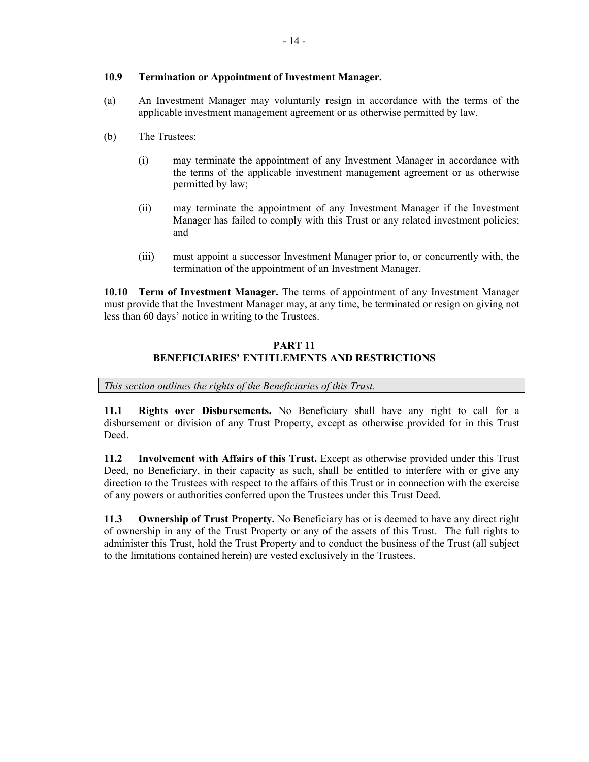**10.9 Termination or Appointment of Investment Manager.**

(a) An Investment Manager may voluntarily resign in accordance with the terms of the applicable investment management agreement or as otherwise permitted by law.

(b) The Trustees:

(i) may terminate the appointment of any Investment Manager in accordance with the terms of the applicable investment management agreement or as otherwise permitted by law;

(ii) may terminate the appointment of any Investment Manager if the Investment Manager has failed to comply with this Trust or any related investment policies; and

(iii) must appoint a successor Investment Manager prior to, or concurrently with, the termination of the appointment of an Investment Manager.

**10.10 Term of Investment Manager.** The terms of appointment of any Investment Manager must provide that the Investment Manager may, at any time, be terminated or resign on giving not less than 60 days' notice in writing to the Trustees.

## PART 11
## BENEFICIARIES' ENTITLEMENTS AND RESTRICTIONS

*This section outlines the rights of the Beneficiaries of this Trust.*

**11.1 Rights over Disbursements.** No Beneficiary shall have any right to call for a disbursement or division of any Trust Property, except as otherwise provided for in this Trust Deed.

**11.2 Involvement with Affairs of this Trust.** Except as otherwise provided under this Trust Deed, no Beneficiary, in their capacity as such, shall be entitled to interfere with or give any direction to the Trustees with respect to the affairs of this Trust or in connection with the exercise of any powers or authorities conferred upon the Trustees under this Trust Deed.

**11.3 Ownership of Trust Property.** No Beneficiary has or is deemed to have any direct right of ownership in any of the Trust Property or any of the assets of this Trust. The full rights to administer this Trust, hold the Trust Property and to conduct the business of the Trust (all subject to the limitations contained herein) are vested exclusively in the Trustees.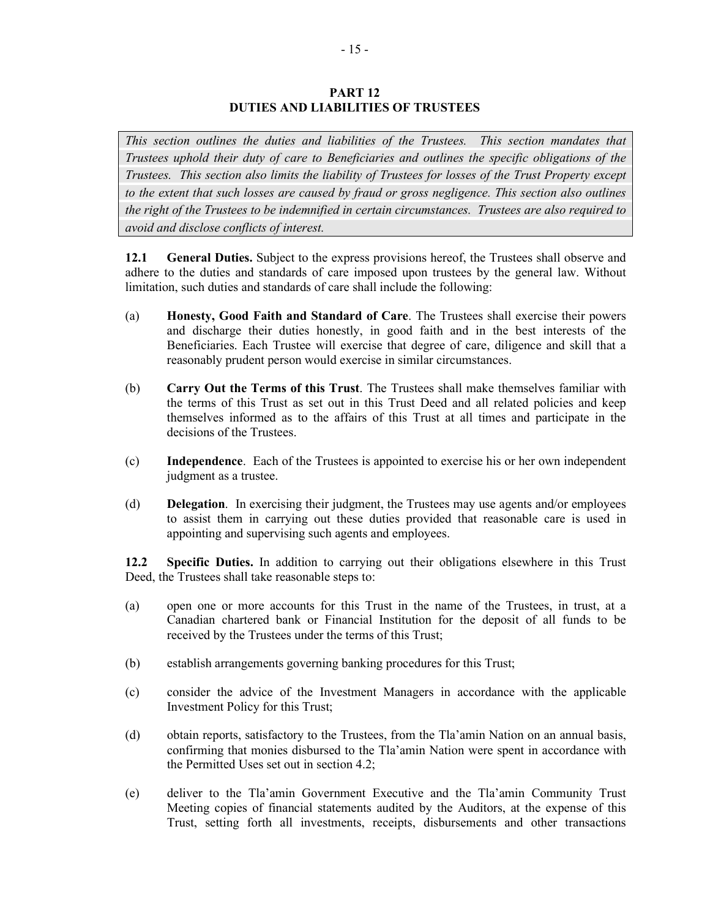## PART 12
## DUTIES AND LIABILITIES OF TRUSTEES

*This section outlines the duties and liabilities of the Trustees. This section mandates that Trustees uphold their duty of care to Beneficiaries and outlines the specific obligations of the Trustees. This section also limits the liability of Trustees for losses of the Trust Property except to the extent that such losses are caused by fraud or gross negligence. This section also outlines the right of the Trustees to be indemnified in certain circumstances. Trustees are also required to avoid and disclose conflicts of interest.*

**12.1 General Duties.** Subject to the express provisions hereof, the Trustees shall observe and adhere to the duties and standards of care imposed upon trustees by the general law. Without limitation, such duties and standards of care shall include the following:

(a) **Honesty, Good Faith and Standard of Care**. The Trustees shall exercise their powers and discharge their duties honestly, in good faith and in the best interests of the Beneficiaries. Each Trustee will exercise that degree of care, diligence and skill that a reasonably prudent person would exercise in similar circumstances.

(b) **Carry Out the Terms of this Trust**. The Trustees shall make themselves familiar with the terms of this Trust as set out in this Trust Deed and all related policies and keep themselves informed as to the affairs of this Trust at all times and participate in the decisions of the Trustees.

(c) **Independence**. Each of the Trustees is appointed to exercise his or her own independent judgment as a trustee.

(d) **Delegation**. In exercising their judgment, the Trustees may use agents and/or employees to assist them in carrying out these duties provided that reasonable care is used in appointing and supervising such agents and employees.

**12.2 Specific Duties.** In addition to carrying out their obligations elsewhere in this Trust Deed, the Trustees shall take reasonable steps to:

(a) open one or more accounts for this Trust in the name of the Trustees, in trust, at a Canadian chartered bank or Financial Institution for the deposit of all funds to be received by the Trustees under the terms of this Trust;

(b) establish arrangements governing banking procedures for this Trust;

(c) consider the advice of the Investment Managers in accordance with the applicable Investment Policy for this Trust;

(d) obtain reports, satisfactory to the Trustees, from the Tla'amin Nation on an annual basis, confirming that monies disbursed to the Tla'amin Nation were spent in accordance with the Permitted Uses set out in section 4.2;

(e) deliver to the Tla'amin Government Executive and the Tla'amin Community Trust Meeting copies of financial statements audited by the Auditors, at the expense of this Trust, setting forth all investments, receipts, disbursements and other transactions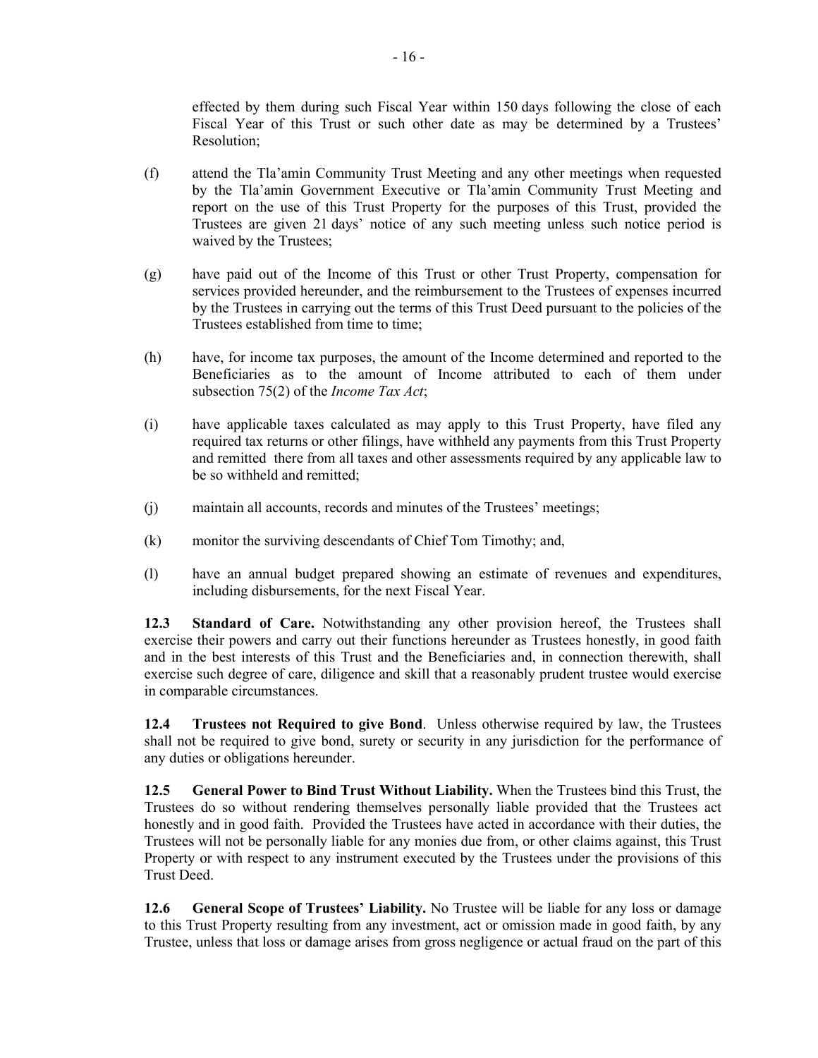effected by them during such Fiscal Year within 150 days following the close of each Fiscal Year of this Trust or such other date as may be determined by a Trustees' Resolution;

(f) attend the Tla'amin Community Trust Meeting and any other meetings when requested by the Tla'amin Government Executive or Tla'amin Community Trust Meeting and report on the use of this Trust Property for the purposes of this Trust, provided the Trustees are given 21 days' notice of any such meeting unless such notice period is waived by the Trustees;

(g) have paid out of the Income of this Trust or other Trust Property, compensation for services provided hereunder, and the reimbursement to the Trustees of expenses incurred by the Trustees in carrying out the terms of this Trust Deed pursuant to the policies of the Trustees established from time to time;

(h) have, for income tax purposes, the amount of the Income determined and reported to the Beneficiaries as to the amount of Income attributed to each of them under subsection 75(2) of the *Income Tax Act*;

(i) have applicable taxes calculated as may apply to this Trust Property, have filed any required tax returns or other filings, have withheld any payments from this Trust Property and remitted there from all taxes and other assessments required by any applicable law to be so withheld and remitted;

(j) maintain all accounts, records and minutes of the Trustees' meetings;

(k) monitor the surviving descendants of Chief Tom Timothy; and,

(l) have an annual budget prepared showing an estimate of revenues and expenditures, including disbursements, for the next Fiscal Year.

**12.3 Standard of Care.** Notwithstanding any other provision hereof, the Trustees shall exercise their powers and carry out their functions hereunder as Trustees honestly, in good faith and in the best interests of this Trust and the Beneficiaries and, in connection therewith, shall exercise such degree of care, diligence and skill that a reasonably prudent trustee would exercise in comparable circumstances.

**12.4 Trustees not Required to give Bond**. Unless otherwise required by law, the Trustees shall not be required to give bond, surety or security in any jurisdiction for the performance of any duties or obligations hereunder.

**12.5 General Power to Bind Trust Without Liability.** When the Trustees bind this Trust, the Trustees do so without rendering themselves personally liable provided that the Trustees act honestly and in good faith. Provided the Trustees have acted in accordance with their duties, the Trustees will not be personally liable for any monies due from, or other claims against, this Trust Property or with respect to any instrument executed by the Trustees under the provisions of this Trust Deed.

**12.6 General Scope of Trustees' Liability.** No Trustee will be liable for any loss or damage to this Trust Property resulting from any investment, act or omission made in good faith, by any Trustee, unless that loss or damage arises from gross negligence or actual fraud on the part of this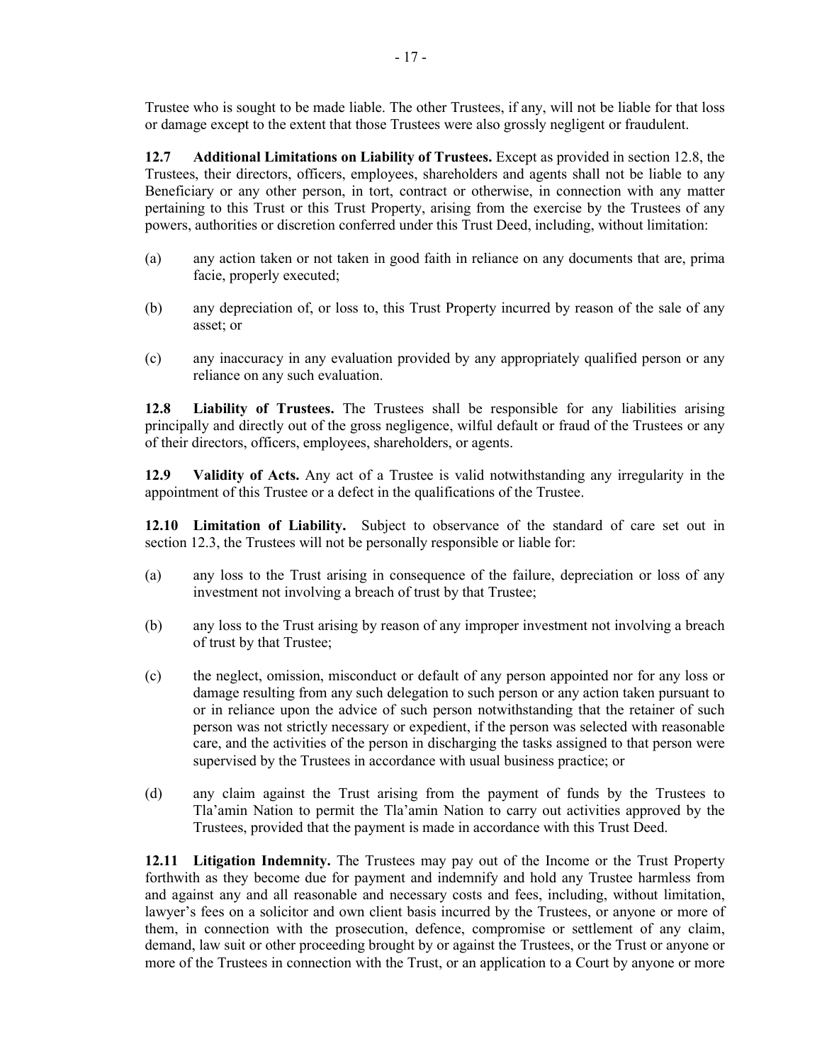Trustee who is sought to be made liable. The other Trustees, if any, will not be liable for that loss or damage except to the extent that those Trustees were also grossly negligent or fraudulent.

**12.7 Additional Limitations on Liability of Trustees.** Except as provided in section 12.8, the Trustees, their directors, officers, employees, shareholders and agents shall not be liable to any Beneficiary or any other person, in tort, contract or otherwise, in connection with any matter pertaining to this Trust or this Trust Property, arising from the exercise by the Trustees of any powers, authorities or discretion conferred under this Trust Deed, including, without limitation:

(a) any action taken or not taken in good faith in reliance on any documents that are, prima facie, properly executed;

(b) any depreciation of, or loss to, this Trust Property incurred by reason of the sale of any asset; or

(c) any inaccuracy in any evaluation provided by any appropriately qualified person or any reliance on any such evaluation.

**12.8 Liability of Trustees.** The Trustees shall be responsible for any liabilities arising principally and directly out of the gross negligence, wilful default or fraud of the Trustees or any of their directors, officers, employees, shareholders, or agents.

**12.9 Validity of Acts.** Any act of a Trustee is valid notwithstanding any irregularity in the appointment of this Trustee or a defect in the qualifications of the Trustee.

**12.10 Limitation of Liability.** Subject to observance of the standard of care set out in section 12.3, the Trustees will not be personally responsible or liable for:

(a) any loss to the Trust arising in consequence of the failure, depreciation or loss of any investment not involving a breach of trust by that Trustee;

(b) any loss to the Trust arising by reason of any improper investment not involving a breach of trust by that Trustee;

(c) the neglect, omission, misconduct or default of any person appointed nor for any loss or damage resulting from any such delegation to such person or any action taken pursuant to or in reliance upon the advice of such person notwithstanding that the retainer of such person was not strictly necessary or expedient, if the person was selected with reasonable care, and the activities of the person in discharging the tasks assigned to that person were supervised by the Trustees in accordance with usual business practice; or

(d) any claim against the Trust arising from the payment of funds by the Trustees to Tla'amin Nation to permit the Tla'amin Nation to carry out activities approved by the Trustees, provided that the payment is made in accordance with this Trust Deed.

**12.11 Litigation Indemnity.** The Trustees may pay out of the Income or the Trust Property forthwith as they become due for payment and indemnify and hold any Trustee harmless from and against any and all reasonable and necessary costs and fees, including, without limitation, lawyer's fees on a solicitor and own client basis incurred by the Trustees, or anyone or more of them, in connection with the prosecution, defence, compromise or settlement of any claim, demand, law suit or other proceeding brought by or against the Trustees, or the Trust or anyone or more of the Trustees in connection with the Trust, or an application to a Court by anyone or more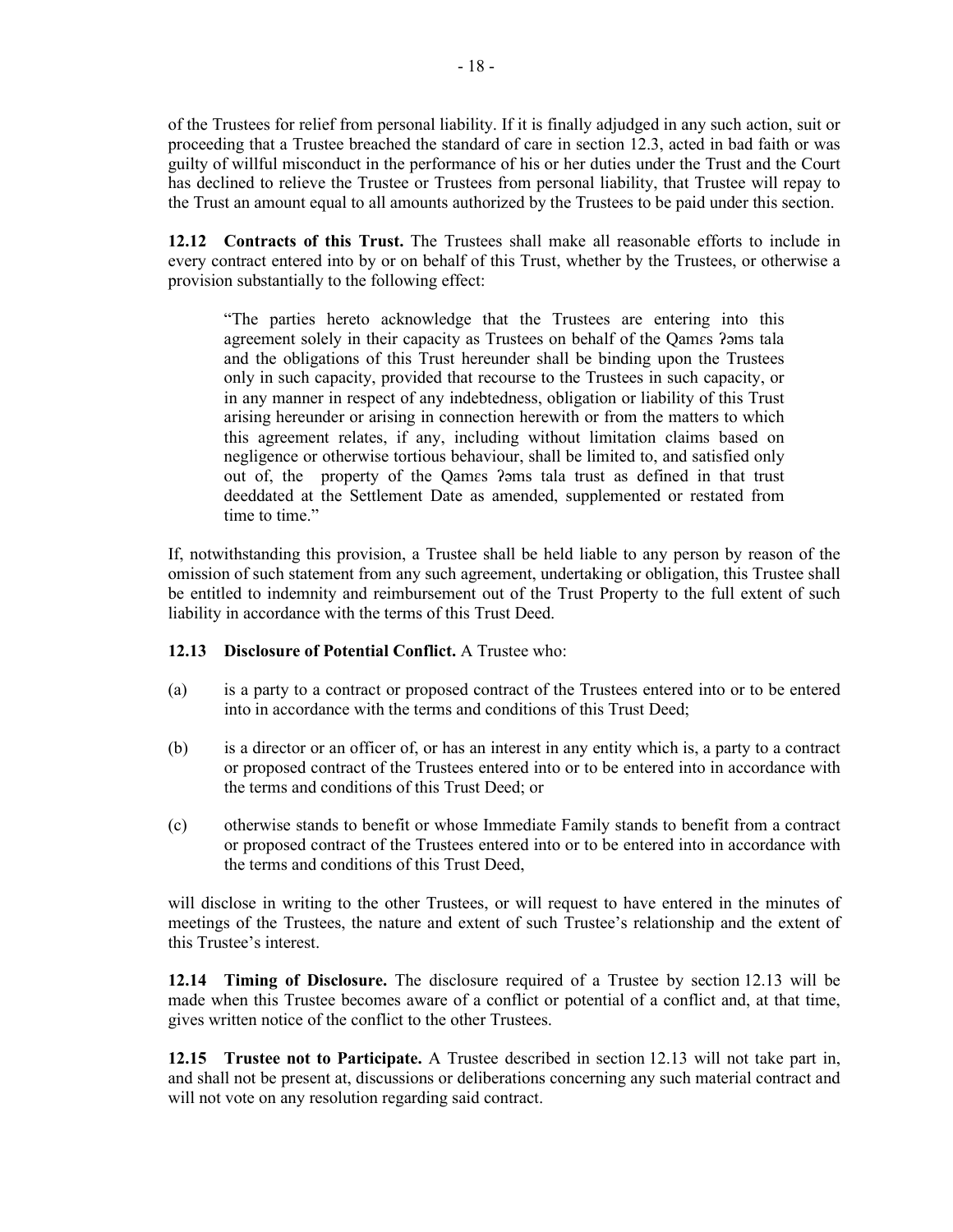of the Trustees for relief from personal liability. If it is finally adjudged in any such action, suit or proceeding that a Trustee breached the standard of care in section 12.3, acted in bad faith or was guilty of willful misconduct in the performance of his or her duties under the Trust and the Court has declined to relieve the Trustee or Trustees from personal liability, that Trustee will repay to the Trust an amount equal to all amounts authorized by the Trustees to be paid under this section.

**12.12 Contracts of this Trust.** The Trustees shall make all reasonable efforts to include in every contract entered into by or on behalf of this Trust, whether by the Trustees, or otherwise a provision substantially to the following effect:

> "The parties hereto acknowledge that the Trustees are entering into this agreement solely in their capacity as Trustees on behalf of the Qamɛs ʔəms tala and the obligations of this Trust hereunder shall be binding upon the Trustees only in such capacity, provided that recourse to the Trustees in such capacity, or in any manner in respect of any indebtedness, obligation or liability of this Trust arising hereunder or arising in connection herewith or from the matters to which this agreement relates, if any, including without limitation claims based on negligence or otherwise tortious behaviour, shall be limited to, and satisfied only out of, the property of the Qamɛs ʔəms tala trust as defined in that trust deeddated at the Settlement Date as amended, supplemented or restated from time to time."

If, notwithstanding this provision, a Trustee shall be held liable to any person by reason of the omission of such statement from any such agreement, undertaking or obligation, this Trustee shall be entitled to indemnity and reimbursement out of the Trust Property to the full extent of such liability in accordance with the terms of this Trust Deed.

**12.13 Disclosure of Potential Conflict.** A Trustee who:

(a) is a party to a contract or proposed contract of the Trustees entered into or to be entered into in accordance with the terms and conditions of this Trust Deed;

(b) is a director or an officer of, or has an interest in any entity which is, a party to a contract or proposed contract of the Trustees entered into or to be entered into in accordance with the terms and conditions of this Trust Deed; or

(c) otherwise stands to benefit or whose Immediate Family stands to benefit from a contract or proposed contract of the Trustees entered into or to be entered into in accordance with the terms and conditions of this Trust Deed,

will disclose in writing to the other Trustees, or will request to have entered in the minutes of meetings of the Trustees, the nature and extent of such Trustee's relationship and the extent of this Trustee's interest.

**12.14 Timing of Disclosure.** The disclosure required of a Trustee by section 12.13 will be made when this Trustee becomes aware of a conflict or potential of a conflict and, at that time, gives written notice of the conflict to the other Trustees.

**12.15 Trustee not to Participate.** A Trustee described in section 12.13 will not take part in, and shall not be present at, discussions or deliberations concerning any such material contract and will not vote on any resolution regarding said contract.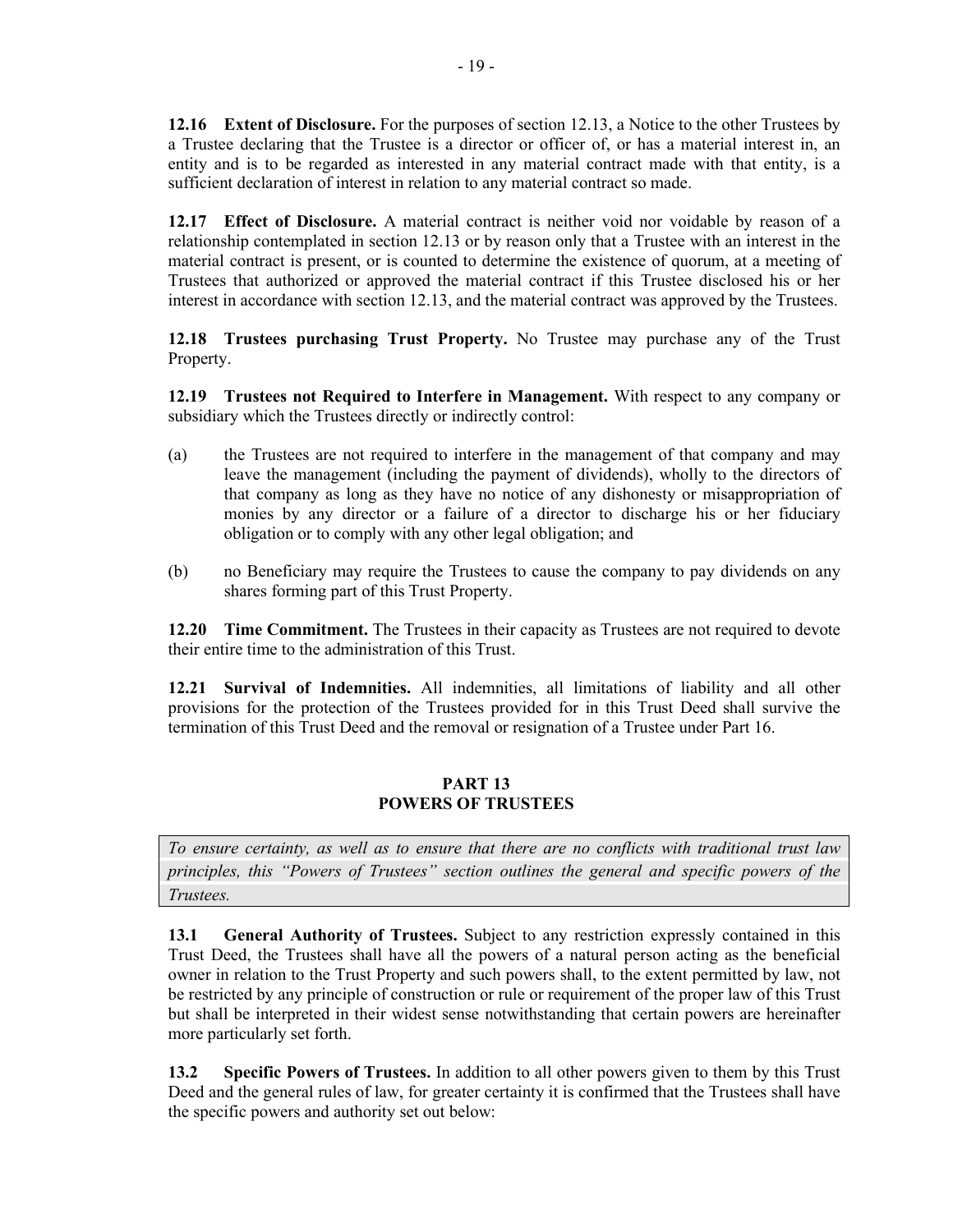**12.16 Extent of Disclosure.** For the purposes of section 12.13, a Notice to the other Trustees by a Trustee declaring that the Trustee is a director or officer of, or has a material interest in, an entity and is to be regarded as interested in any material contract made with that entity, is a sufficient declaration of interest in relation to any material contract so made.

**12.17 Effect of Disclosure.** A material contract is neither void nor voidable by reason of a relationship contemplated in section 12.13 or by reason only that a Trustee with an interest in the material contract is present, or is counted to determine the existence of quorum, at a meeting of Trustees that authorized or approved the material contract if this Trustee disclosed his or her interest in accordance with section 12.13, and the material contract was approved by the Trustees.

**12.18 Trustees purchasing Trust Property.** No Trustee may purchase any of the Trust Property.

**12.19 Trustees not Required to Interfere in Management.** With respect to any company or subsidiary which the Trustees directly or indirectly control:

(a) the Trustees are not required to interfere in the management of that company and may leave the management (including the payment of dividends), wholly to the directors of that company as long as they have no notice of any dishonesty or misappropriation of monies by any director or a failure of a director to discharge his or her fiduciary obligation or to comply with any other legal obligation; and

(b) no Beneficiary may require the Trustees to cause the company to pay dividends on any shares forming part of this Trust Property.

**12.20 Time Commitment.** The Trustees in their capacity as Trustees are not required to devote their entire time to the administration of this Trust.

**12.21 Survival of Indemnities.** All indemnities, all limitations of liability and all other provisions for the protection of the Trustees provided for in this Trust Deed shall survive the termination of this Trust Deed and the removal or resignation of a Trustee under Part 16.

## PART 13
## POWERS OF TRUSTEES

*To ensure certainty, as well as to ensure that there are no conflicts with traditional trust law principles, this "Powers of Trustees" section outlines the general and specific powers of the Trustees.*

**13.1 General Authority of Trustees.** Subject to any restriction expressly contained in this Trust Deed, the Trustees shall have all the powers of a natural person acting as the beneficial owner in relation to the Trust Property and such powers shall, to the extent permitted by law, not be restricted by any principle of construction or rule or requirement of the proper law of this Trust but shall be interpreted in their widest sense notwithstanding that certain powers are hereinafter more particularly set forth.

**13.2 Specific Powers of Trustees.** In addition to all other powers given to them by this Trust Deed and the general rules of law, for greater certainty it is confirmed that the Trustees shall have the specific powers and authority set out below: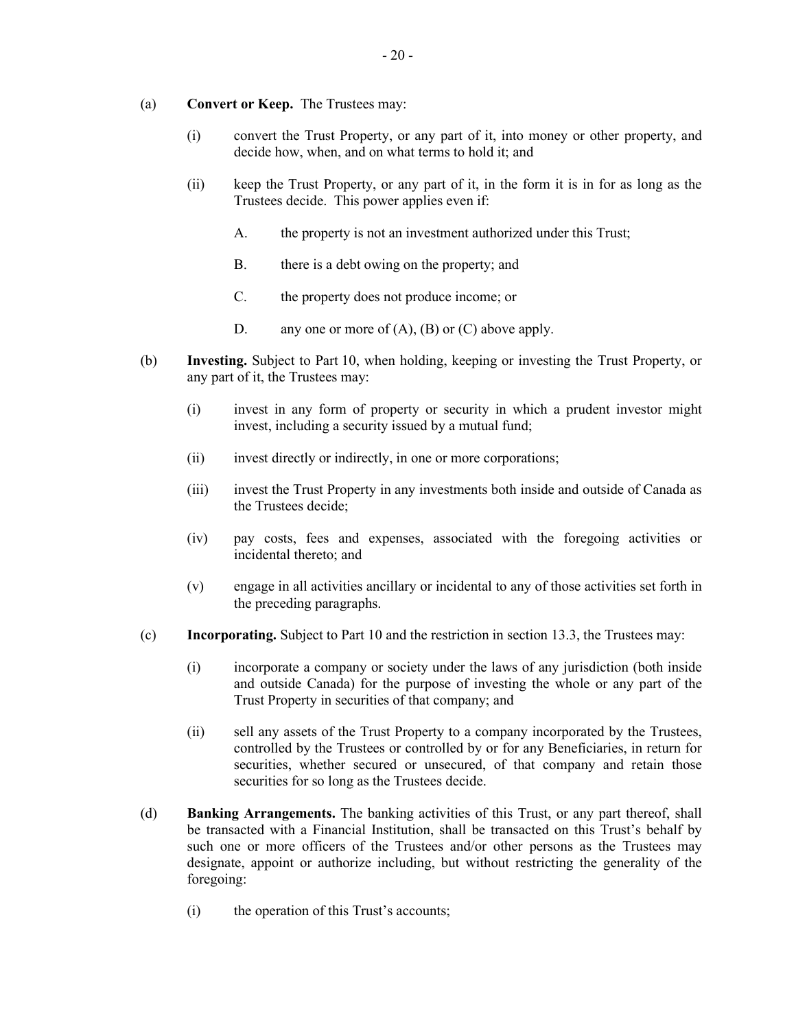(a) **Convert or Keep.** The Trustees may:

   (i) convert the Trust Property, or any part of it, into money or other property, and decide how, when, and on what terms to hold it; and

   (ii) keep the Trust Property, or any part of it, in the form it is in for as long as the Trustees decide. This power applies even if:

      A. the property is not an investment authorized under this Trust;

      B. there is a debt owing on the property; and

      C. the property does not produce income; or

      D. any one or more of (A), (B) or (C) above apply.

(b) **Investing.** Subject to Part 10, when holding, keeping or investing the Trust Property, or any part of it, the Trustees may:

   (i) invest in any form of property or security in which a prudent investor might invest, including a security issued by a mutual fund;

   (ii) invest directly or indirectly, in one or more corporations;

   (iii) invest the Trust Property in any investments both inside and outside of Canada as the Trustees decide;

   (iv) pay costs, fees and expenses, associated with the foregoing activities or incidental thereto; and

   (v) engage in all activities ancillary or incidental to any of those activities set forth in the preceding paragraphs.

(c) **Incorporating.** Subject to Part 10 and the restriction in section 13.3, the Trustees may:

   (i) incorporate a company or society under the laws of any jurisdiction (both inside and outside Canada) for the purpose of investing the whole or any part of the Trust Property in securities of that company; and

   (ii) sell any assets of the Trust Property to a company incorporated by the Trustees, controlled by the Trustees or controlled by or for any Beneficiaries, in return for securities, whether secured or unsecured, of that company and retain those securities for so long as the Trustees decide.

(d) **Banking Arrangements.** The banking activities of this Trust, or any part thereof, shall be transacted with a Financial Institution, shall be transacted on this Trust's behalf by such one or more officers of the Trustees and/or other persons as the Trustees may designate, appoint or authorize including, but without restricting the generality of the foregoing:

   (i) the operation of this Trust's accounts;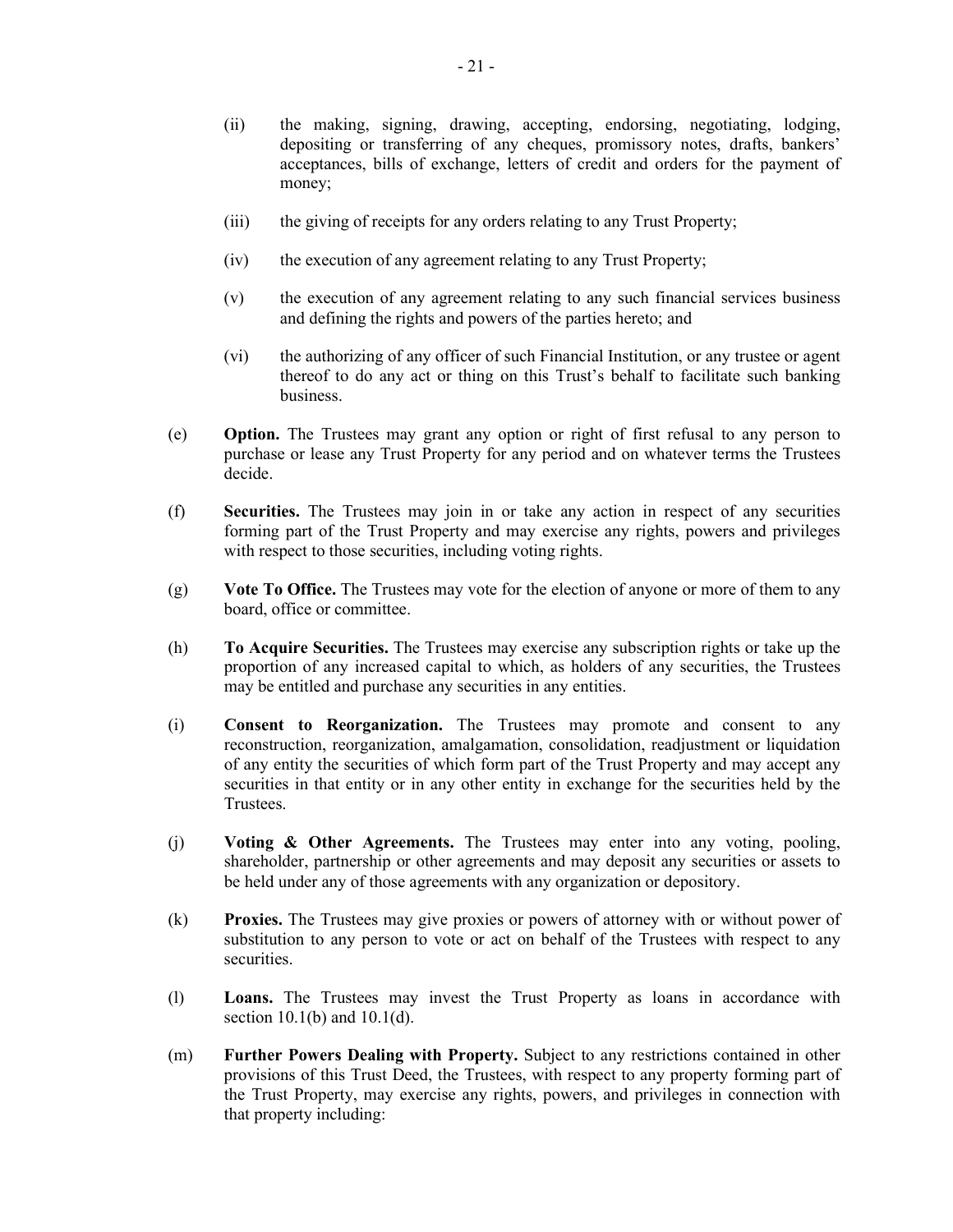(ii) the making, signing, drawing, accepting, endorsing, negotiating, lodging, depositing or transferring of any cheques, promissory notes, drafts, bankers' acceptances, bills of exchange, letters of credit and orders for the payment of money;

(iii) the giving of receipts for any orders relating to any Trust Property;

(iv) the execution of any agreement relating to any Trust Property;

(v) the execution of any agreement relating to any such financial services business and defining the rights and powers of the parties hereto; and

(vi) the authorizing of any officer of such Financial Institution, or any trustee or agent thereof to do any act or thing on this Trust's behalf to facilitate such banking business.

(e) **Option.** The Trustees may grant any option or right of first refusal to any person to purchase or lease any Trust Property for any period and on whatever terms the Trustees decide.

(f) **Securities.** The Trustees may join in or take any action in respect of any securities forming part of the Trust Property and may exercise any rights, powers and privileges with respect to those securities, including voting rights.

(g) **Vote To Office.** The Trustees may vote for the election of anyone or more of them to any board, office or committee.

(h) **To Acquire Securities.** The Trustees may exercise any subscription rights or take up the proportion of any increased capital to which, as holders of any securities, the Trustees may be entitled and purchase any securities in any entities.

(i) **Consent to Reorganization.** The Trustees may promote and consent to any reconstruction, reorganization, amalgamation, consolidation, readjustment or liquidation of any entity the securities of which form part of the Trust Property and may accept any securities in that entity or in any other entity in exchange for the securities held by the Trustees.

(j) **Voting & Other Agreements.** The Trustees may enter into any voting, pooling, shareholder, partnership or other agreements and may deposit any securities or assets to be held under any of those agreements with any organization or depository.

(k) **Proxies.** The Trustees may give proxies or powers of attorney with or without power of substitution to any person to vote or act on behalf of the Trustees with respect to any securities.

(l) **Loans.** The Trustees may invest the Trust Property as loans in accordance with section 10.1(b) and 10.1(d).

(m) **Further Powers Dealing with Property.** Subject to any restrictions contained in other provisions of this Trust Deed, the Trustees, with respect to any property forming part of the Trust Property, may exercise any rights, powers, and privileges in connection with that property including: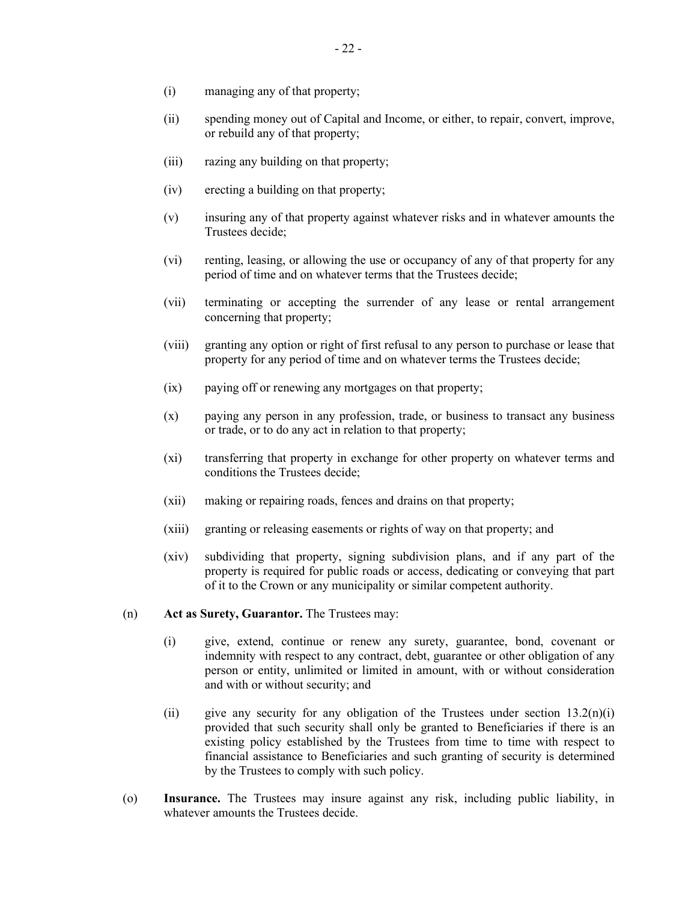(i) managing any of that property;

(ii) spending money out of Capital and Income, or either, to repair, convert, improve, or rebuild any of that property;

(iii) razing any building on that property;

(iv) erecting a building on that property;

(v) insuring any of that property against whatever risks and in whatever amounts the Trustees decide;

(vi) renting, leasing, or allowing the use or occupancy of any of that property for any period of time and on whatever terms that the Trustees decide;

(vii) terminating or accepting the surrender of any lease or rental arrangement concerning that property;

(viii) granting any option or right of first refusal to any person to purchase or lease that property for any period of time and on whatever terms the Trustees decide;

(ix) paying off or renewing any mortgages on that property;

(x) paying any person in any profession, trade, or business to transact any business or trade, or to do any act in relation to that property;

(xi) transferring that property in exchange for other property on whatever terms and conditions the Trustees decide;

(xii) making or repairing roads, fences and drains on that property;

(xiii) granting or releasing easements or rights of way on that property; and

(xiv) subdividing that property, signing subdivision plans, and if any part of the property is required for public roads or access, dedicating or conveying that part of it to the Crown or any municipality or similar competent authority.

(n) **Act as Surety, Guarantor.** The Trustees may:

(i) give, extend, continue or renew any surety, guarantee, bond, covenant or indemnity with respect to any contract, debt, guarantee or other obligation of any person or entity, unlimited or limited in amount, with or without consideration and with or without security; and

(ii) give any security for any obligation of the Trustees under section 13.2(n)(i) provided that such security shall only be granted to Beneficiaries if there is an existing policy established by the Trustees from time to time with respect to financial assistance to Beneficiaries and such granting of security is determined by the Trustees to comply with such policy.

(o) **Insurance.** The Trustees may insure against any risk, including public liability, in whatever amounts the Trustees decide.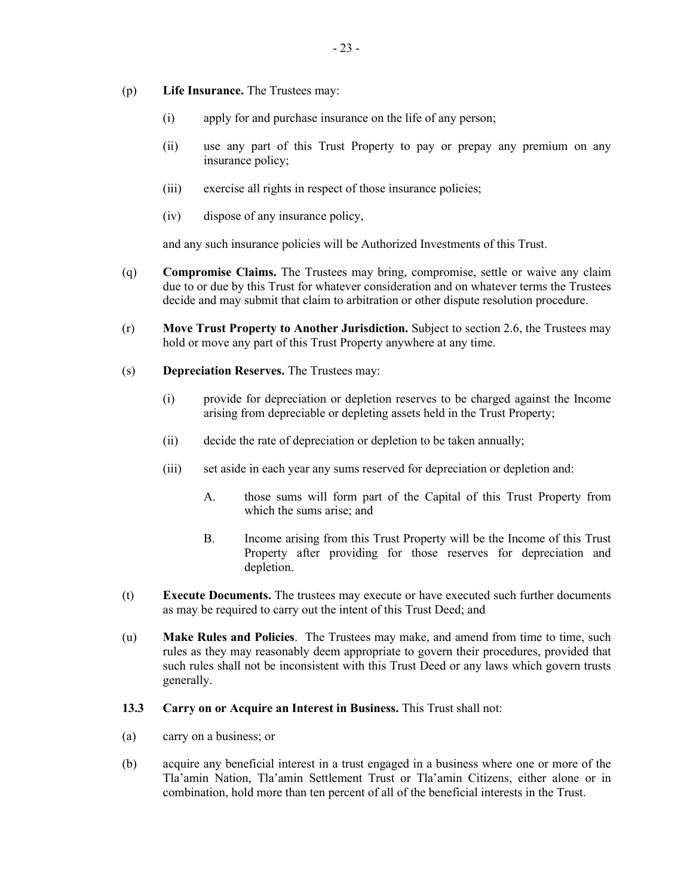(p) **Life Insurance.** The Trustees may:

   (i) apply for and purchase insurance on the life of any person;

   (ii) use any part of this Trust Property to pay or prepay any premium on any insurance policy;

   (iii) exercise all rights in respect of those insurance policies;

   (iv) dispose of any insurance policy,

   and any such insurance policies will be Authorized Investments of this Trust.

(q) **Compromise Claims.** The Trustees may bring, compromise, settle or waive any claim due to or due by this Trust for whatever consideration and on whatever terms the Trustees decide and may submit that claim to arbitration or other dispute resolution procedure.

(r) **Move Trust Property to Another Jurisdiction.** Subject to section 2.6, the Trustees may hold or move any part of this Trust Property anywhere at any time.

(s) **Depreciation Reserves.** The Trustees may:

   (i) provide for depreciation or depletion reserves to be charged against the Income arising from depreciable or depleting assets held in the Trust Property;

   (ii) decide the rate of depreciation or depletion to be taken annually;

   (iii) set aside in each year any sums reserved for depreciation or depletion and:

      A. those sums will form part of the Capital of this Trust Property from which the sums arise; and

      B. Income arising from this Trust Property will be the Income of this Trust Property after providing for those reserves for depreciation and depletion.

(t) **Execute Documents.** The trustees may execute or have executed such further documents as may be required to carry out the intent of this Trust Deed; and

(u) **Make Rules and Policies**. The Trustees may make, and amend from time to time, such rules as they may reasonably deem appropriate to govern their procedures, provided that such rules shall not be inconsistent with this Trust Deed or any laws which govern trusts generally.

**13.3 Carry on or Acquire an Interest in Business.** This Trust shall not:

(a) carry on a business; or

(b) acquire any beneficial interest in a trust engaged in a business where one or more of the Tla'amin Nation, Tla'amin Settlement Trust or Tla'amin Citizens, either alone or in combination, hold more than ten percent of all of the beneficial interests in the Trust.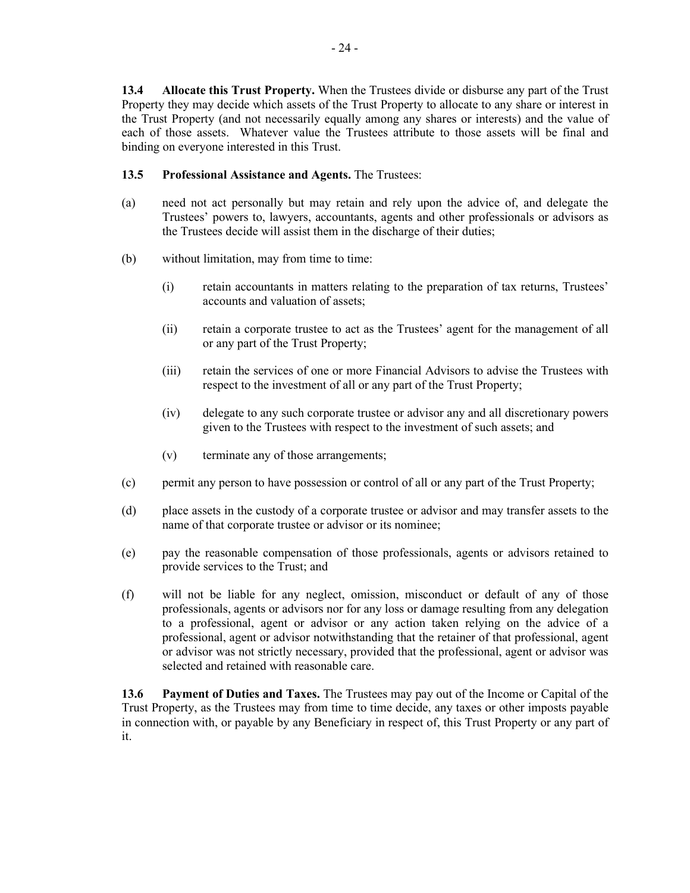**13.4 Allocate this Trust Property.** When the Trustees divide or disburse any part of the Trust Property they may decide which assets of the Trust Property to allocate to any share or interest in the Trust Property (and not necessarily equally among any shares or interests) and the value of each of those assets. Whatever value the Trustees attribute to those assets will be final and binding on everyone interested in this Trust.

**13.5 Professional Assistance and Agents.** The Trustees:

(a) need not act personally but may retain and rely upon the advice of, and delegate the Trustees' powers to, lawyers, accountants, agents and other professionals or advisors as the Trustees decide will assist them in the discharge of their duties;

(b) without limitation, may from time to time:

  (i) retain accountants in matters relating to the preparation of tax returns, Trustees' accounts and valuation of assets;

  (ii) retain a corporate trustee to act as the Trustees' agent for the management of all or any part of the Trust Property;

  (iii) retain the services of one or more Financial Advisors to advise the Trustees with respect to the investment of all or any part of the Trust Property;

  (iv) delegate to any such corporate trustee or advisor any and all discretionary powers given to the Trustees with respect to the investment of such assets; and

  (v) terminate any of those arrangements;

(c) permit any person to have possession or control of all or any part of the Trust Property;

(d) place assets in the custody of a corporate trustee or advisor and may transfer assets to the name of that corporate trustee or advisor or its nominee;

(e) pay the reasonable compensation of those professionals, agents or advisors retained to provide services to the Trust; and

(f) will not be liable for any neglect, omission, misconduct or default of any of those professionals, agents or advisors nor for any loss or damage resulting from any delegation to a professional, agent or advisor or any action taken relying on the advice of a professional, agent or advisor notwithstanding that the retainer of that professional, agent or advisor was not strictly necessary, provided that the professional, agent or advisor was selected and retained with reasonable care.

**13.6 Payment of Duties and Taxes.** The Trustees may pay out of the Income or Capital of the Trust Property, as the Trustees may from time to time decide, any taxes or other imposts payable in connection with, or payable by any Beneficiary in respect of, this Trust Property or any part of it.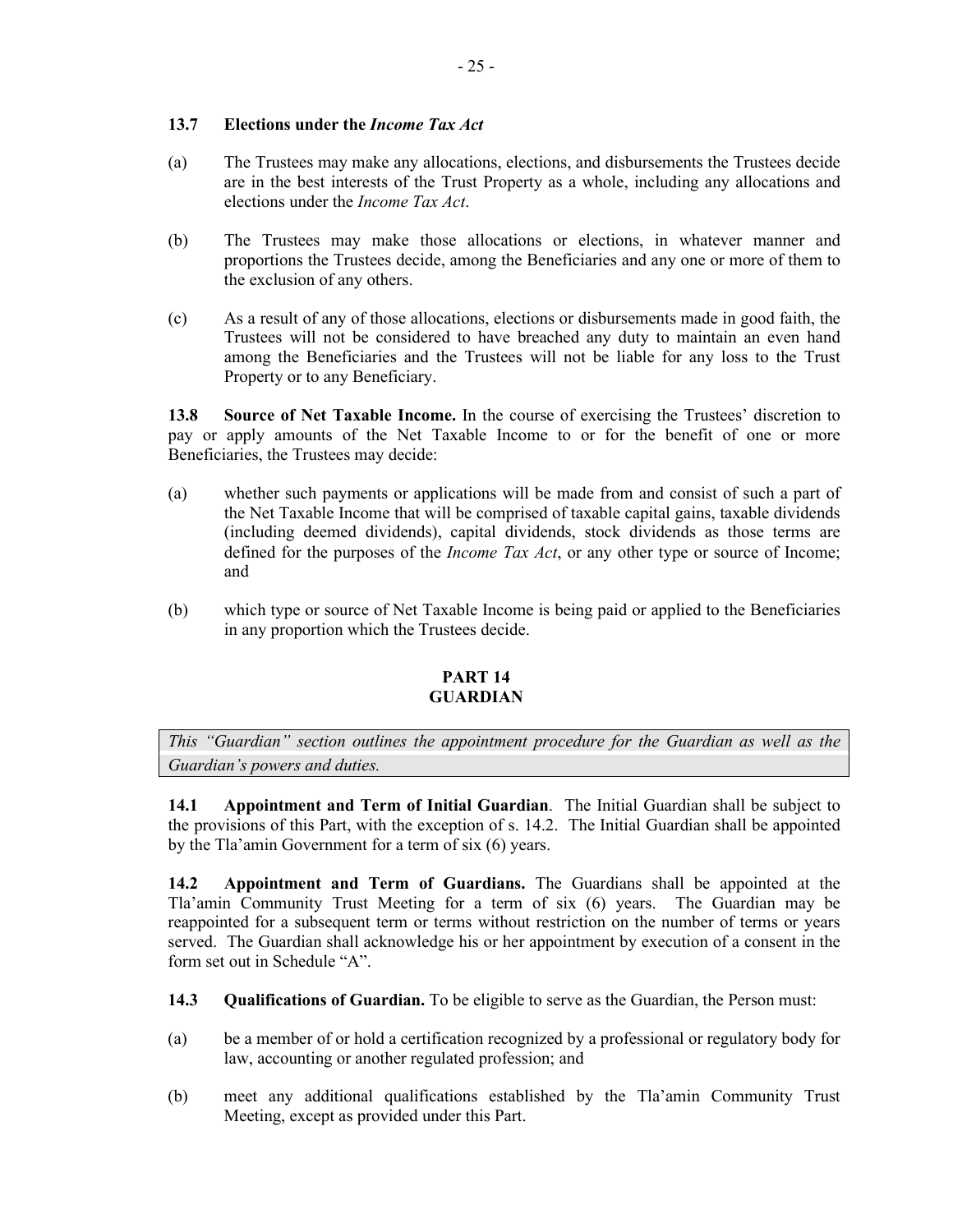### 13.7 Elections under the *Income Tax Act*

(a) The Trustees may make any allocations, elections, and disbursements the Trustees decide are in the best interests of the Trust Property as a whole, including any allocations and elections under the *Income Tax Act*.

(b) The Trustees may make those allocations or elections, in whatever manner and proportions the Trustees decide, among the Beneficiaries and any one or more of them to the exclusion of any others.

(c) As a result of any of those allocations, elections or disbursements made in good faith, the Trustees will not be considered to have breached any duty to maintain an even hand among the Beneficiaries and the Trustees will not be liable for any loss to the Trust Property or to any Beneficiary.

**13.8 Source of Net Taxable Income.** In the course of exercising the Trustees' discretion to pay or apply amounts of the Net Taxable Income to or for the benefit of one or more Beneficiaries, the Trustees may decide:

(a) whether such payments or applications will be made from and consist of such a part of the Net Taxable Income that will be comprised of taxable capital gains, taxable dividends (including deemed dividends), capital dividends, stock dividends as those terms are defined for the purposes of the *Income Tax Act*, or any other type or source of Income; and

(b) which type or source of Net Taxable Income is being paid or applied to the Beneficiaries in any proportion which the Trustees decide.

## PART 14
## GUARDIAN

*This "Guardian" section outlines the appointment procedure for the Guardian as well as the Guardian's powers and duties.*

**14.1 Appointment and Term of Initial Guardian**. The Initial Guardian shall be subject to the provisions of this Part, with the exception of s. 14.2. The Initial Guardian shall be appointed by the Tla'amin Government for a term of six (6) years.

**14.2 Appointment and Term of Guardians.** The Guardians shall be appointed at the Tla'amin Community Trust Meeting for a term of six (6) years. The Guardian may be reappointed for a subsequent term or terms without restriction on the number of terms or years served. The Guardian shall acknowledge his or her appointment by execution of a consent in the form set out in Schedule "A".

**14.3 Qualifications of Guardian.** To be eligible to serve as the Guardian, the Person must:

(a) be a member of or hold a certification recognized by a professional or regulatory body for law, accounting or another regulated profession; and

(b) meet any additional qualifications established by the Tla'amin Community Trust Meeting, except as provided under this Part.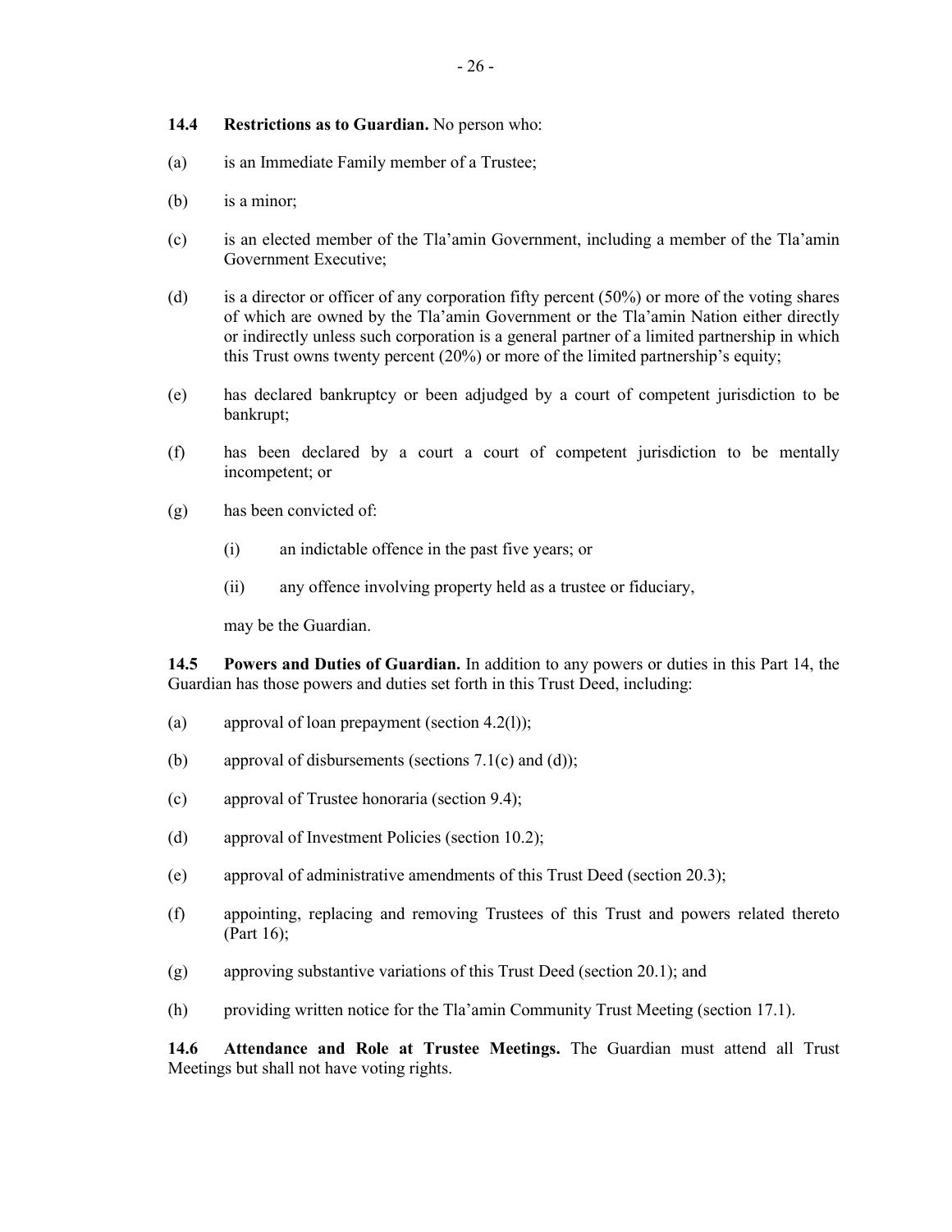**14.4 Restrictions as to Guardian.** No person who:

(a) is an Immediate Family member of a Trustee;

(b) is a minor;

(c) is an elected member of the Tla'amin Government, including a member of the Tla'amin Government Executive;

(d) is a director or officer of any corporation fifty percent (50%) or more of the voting shares of which are owned by the Tla'amin Government or the Tla'amin Nation either directly or indirectly unless such corporation is a general partner of a limited partnership in which this Trust owns twenty percent (20%) or more of the limited partnership's equity;

(e) has declared bankruptcy or been adjudged by a court of competent jurisdiction to be bankrupt;

(f) has been declared by a court a court of competent jurisdiction to be mentally incompetent; or

(g) has been convicted of:

  (i) an indictable offence in the past five years; or

  (ii) any offence involving property held as a trustee or fiduciary,

  may be the Guardian.

**14.5 Powers and Duties of Guardian.** In addition to any powers or duties in this Part 14, the Guardian has those powers and duties set forth in this Trust Deed, including:

(a) approval of loan prepayment (section 4.2(l));

(b) approval of disbursements (sections 7.1(c) and (d));

(c) approval of Trustee honoraria (section 9.4);

(d) approval of Investment Policies (section 10.2);

(e) approval of administrative amendments of this Trust Deed (section 20.3);

(f) appointing, replacing and removing Trustees of this Trust and powers related thereto (Part 16);

(g) approving substantive variations of this Trust Deed (section 20.1); and

(h) providing written notice for the Tla'amin Community Trust Meeting (section 17.1).

**14.6 Attendance and Role at Trustee Meetings.** The Guardian must attend all Trust Meetings but shall not have voting rights.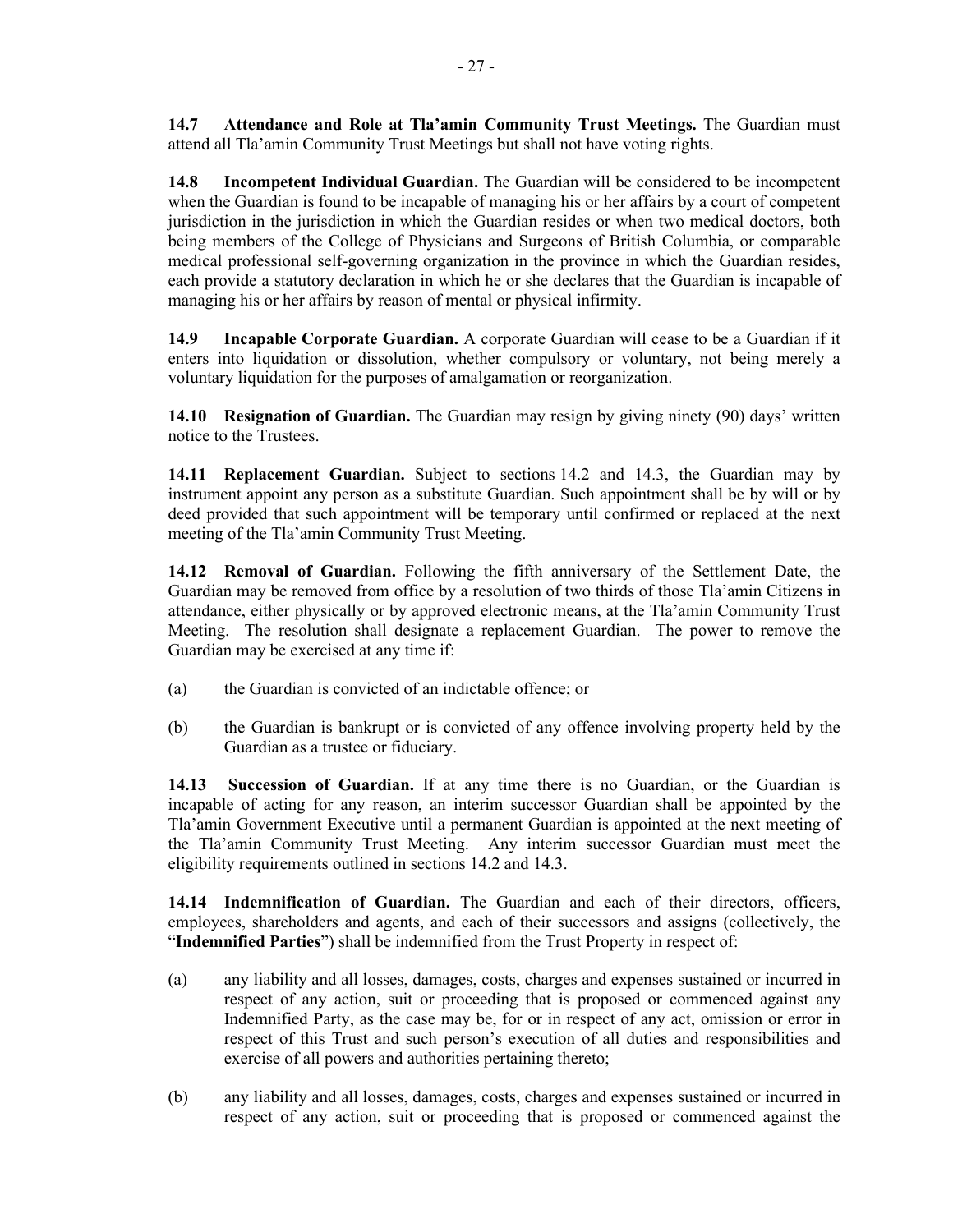**14.7 Attendance and Role at Tla'amin Community Trust Meetings.** The Guardian must attend all Tla'amin Community Trust Meetings but shall not have voting rights.

**14.8 Incompetent Individual Guardian.** The Guardian will be considered to be incompetent when the Guardian is found to be incapable of managing his or her affairs by a court of competent jurisdiction in the jurisdiction in which the Guardian resides or when two medical doctors, both being members of the College of Physicians and Surgeons of British Columbia, or comparable medical professional self-governing organization in the province in which the Guardian resides, each provide a statutory declaration in which he or she declares that the Guardian is incapable of managing his or her affairs by reason of mental or physical infirmity.

**14.9 Incapable Corporate Guardian.** A corporate Guardian will cease to be a Guardian if it enters into liquidation or dissolution, whether compulsory or voluntary, not being merely a voluntary liquidation for the purposes of amalgamation or reorganization.

**14.10 Resignation of Guardian.** The Guardian may resign by giving ninety (90) days' written notice to the Trustees.

**14.11 Replacement Guardian.** Subject to sections 14.2 and 14.3, the Guardian may by instrument appoint any person as a substitute Guardian. Such appointment shall be by will or by deed provided that such appointment will be temporary until confirmed or replaced at the next meeting of the Tla'amin Community Trust Meeting.

**14.12 Removal of Guardian.** Following the fifth anniversary of the Settlement Date, the Guardian may be removed from office by a resolution of two thirds of those Tla'amin Citizens in attendance, either physically or by approved electronic means, at the Tla'amin Community Trust Meeting. The resolution shall designate a replacement Guardian. The power to remove the Guardian may be exercised at any time if:

(a) the Guardian is convicted of an indictable offence; or

(b) the Guardian is bankrupt or is convicted of any offence involving property held by the Guardian as a trustee or fiduciary.

**14.13 Succession of Guardian.** If at any time there is no Guardian, or the Guardian is incapable of acting for any reason, an interim successor Guardian shall be appointed by the Tla'amin Government Executive until a permanent Guardian is appointed at the next meeting of the Tla'amin Community Trust Meeting. Any interim successor Guardian must meet the eligibility requirements outlined in sections 14.2 and 14.3.

**14.14 Indemnification of Guardian.** The Guardian and each of their directors, officers, employees, shareholders and agents, and each of their successors and assigns (collectively, the "**Indemnified Parties**") shall be indemnified from the Trust Property in respect of:

(a) any liability and all losses, damages, costs, charges and expenses sustained or incurred in respect of any action, suit or proceeding that is proposed or commenced against any Indemnified Party, as the case may be, for or in respect of any act, omission or error in respect of this Trust and such person's execution of all duties and responsibilities and exercise of all powers and authorities pertaining thereto;

(b) any liability and all losses, damages, costs, charges and expenses sustained or incurred in respect of any action, suit or proceeding that is proposed or commenced against the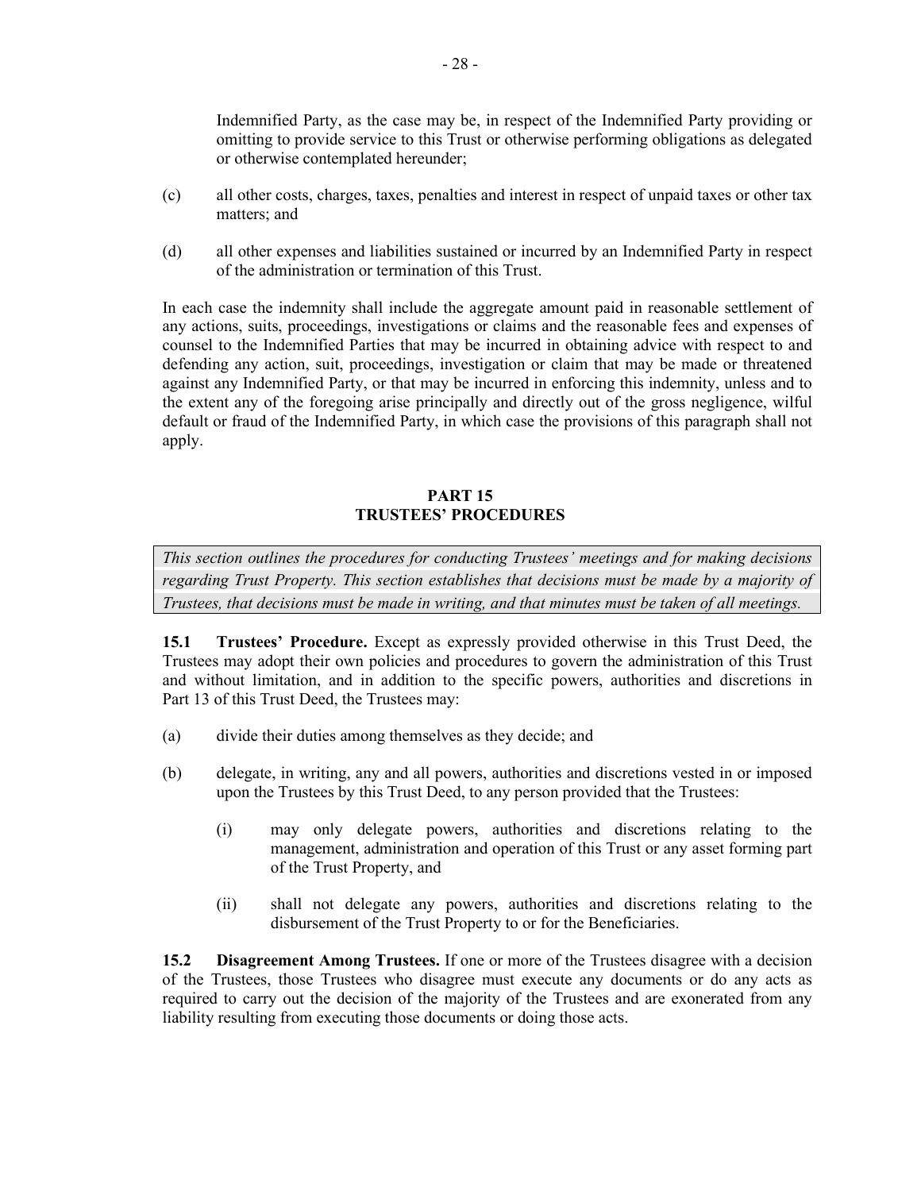Indemnified Party, as the case may be, in respect of the Indemnified Party providing or omitting to provide service to this Trust or otherwise performing obligations as delegated or otherwise contemplated hereunder;

(c) all other costs, charges, taxes, penalties and interest in respect of unpaid taxes or other tax matters; and

(d) all other expenses and liabilities sustained or incurred by an Indemnified Party in respect of the administration or termination of this Trust.

In each case the indemnity shall include the aggregate amount paid in reasonable settlement of any actions, suits, proceedings, investigations or claims and the reasonable fees and expenses of counsel to the Indemnified Parties that may be incurred in obtaining advice with respect to and defending any action, suit, proceedings, investigation or claim that may be made or threatened against any Indemnified Party, or that may be incurred in enforcing this indemnity, unless and to the extent any of the foregoing arise principally and directly out of the gross negligence, wilful default or fraud of the Indemnified Party, in which case the provisions of this paragraph shall not apply.

## PART 15
## TRUSTEES' PROCEDURES

*This section outlines the procedures for conducting Trustees' meetings and for making decisions regarding Trust Property. This section establishes that decisions must be made by a majority of Trustees, that decisions must be made in writing, and that minutes must be taken of all meetings.*

**15.1 Trustees' Procedure.** Except as expressly provided otherwise in this Trust Deed, the Trustees may adopt their own policies and procedures to govern the administration of this Trust and without limitation, and in addition to the specific powers, authorities and discretions in Part 13 of this Trust Deed, the Trustees may:

(a) divide their duties among themselves as they decide; and

(b) delegate, in writing, any and all powers, authorities and discretions vested in or imposed upon the Trustees by this Trust Deed, to any person provided that the Trustees:

  (i) may only delegate powers, authorities and discretions relating to the management, administration and operation of this Trust or any asset forming part of the Trust Property, and

  (ii) shall not delegate any powers, authorities and discretions relating to the disbursement of the Trust Property to or for the Beneficiaries.

**15.2 Disagreement Among Trustees.** If one or more of the Trustees disagree with a decision of the Trustees, those Trustees who disagree must execute any documents or do any acts as required to carry out the decision of the majority of the Trustees and are exonerated from any liability resulting from executing those documents or doing those acts.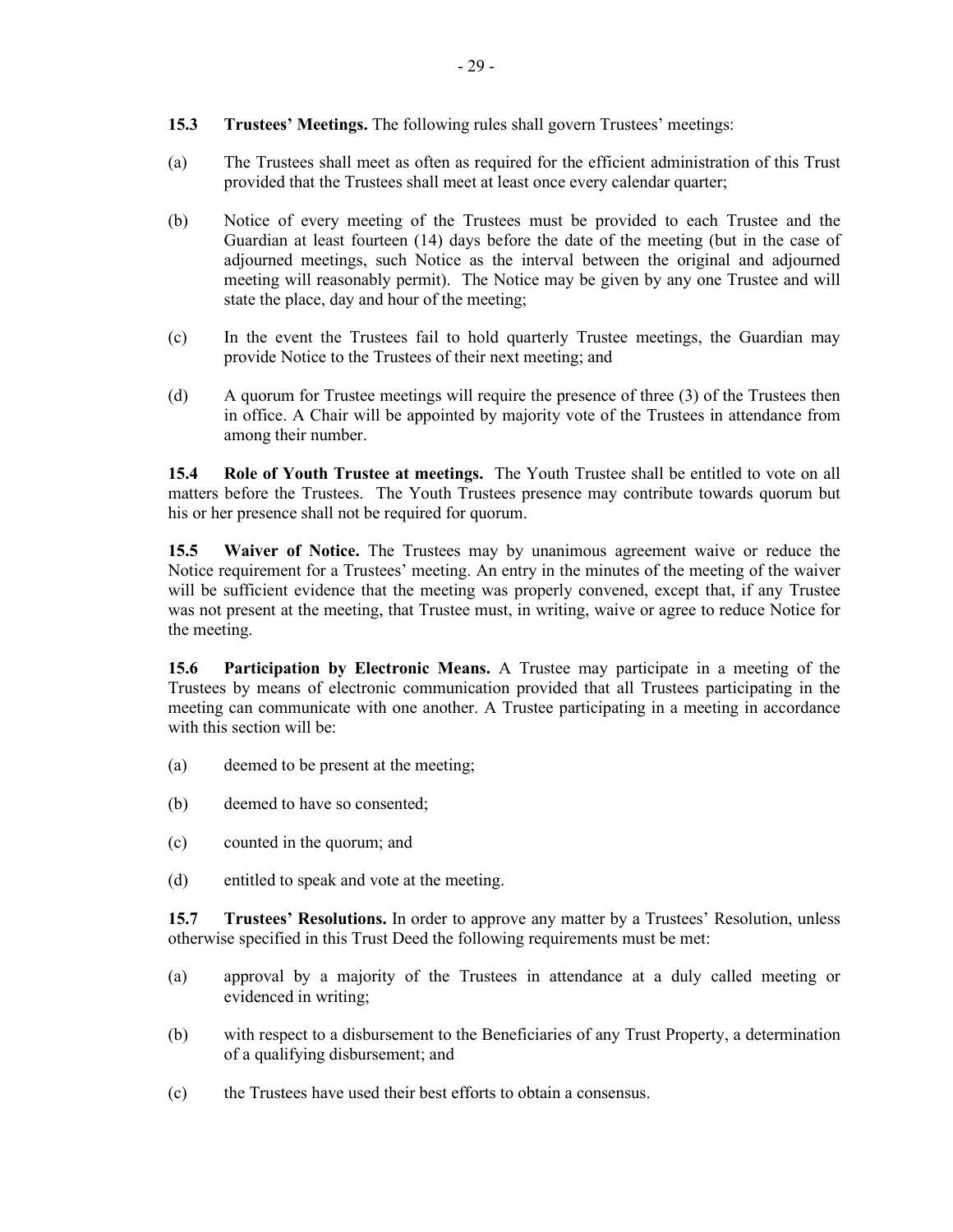**15.3 Trustees' Meetings.** The following rules shall govern Trustees' meetings:

(a) The Trustees shall meet as often as required for the efficient administration of this Trust provided that the Trustees shall meet at least once every calendar quarter;

(b) Notice of every meeting of the Trustees must be provided to each Trustee and the Guardian at least fourteen (14) days before the date of the meeting (but in the case of adjourned meetings, such Notice as the interval between the original and adjourned meeting will reasonably permit). The Notice may be given by any one Trustee and will state the place, day and hour of the meeting;

(c) In the event the Trustees fail to hold quarterly Trustee meetings, the Guardian may provide Notice to the Trustees of their next meeting; and

(d) A quorum for Trustee meetings will require the presence of three (3) of the Trustees then in office. A Chair will be appointed by majority vote of the Trustees in attendance from among their number.

**15.4 Role of Youth Trustee at meetings.** The Youth Trustee shall be entitled to vote on all matters before the Trustees. The Youth Trustees presence may contribute towards quorum but his or her presence shall not be required for quorum.

**15.5 Waiver of Notice.** The Trustees may by unanimous agreement waive or reduce the Notice requirement for a Trustees' meeting. An entry in the minutes of the meeting of the waiver will be sufficient evidence that the meeting was properly convened, except that, if any Trustee was not present at the meeting, that Trustee must, in writing, waive or agree to reduce Notice for the meeting.

**15.6 Participation by Electronic Means.** A Trustee may participate in a meeting of the Trustees by means of electronic communication provided that all Trustees participating in the meeting can communicate with one another. A Trustee participating in a meeting in accordance with this section will be:

(a) deemed to be present at the meeting;

(b) deemed to have so consented;

(c) counted in the quorum; and

(d) entitled to speak and vote at the meeting.

**15.7 Trustees' Resolutions.** In order to approve any matter by a Trustees' Resolution, unless otherwise specified in this Trust Deed the following requirements must be met:

(a) approval by a majority of the Trustees in attendance at a duly called meeting or evidenced in writing;

(b) with respect to a disbursement to the Beneficiaries of any Trust Property, a determination of a qualifying disbursement; and

(c) the Trustees have used their best efforts to obtain a consensus.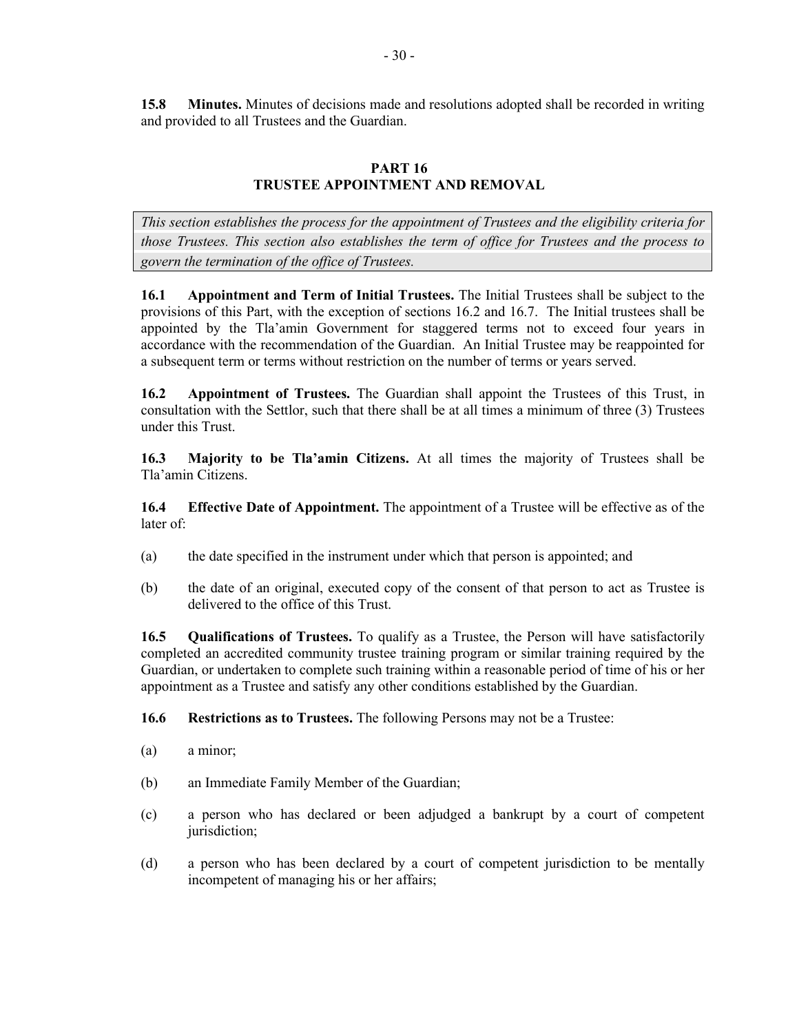**15.8 Minutes.** Minutes of decisions made and resolutions adopted shall be recorded in writing and provided to all Trustees and the Guardian.

## PART 16
## TRUSTEE APPOINTMENT AND REMOVAL

*This section establishes the process for the appointment of Trustees and the eligibility criteria for those Trustees. This section also establishes the term of office for Trustees and the process to govern the termination of the office of Trustees.*

**16.1 Appointment and Term of Initial Trustees.** The Initial Trustees shall be subject to the provisions of this Part, with the exception of sections 16.2 and 16.7. The Initial trustees shall be appointed by the Tla'amin Government for staggered terms not to exceed four years in accordance with the recommendation of the Guardian. An Initial Trustee may be reappointed for a subsequent term or terms without restriction on the number of terms or years served.

**16.2 Appointment of Trustees.** The Guardian shall appoint the Trustees of this Trust, in consultation with the Settlor, such that there shall be at all times a minimum of three (3) Trustees under this Trust.

**16.3 Majority to be Tla'amin Citizens.** At all times the majority of Trustees shall be Tla'amin Citizens.

**16.4 Effective Date of Appointment.** The appointment of a Trustee will be effective as of the later of:

(a) the date specified in the instrument under which that person is appointed; and

(b) the date of an original, executed copy of the consent of that person to act as Trustee is delivered to the office of this Trust.

**16.5 Qualifications of Trustees.** To qualify as a Trustee, the Person will have satisfactorily completed an accredited community trustee training program or similar training required by the Guardian, or undertaken to complete such training within a reasonable period of time of his or her appointment as a Trustee and satisfy any other conditions established by the Guardian.

**16.6 Restrictions as to Trustees.** The following Persons may not be a Trustee:

(a) a minor;

(b) an Immediate Family Member of the Guardian;

(c) a person who has declared or been adjudged a bankrupt by a court of competent jurisdiction;

(d) a person who has been declared by a court of competent jurisdiction to be mentally incompetent of managing his or her affairs;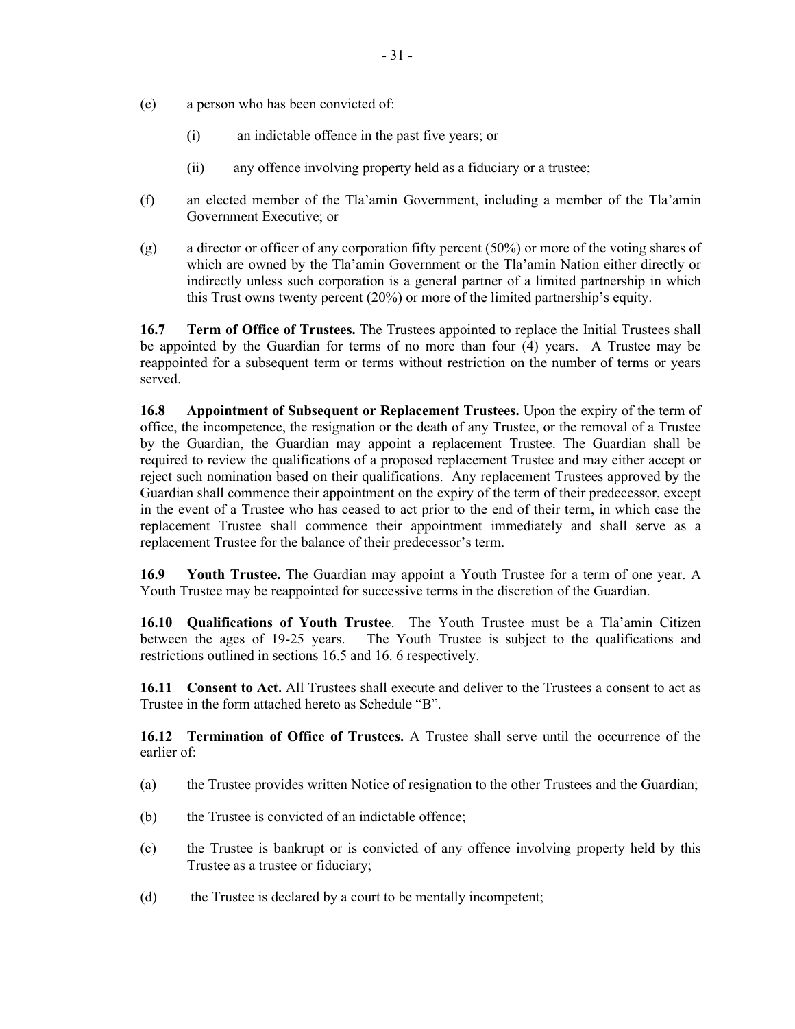(e) a person who has been convicted of:

  (i) an indictable offence in the past five years; or

  (ii) any offence involving property held as a fiduciary or a trustee;

(f) an elected member of the Tla'amin Government, including a member of the Tla'amin Government Executive; or

(g) a director or officer of any corporation fifty percent (50%) or more of the voting shares of which are owned by the Tla'amin Government or the Tla'amin Nation either directly or indirectly unless such corporation is a general partner of a limited partnership in which this Trust owns twenty percent (20%) or more of the limited partnership's equity.

**16.7 Term of Office of Trustees.** The Trustees appointed to replace the Initial Trustees shall be appointed by the Guardian for terms of no more than four (4) years. A Trustee may be reappointed for a subsequent term or terms without restriction on the number of terms or years served.

**16.8 Appointment of Subsequent or Replacement Trustees.** Upon the expiry of the term of office, the incompetence, the resignation or the death of any Trustee, or the removal of a Trustee by the Guardian, the Guardian may appoint a replacement Trustee. The Guardian shall be required to review the qualifications of a proposed replacement Trustee and may either accept or reject such nomination based on their qualifications. Any replacement Trustees approved by the Guardian shall commence their appointment on the expiry of the term of their predecessor, except in the event of a Trustee who has ceased to act prior to the end of their term, in which case the replacement Trustee shall commence their appointment immediately and shall serve as a replacement Trustee for the balance of their predecessor's term.

**16.9 Youth Trustee.** The Guardian may appoint a Youth Trustee for a term of one year. A Youth Trustee may be reappointed for successive terms in the discretion of the Guardian.

**16.10 Qualifications of Youth Trustee**. The Youth Trustee must be a Tla'amin Citizen between the ages of 19-25 years. The Youth Trustee is subject to the qualifications and restrictions outlined in sections 16.5 and 16. 6 respectively.

**16.11 Consent to Act.** All Trustees shall execute and deliver to the Trustees a consent to act as Trustee in the form attached hereto as Schedule "B".

**16.12 Termination of Office of Trustees.** A Trustee shall serve until the occurrence of the earlier of:

(a) the Trustee provides written Notice of resignation to the other Trustees and the Guardian;

(b) the Trustee is convicted of an indictable offence;

(c) the Trustee is bankrupt or is convicted of any offence involving property held by this Trustee as a trustee or fiduciary;

(d) the Trustee is declared by a court to be mentally incompetent;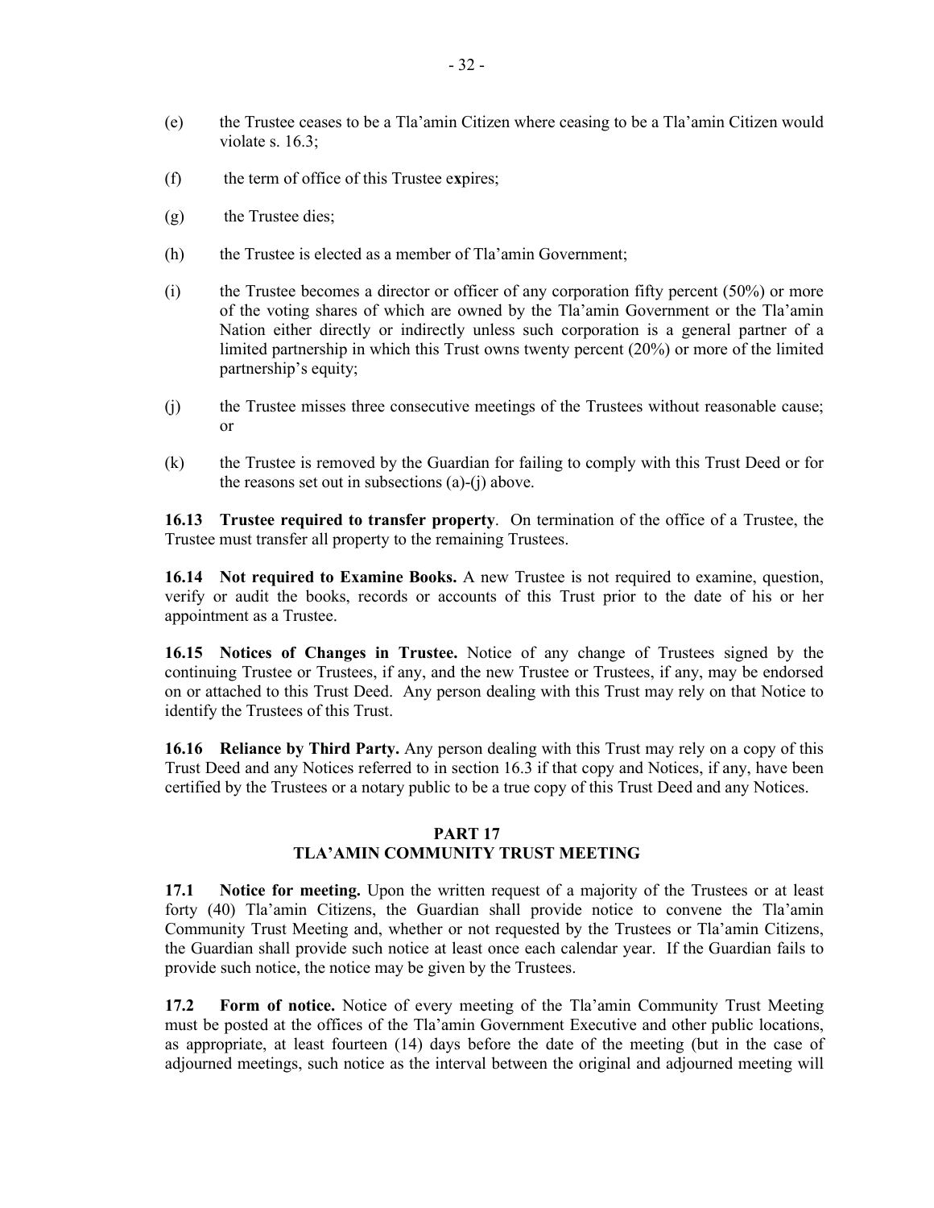(e) the Trustee ceases to be a Tla'amin Citizen where ceasing to be a Tla'amin Citizen would violate s. 16.3;

(f) the term of office of this Trustee expires;

(g) the Trustee dies;

(h) the Trustee is elected as a member of Tla'amin Government;

(i) the Trustee becomes a director or officer of any corporation fifty percent (50%) or more of the voting shares of which are owned by the Tla'amin Government or the Tla'amin Nation either directly or indirectly unless such corporation is a general partner of a limited partnership in which this Trust owns twenty percent (20%) or more of the limited partnership's equity;

(j) the Trustee misses three consecutive meetings of the Trustees without reasonable cause; or

(k) the Trustee is removed by the Guardian for failing to comply with this Trust Deed or for the reasons set out in subsections (a)-(j) above.

**16.13 Trustee required to transfer property**. On termination of the office of a Trustee, the Trustee must transfer all property to the remaining Trustees.

**16.14 Not required to Examine Books.** A new Trustee is not required to examine, question, verify or audit the books, records or accounts of this Trust prior to the date of his or her appointment as a Trustee.

**16.15 Notices of Changes in Trustee.** Notice of any change of Trustees signed by the continuing Trustee or Trustees, if any, and the new Trustee or Trustees, if any, may be endorsed on or attached to this Trust Deed. Any person dealing with this Trust may rely on that Notice to identify the Trustees of this Trust.

**16.16 Reliance by Third Party.** Any person dealing with this Trust may rely on a copy of this Trust Deed and any Notices referred to in section 16.3 if that copy and Notices, if any, have been certified by the Trustees or a notary public to be a true copy of this Trust Deed and any Notices.

## PART 17
## TLA'AMIN COMMUNITY TRUST MEETING

**17.1 Notice for meeting.** Upon the written request of a majority of the Trustees or at least forty (40) Tla'amin Citizens, the Guardian shall provide notice to convene the Tla'amin Community Trust Meeting and, whether or not requested by the Trustees or Tla'amin Citizens, the Guardian shall provide such notice at least once each calendar year. If the Guardian fails to provide such notice, the notice may be given by the Trustees.

**17.2 Form of notice.** Notice of every meeting of the Tla'amin Community Trust Meeting must be posted at the offices of the Tla'amin Government Executive and other public locations, as appropriate, at least fourteen (14) days before the date of the meeting (but in the case of adjourned meetings, such notice as the interval between the original and adjourned meeting will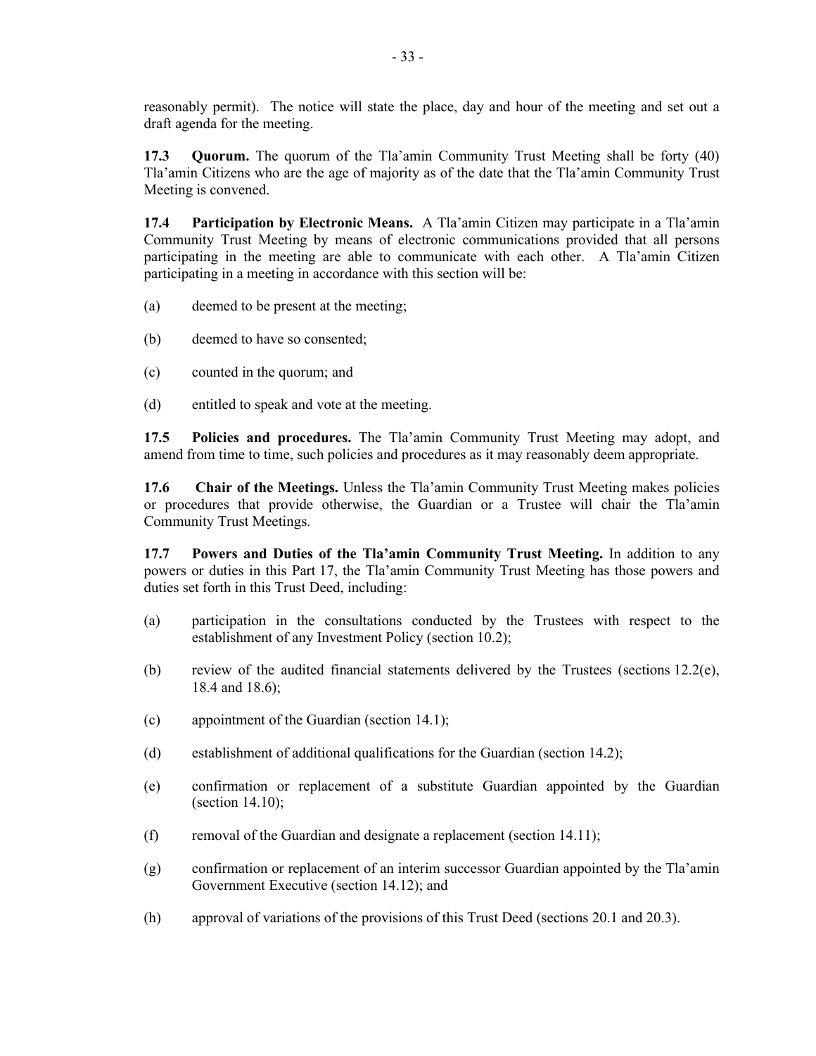reasonably permit). The notice will state the place, day and hour of the meeting and set out a draft agenda for the meeting.

**17.3 Quorum.** The quorum of the Tla'amin Community Trust Meeting shall be forty (40) Tla'amin Citizens who are the age of majority as of the date that the Tla'amin Community Trust Meeting is convened.

**17.4 Participation by Electronic Means.** A Tla'amin Citizen may participate in a Tla'amin Community Trust Meeting by means of electronic communications provided that all persons participating in the meeting are able to communicate with each other. A Tla'amin Citizen participating in a meeting in accordance with this section will be:

(a) deemed to be present at the meeting;

(b) deemed to have so consented;

(c) counted in the quorum; and

(d) entitled to speak and vote at the meeting.

**17.5 Policies and procedures.** The Tla'amin Community Trust Meeting may adopt, and amend from time to time, such policies and procedures as it may reasonably deem appropriate.

**17.6 Chair of the Meetings.** Unless the Tla'amin Community Trust Meeting makes policies or procedures that provide otherwise, the Guardian or a Trustee will chair the Tla'amin Community Trust Meetings.

**17.7 Powers and Duties of the Tla'amin Community Trust Meeting.** In addition to any powers or duties in this Part 17, the Tla'amin Community Trust Meeting has those powers and duties set forth in this Trust Deed, including:

(a) participation in the consultations conducted by the Trustees with respect to the establishment of any Investment Policy (section 10.2);

(b) review of the audited financial statements delivered by the Trustees (sections 12.2(e), 18.4 and 18.6);

(c) appointment of the Guardian (section 14.1);

(d) establishment of additional qualifications for the Guardian (section 14.2);

(e) confirmation or replacement of a substitute Guardian appointed by the Guardian (section 14.10);

(f) removal of the Guardian and designate a replacement (section 14.11);

(g) confirmation or replacement of an interim successor Guardian appointed by the Tla'amin Government Executive (section 14.12); and

(h) approval of variations of the provisions of this Trust Deed (sections 20.1 and 20.3).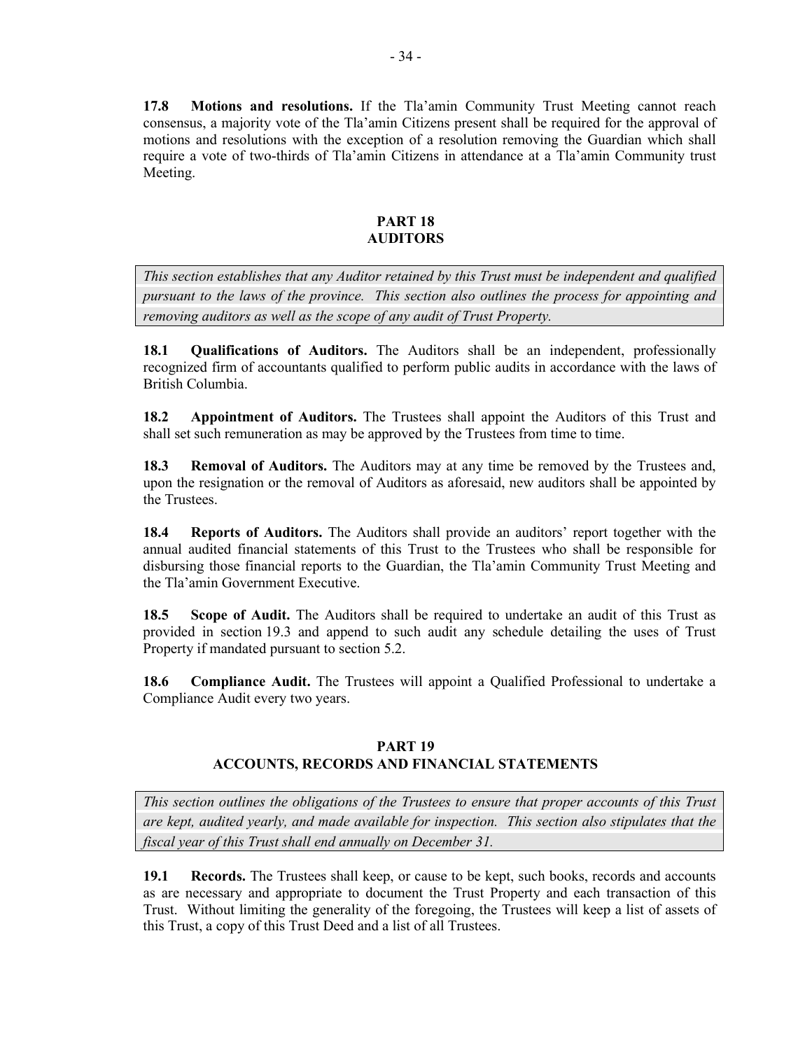**17.8 Motions and resolutions.** If the Tla'amin Community Trust Meeting cannot reach consensus, a majority vote of the Tla'amin Citizens present shall be required for the approval of motions and resolutions with the exception of a resolution removing the Guardian which shall require a vote of two-thirds of Tla'amin Citizens in attendance at a Tla'amin Community trust Meeting.

## PART 18
## AUDITORS

*This section establishes that any Auditor retained by this Trust must be independent and qualified pursuant to the laws of the province. This section also outlines the process for appointing and removing auditors as well as the scope of any audit of Trust Property.*

**18.1 Qualifications of Auditors.** The Auditors shall be an independent, professionally recognized firm of accountants qualified to perform public audits in accordance with the laws of British Columbia.

**18.2 Appointment of Auditors.** The Trustees shall appoint the Auditors of this Trust and shall set such remuneration as may be approved by the Trustees from time to time.

**18.3 Removal of Auditors.** The Auditors may at any time be removed by the Trustees and, upon the resignation or the removal of Auditors as aforesaid, new auditors shall be appointed by the Trustees.

**18.4 Reports of Auditors.** The Auditors shall provide an auditors' report together with the annual audited financial statements of this Trust to the Trustees who shall be responsible for disbursing those financial reports to the Guardian, the Tla'amin Community Trust Meeting and the Tla'amin Government Executive.

**18.5 Scope of Audit.** The Auditors shall be required to undertake an audit of this Trust as provided in section 19.3 and append to such audit any schedule detailing the uses of Trust Property if mandated pursuant to section 5.2.

**18.6 Compliance Audit.** The Trustees will appoint a Qualified Professional to undertake a Compliance Audit every two years.

## PART 19
## ACCOUNTS, RECORDS AND FINANCIAL STATEMENTS

*This section outlines the obligations of the Trustees to ensure that proper accounts of this Trust are kept, audited yearly, and made available for inspection. This section also stipulates that the fiscal year of this Trust shall end annually on December 31.*

**19.1 Records.** The Trustees shall keep, or cause to be kept, such books, records and accounts as are necessary and appropriate to document the Trust Property and each transaction of this Trust. Without limiting the generality of the foregoing, the Trustees will keep a list of assets of this Trust, a copy of this Trust Deed and a list of all Trustees.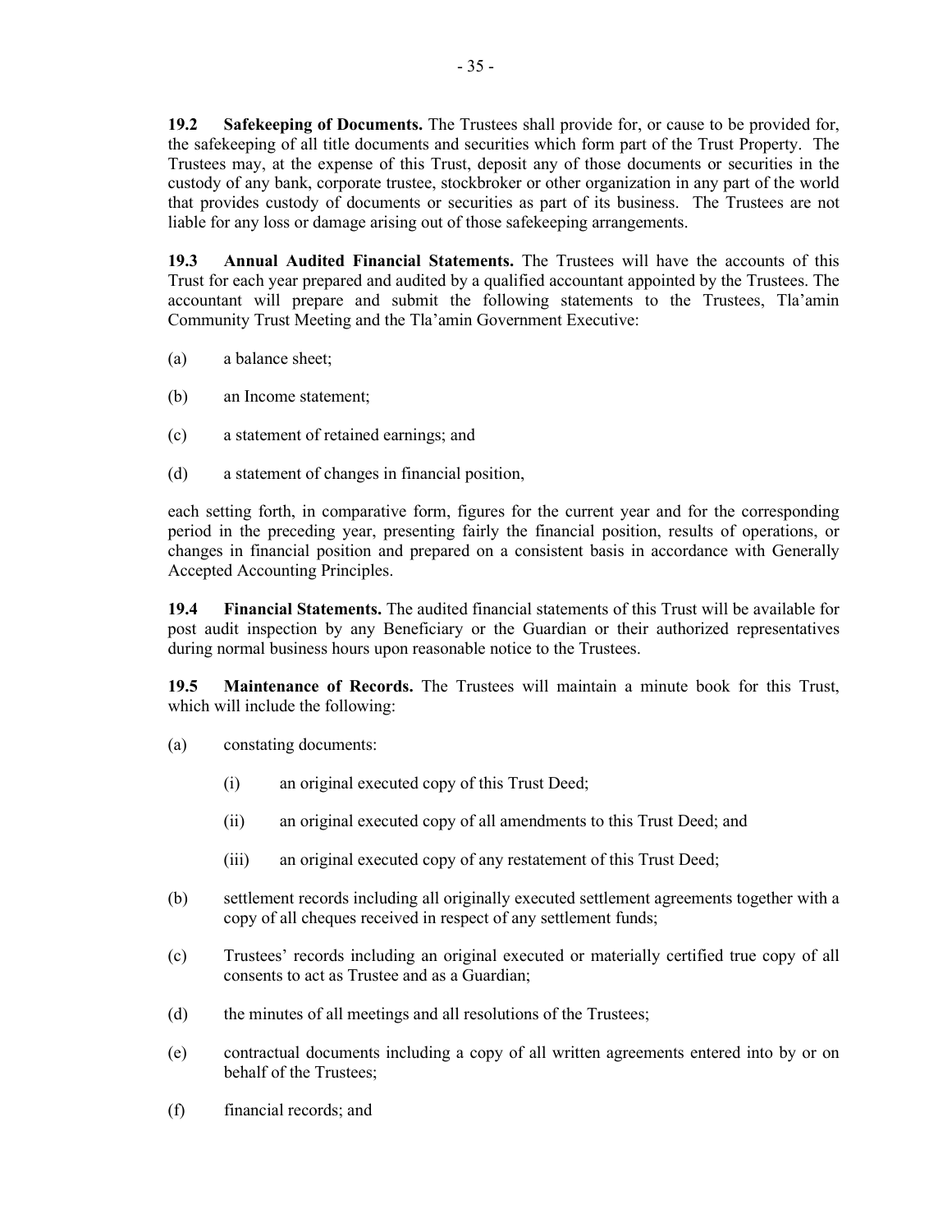**19.2 Safekeeping of Documents.** The Trustees shall provide for, or cause to be provided for, the safekeeping of all title documents and securities which form part of the Trust Property. The Trustees may, at the expense of this Trust, deposit any of those documents or securities in the custody of any bank, corporate trustee, stockbroker or other organization in any part of the world that provides custody of documents or securities as part of its business. The Trustees are not liable for any loss or damage arising out of those safekeeping arrangements.

**19.3 Annual Audited Financial Statements.** The Trustees will have the accounts of this Trust for each year prepared and audited by a qualified accountant appointed by the Trustees. The accountant will prepare and submit the following statements to the Trustees, Tla'amin Community Trust Meeting and the Tla'amin Government Executive:

(a) a balance sheet;

(b) an Income statement;

(c) a statement of retained earnings; and

(d) a statement of changes in financial position,

each setting forth, in comparative form, figures for the current year and for the corresponding period in the preceding year, presenting fairly the financial position, results of operations, or changes in financial position and prepared on a consistent basis in accordance with Generally Accepted Accounting Principles.

**19.4 Financial Statements.** The audited financial statements of this Trust will be available for post audit inspection by any Beneficiary or the Guardian or their authorized representatives during normal business hours upon reasonable notice to the Trustees.

**19.5 Maintenance of Records.** The Trustees will maintain a minute book for this Trust, which will include the following:

(a) constating documents:

 (i) an original executed copy of this Trust Deed;

 (ii) an original executed copy of all amendments to this Trust Deed; and

 (iii) an original executed copy of any restatement of this Trust Deed;

(b) settlement records including all originally executed settlement agreements together with a copy of all cheques received in respect of any settlement funds;

(c) Trustees' records including an original executed or materially certified true copy of all consents to act as Trustee and as a Guardian;

(d) the minutes of all meetings and all resolutions of the Trustees;

(e) contractual documents including a copy of all written agreements entered into by or on behalf of the Trustees;

(f) financial records; and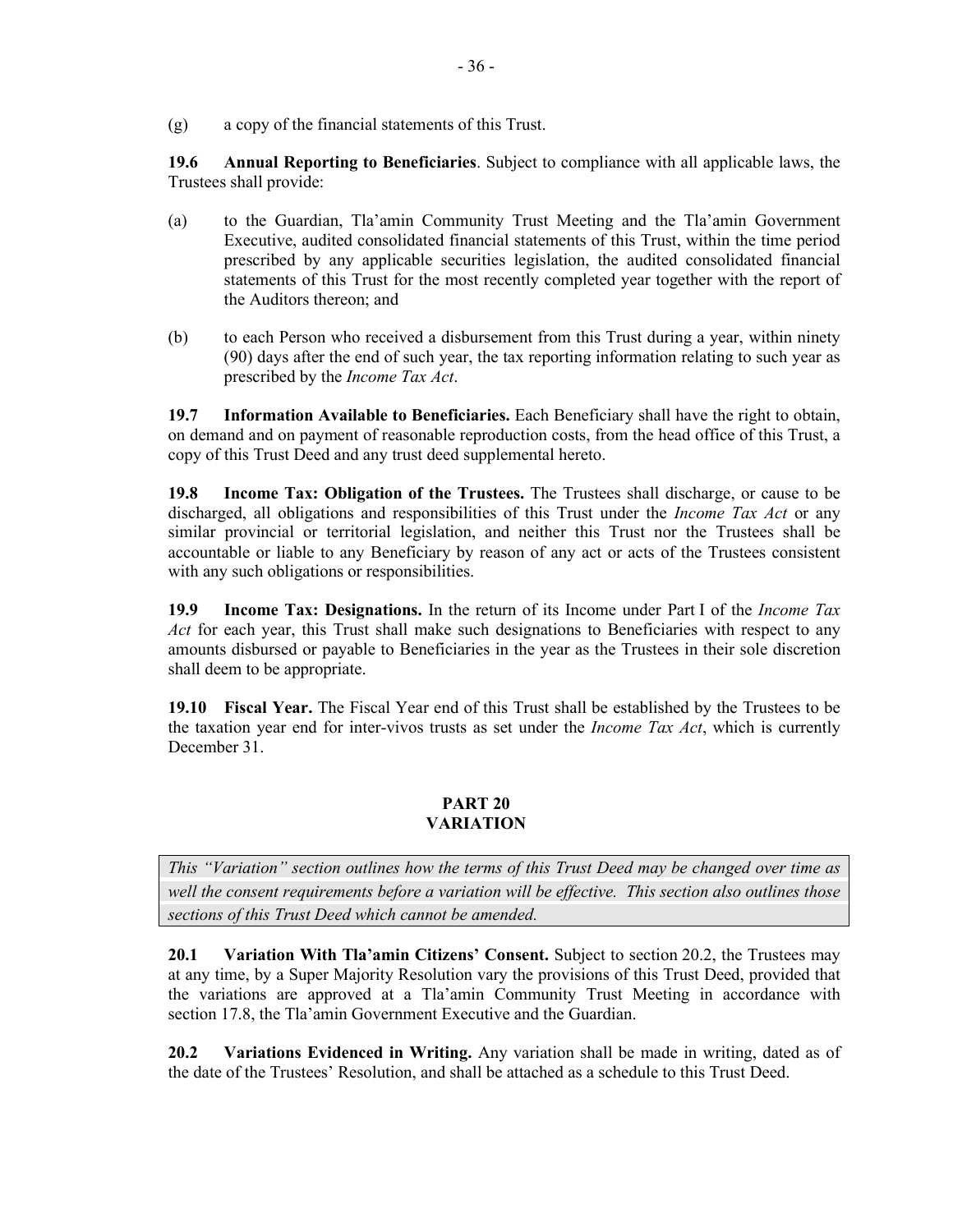(g) a copy of the financial statements of this Trust.

**19.6 Annual Reporting to Beneficiaries**. Subject to compliance with all applicable laws, the Trustees shall provide:

(a) to the Guardian, Tla'amin Community Trust Meeting and the Tla'amin Government Executive, audited consolidated financial statements of this Trust, within the time period prescribed by any applicable securities legislation, the audited consolidated financial statements of this Trust for the most recently completed year together with the report of the Auditors thereon; and

(b) to each Person who received a disbursement from this Trust during a year, within ninety (90) days after the end of such year, the tax reporting information relating to such year as prescribed by the *Income Tax Act*.

**19.7 Information Available to Beneficiaries.** Each Beneficiary shall have the right to obtain, on demand and on payment of reasonable reproduction costs, from the head office of this Trust, a copy of this Trust Deed and any trust deed supplemental hereto.

**19.8 Income Tax: Obligation of the Trustees.** The Trustees shall discharge, or cause to be discharged, all obligations and responsibilities of this Trust under the *Income Tax Act* or any similar provincial or territorial legislation, and neither this Trust nor the Trustees shall be accountable or liable to any Beneficiary by reason of any act or acts of the Trustees consistent with any such obligations or responsibilities.

**19.9 Income Tax: Designations.** In the return of its Income under Part I of the *Income Tax Act* for each year, this Trust shall make such designations to Beneficiaries with respect to any amounts disbursed or payable to Beneficiaries in the year as the Trustees in their sole discretion shall deem to be appropriate.

**19.10 Fiscal Year.** The Fiscal Year end of this Trust shall be established by the Trustees to be the taxation year end for inter-vivos trusts as set under the *Income Tax Act*, which is currently December 31.

## PART 20
## VARIATION

*This "Variation" section outlines how the terms of this Trust Deed may be changed over time as well the consent requirements before a variation will be effective. This section also outlines those sections of this Trust Deed which cannot be amended.*

**20.1 Variation With Tla'amin Citizens' Consent.** Subject to section 20.2, the Trustees may at any time, by a Super Majority Resolution vary the provisions of this Trust Deed, provided that the variations are approved at a Tla'amin Community Trust Meeting in accordance with section 17.8, the Tla'amin Government Executive and the Guardian.

**20.2 Variations Evidenced in Writing.** Any variation shall be made in writing, dated as of the date of the Trustees' Resolution, and shall be attached as a schedule to this Trust Deed.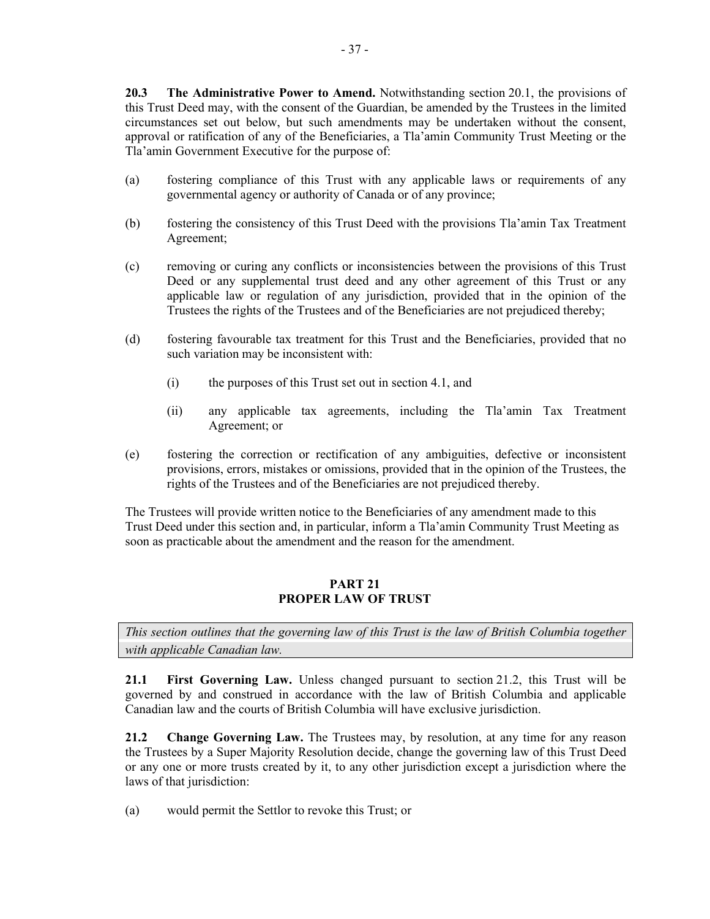**20.3 The Administrative Power to Amend.** Notwithstanding section 20.1, the provisions of this Trust Deed may, with the consent of the Guardian, be amended by the Trustees in the limited circumstances set out below, but such amendments may be undertaken without the consent, approval or ratification of any of the Beneficiaries, a Tla'amin Community Trust Meeting or the Tla'amin Government Executive for the purpose of:

(a) fostering compliance of this Trust with any applicable laws or requirements of any governmental agency or authority of Canada or of any province;

(b) fostering the consistency of this Trust Deed with the provisions Tla'amin Tax Treatment Agreement;

(c) removing or curing any conflicts or inconsistencies between the provisions of this Trust Deed or any supplemental trust deed and any other agreement of this Trust or any applicable law or regulation of any jurisdiction, provided that in the opinion of the Trustees the rights of the Trustees and of the Beneficiaries are not prejudiced thereby;

(d) fostering favourable tax treatment for this Trust and the Beneficiaries, provided that no such variation may be inconsistent with:

  (i) the purposes of this Trust set out in section 4.1, and

  (ii) any applicable tax agreements, including the Tla'amin Tax Treatment Agreement; or

(e) fostering the correction or rectification of any ambiguities, defective or inconsistent provisions, errors, mistakes or omissions, provided that in the opinion of the Trustees, the rights of the Trustees and of the Beneficiaries are not prejudiced thereby.

The Trustees will provide written notice to the Beneficiaries of any amendment made to this Trust Deed under this section and, in particular, inform a Tla'amin Community Trust Meeting as soon as practicable about the amendment and the reason for the amendment.

## PART 21
## PROPER LAW OF TRUST

*This section outlines that the governing law of this Trust is the law of British Columbia together with applicable Canadian law.*

**21.1 First Governing Law.** Unless changed pursuant to section 21.2, this Trust will be governed by and construed in accordance with the law of British Columbia and applicable Canadian law and the courts of British Columbia will have exclusive jurisdiction.

**21.2 Change Governing Law.** The Trustees may, by resolution, at any time for any reason the Trustees by a Super Majority Resolution decide, change the governing law of this Trust Deed or any one or more trusts created by it, to any other jurisdiction except a jurisdiction where the laws of that jurisdiction:

(a) would permit the Settlor to revoke this Trust; or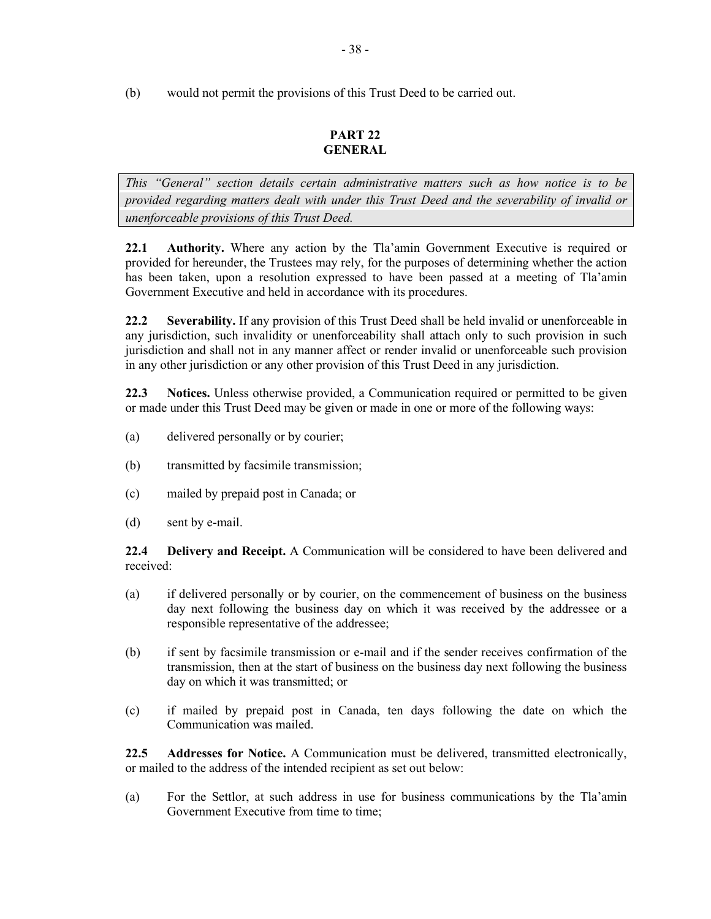(b) would not permit the provisions of this Trust Deed to be carried out.

## PART 22
## GENERAL

*This "General" section details certain administrative matters such as how notice is to be provided regarding matters dealt with under this Trust Deed and the severability of invalid or unenforceable provisions of this Trust Deed.*

**22.1 Authority.** Where any action by the Tla'amin Government Executive is required or provided for hereunder, the Trustees may rely, for the purposes of determining whether the action has been taken, upon a resolution expressed to have been passed at a meeting of Tla'amin Government Executive and held in accordance with its procedures.

**22.2 Severability.** If any provision of this Trust Deed shall be held invalid or unenforceable in any jurisdiction, such invalidity or unenforceability shall attach only to such provision in such jurisdiction and shall not in any manner affect or render invalid or unenforceable such provision in any other jurisdiction or any other provision of this Trust Deed in any jurisdiction.

**22.3 Notices.** Unless otherwise provided, a Communication required or permitted to be given or made under this Trust Deed may be given or made in one or more of the following ways:

(a) delivered personally or by courier;

(b) transmitted by facsimile transmission;

(c) mailed by prepaid post in Canada; or

(d) sent by e-mail.

**22.4 Delivery and Receipt.** A Communication will be considered to have been delivered and received:

(a) if delivered personally or by courier, on the commencement of business on the business day next following the business day on which it was received by the addressee or a responsible representative of the addressee;

(b) if sent by facsimile transmission or e-mail and if the sender receives confirmation of the transmission, then at the start of business on the business day next following the business day on which it was transmitted; or

(c) if mailed by prepaid post in Canada, ten days following the date on which the Communication was mailed.

**22.5 Addresses for Notice.** A Communication must be delivered, transmitted electronically, or mailed to the address of the intended recipient as set out below:

(a) For the Settlor, at such address in use for business communications by the Tla'amin Government Executive from time to time;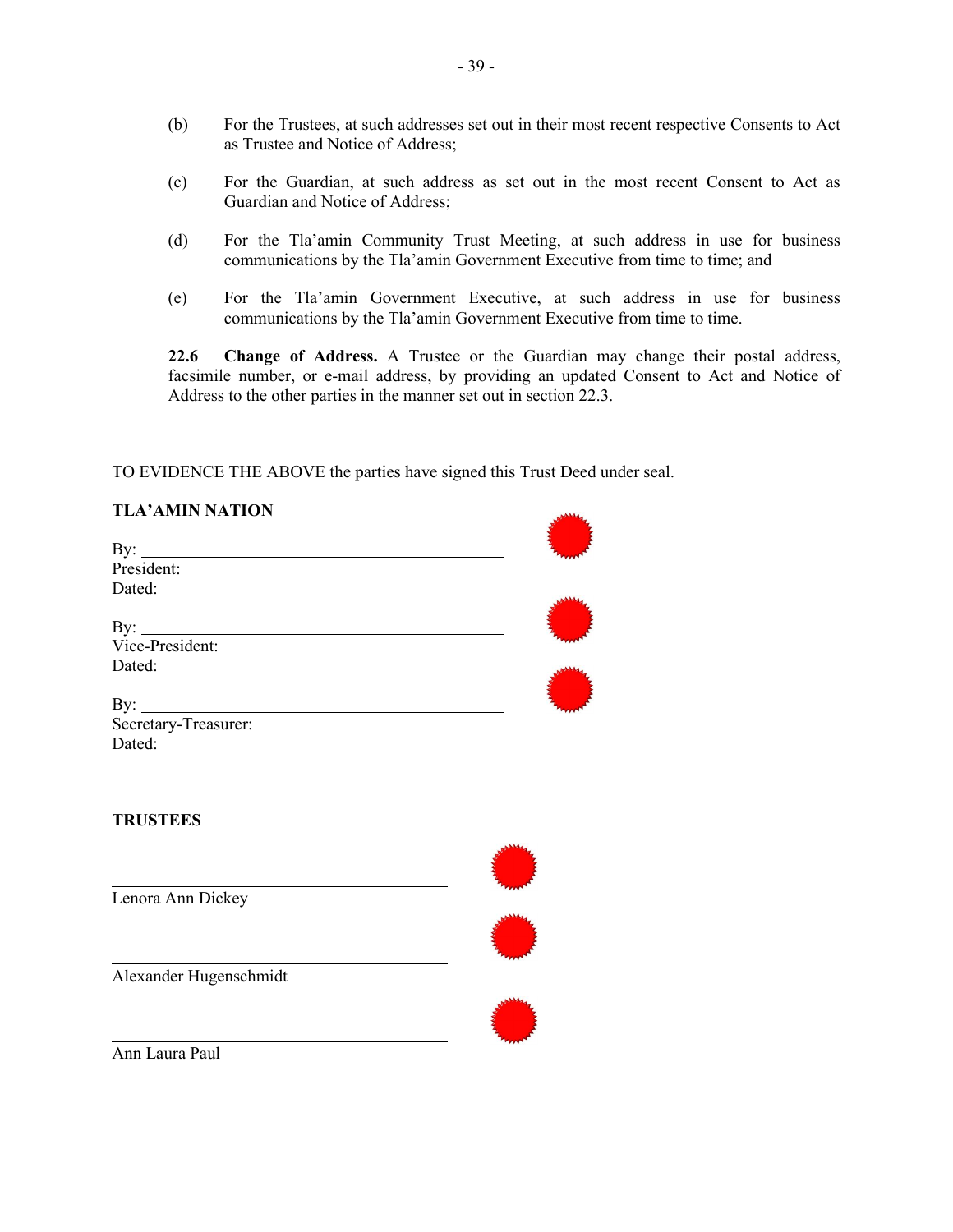(b) For the Trustees, at such addresses set out in their most recent respective Consents to Act as Trustee and Notice of Address;

(c) For the Guardian, at such address as set out in the most recent Consent to Act as Guardian and Notice of Address;

(d) For the Tla'amin Community Trust Meeting, at such address in use for business communications by the Tla'amin Government Executive from time to time; and

(e) For the Tla'amin Government Executive, at such address in use for business communications by the Tla'amin Government Executive from time to time.

**22.6 Change of Address.** A Trustee or the Guardian may change their postal address, facsimile number, or e-mail address, by providing an updated Consent to Act and Notice of Address to the other parties in the manner set out in section 22.3.

TO EVIDENCE THE ABOVE the parties have signed this Trust Deed under seal.

**TLA'AMIN NATION**

By: \_\_\_\_\_\_\_\_\_\_\_\_\_\_\_\_\_\_\_\_\_\_\_\_\_\_\_\_\_\_\_\_\_\_\_\_\_\_\_\_
President:
Dated:

By: \_\_\_\_\_\_\_\_\_\_\_\_\_\_\_\_\_\_\_\_\_\_\_\_\_\_\_\_\_\_\_\_\_\_\_\_\_\_\_\_
Vice-President:
Dated:

By: \_\_\_\_\_\_\_\_\_\_\_\_\_\_\_\_\_\_\_\_\_\_\_\_\_\_\_\_\_\_\_\_\_\_\_\_\_\_\_\_
Secretary-Treasurer:
Dated:

**TRUSTEES**

\_\_\_\_\_\_\_\_\_\_\_\_\_\_\_\_\_\_\_\_\_\_\_\_\_\_\_\_\_\_\_\_\_\_\_\_\_\_\_\_
Lenora Ann Dickey

\_\_\_\_\_\_\_\_\_\_\_\_\_\_\_\_\_\_\_\_\_\_\_\_\_\_\_\_\_\_\_\_\_\_\_\_\_\_\_\_
Alexander Hugenschmidt

\_\_\_\_\_\_\_\_\_\_\_\_\_\_\_\_\_\_\_\_\_\_\_\_\_\_\_\_\_\_\_\_\_\_\_\_\_\_\_\_
Ann Laura Paul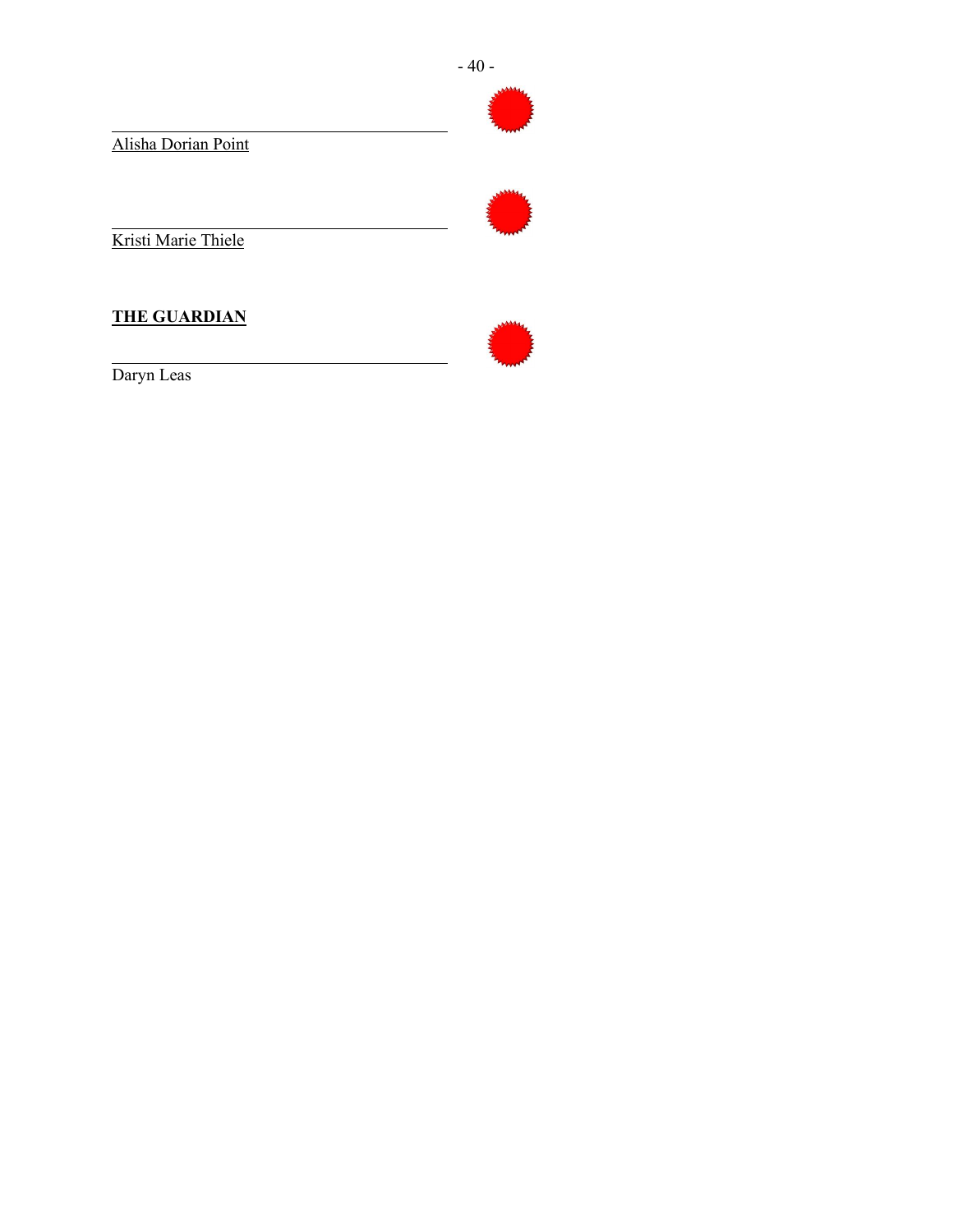\_\_\_\_\_\_\_\_\_\_\_\_\_\_\_\_\_\_\_\_\_\_\_\_\_\_\_\_\_\_\_\_\_\_\_\_\_\_\_\_

<u>Alisha Dorian Point</u>

\_\_\_\_\_\_\_\_\_\_\_\_\_\_\_\_\_\_\_\_\_\_\_\_\_\_\_\_\_\_\_\_\_\_\_\_\_\_\_\_

<u>Kristi Marie Thiele</u>

**<u>THE GUARDIAN</u>**

\_\_\_\_\_\_\_\_\_\_\_\_\_\_\_\_\_\_\_\_\_\_\_\_\_\_\_\_\_\_\_\_\_\_\_\_\_\_\_\_

Daryn Leas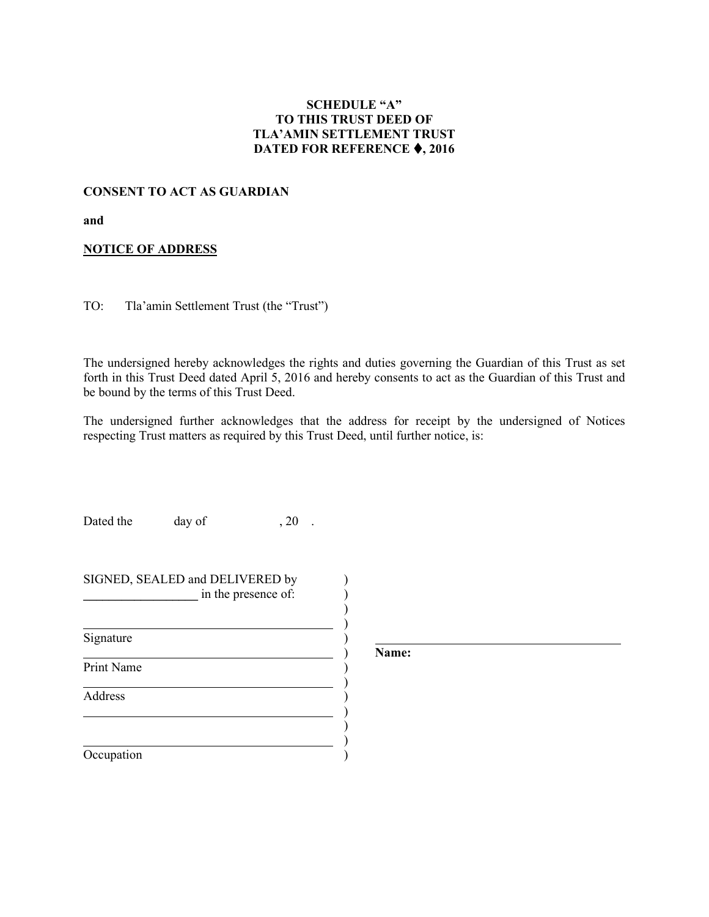**SCHEDULE "A"**
**TO THIS TRUST DEED OF**
**TLA'AMIN SETTLEMENT TRUST**
**DATED FOR REFERENCE ♦, 2016**

**CONSENT TO ACT AS GUARDIAN**

**and**

**NOTICE OF ADDRESS**

TO: Tla'amin Settlement Trust (the "Trust")

The undersigned hereby acknowledges the rights and duties governing the Guardian of this Trust as set forth in this Trust Deed dated April 5, 2016 and hereby consents to act as the Guardian of this Trust and be bound by the terms of this Trust Deed.

The undersigned further acknowledges that the address for receipt by the undersigned of Notices respecting Trust matters as required by this Trust Deed, until further notice, is:

Dated the day of , 20 .

SIGNED, SEALED and DELIVERED by __________________ in the presence of:

______________________________________
Signature

______________________________________
Print Name

______________________________________
Address

______________________________________

______________________________________
Occupation

______________________________________
**Name:**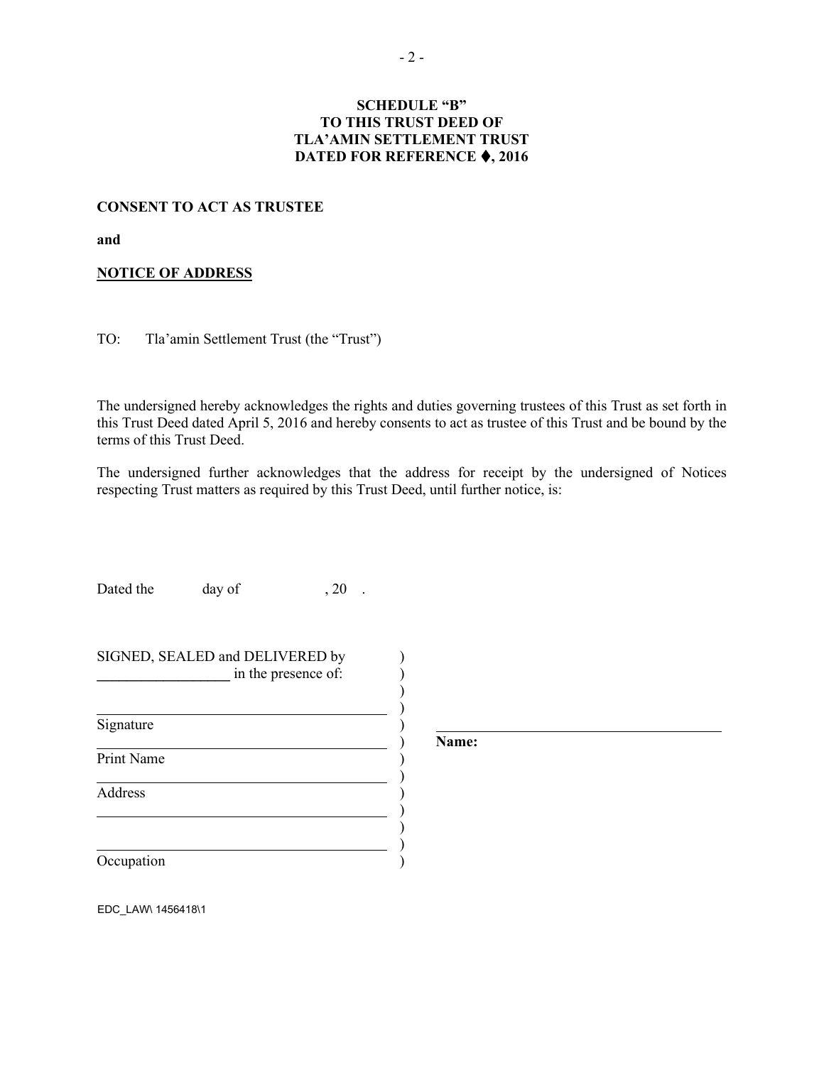**SCHEDULE "B"**
**TO THIS TRUST DEED OF**
**TLA'AMIN SETTLEMENT TRUST**
**DATED FOR REFERENCE ⧫, 2016**

**CONSENT TO ACT AS TRUSTEE**

**and**

**NOTICE OF ADDRESS**

TO: Tla'amin Settlement Trust (the "Trust")

The undersigned hereby acknowledges the rights and duties governing trustees of this Trust as set forth in this Trust Deed dated April 5, 2016 and hereby consents to act as trustee of this Trust and be bound by the terms of this Trust Deed.

The undersigned further acknowledges that the address for receipt by the undersigned of Notices respecting Trust matters as required by this Trust Deed, until further notice, is:

Dated the day of , 20 .

SIGNED, SEALED and DELIVERED by __________________ in the presence of:

______________________________
Signature

______________________________
Print Name

______________________________
Address

______________________________

______________________________
Occupation

______________________________
**Name:**

EDC_LAW\ 1456418\1